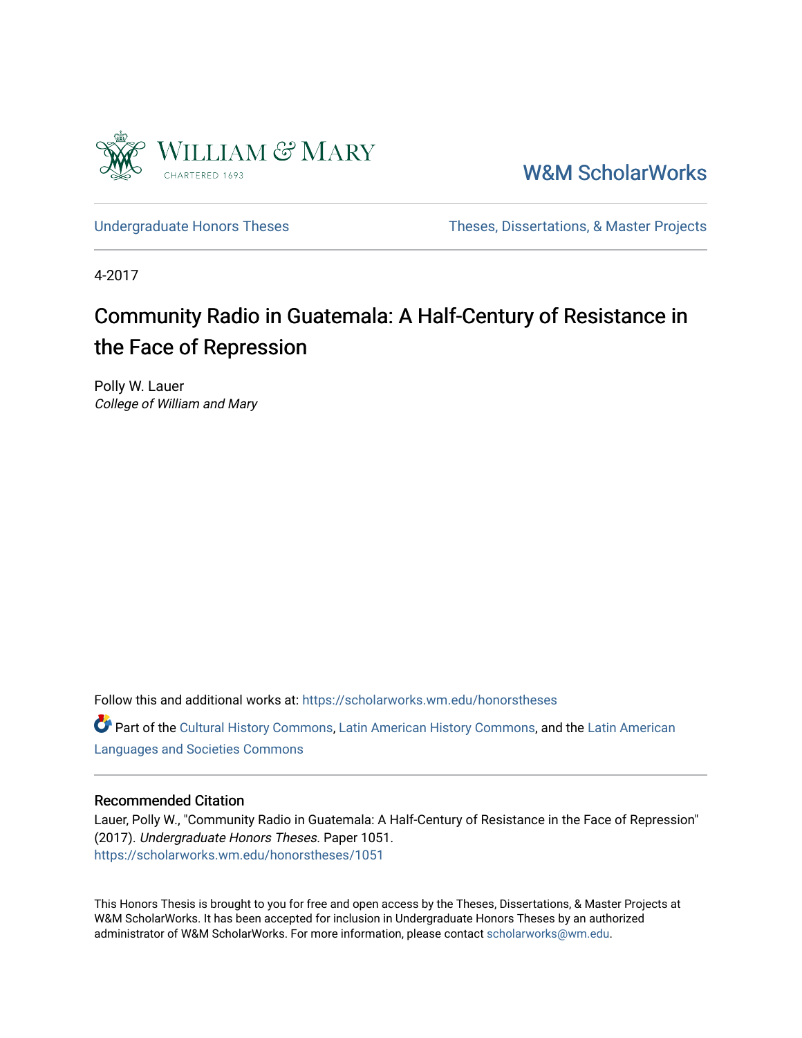William & Mary

CHARTERED 1693

W&M ScholarWorks

Undergraduate Honors Theses | Theses, Dissertations, & Master Projects

4-2017

# Community Radio in Guatemala: A Half-Century of Resistance in the Face of Repression

Polly W. Lauer
*College of William and Mary*

Follow this and additional works at: https://scholarworks.wm.edu/honorstheses

Part of the Cultural History Commons, Latin American History Commons, and the Latin American Languages and Societies Commons

## Recommended Citation

Lauer, Polly W., "Community Radio in Guatemala: A Half-Century of Resistance in the Face of Repression" (2017). *Undergraduate Honors Theses.* Paper 1051.
https://scholarworks.wm.edu/honorstheses/1051

This Honors Thesis is brought to you for free and open access by the Theses, Dissertations, & Master Projects at W&M ScholarWorks. It has been accepted for inclusion in Undergraduate Honors Theses by an authorized administrator of W&M ScholarWorks. For more information, please contact scholarworks@wm.edu.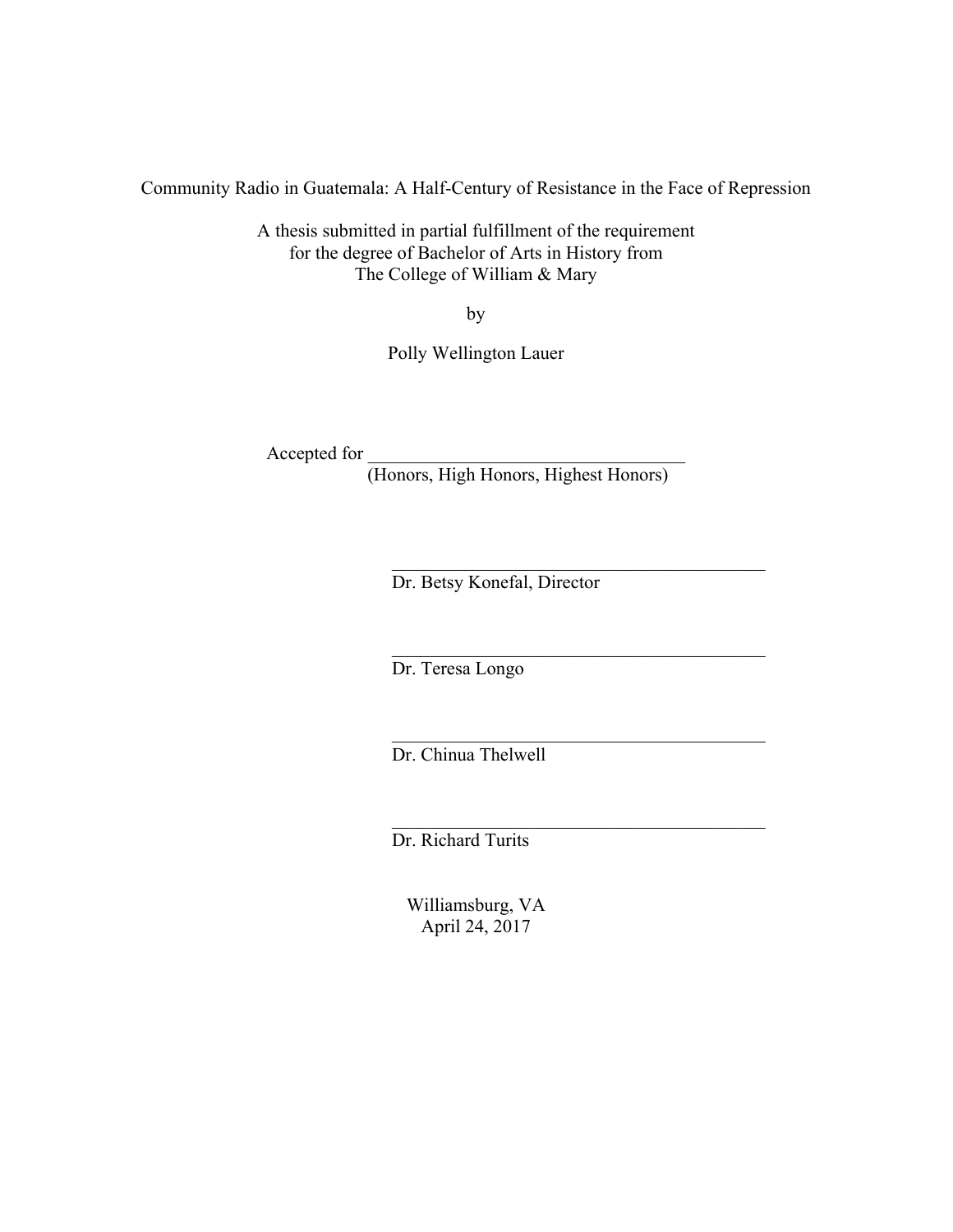Community Radio in Guatemala: A Half-Century of Resistance in the Face of Repression

A thesis submitted in partial fulfillment of the requirement
for the degree of Bachelor of Arts in History from
The College of William & Mary

by

Polly Wellington Lauer

Accepted for ___________________________________
(Honors, High Honors, Highest Honors)

________________________________________
Dr. Betsy Konefal, Director

________________________________________
Dr. Teresa Longo

________________________________________
Dr. Chinua Thelwell

________________________________________
Dr. Richard Turits

Williamsburg, VA
April 24, 2017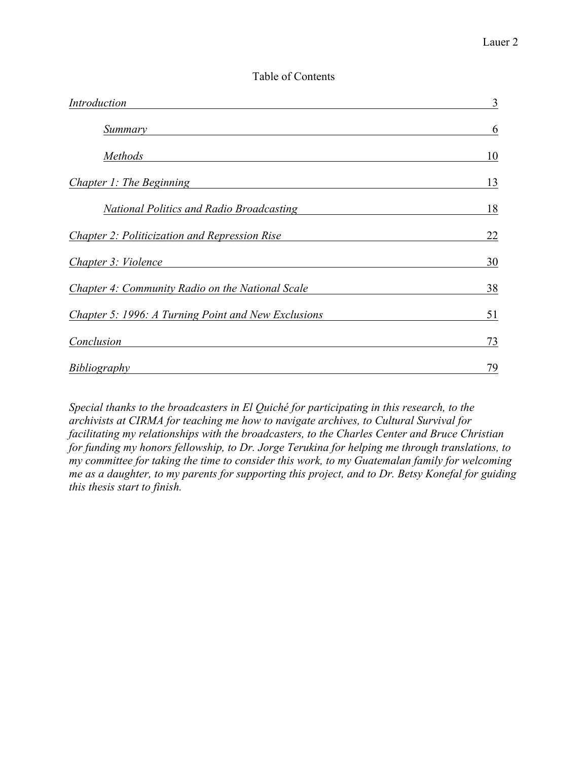## Table of Contents

| | |
|---|---|
| *Introduction* | 3 |
| &nbsp;&nbsp;&nbsp;&nbsp;*Summary* | 6 |
| &nbsp;&nbsp;&nbsp;&nbsp;*Methods* | 10 |
| *Chapter 1: The Beginning* | 13 |
| &nbsp;&nbsp;&nbsp;&nbsp;*National Politics and Radio Broadcasting* | 18 |
| *Chapter 2: Politicization and Repression Rise* | 22 |
| *Chapter 3: Violence* | 30 |
| *Chapter 4: Community Radio on the National Scale* | 38 |
| *Chapter 5: 1996: A Turning Point and New Exclusions* | 51 |
| *Conclusion* | 73 |
| *Bibliography* | 79 |

*Special thanks to the broadcasters in El Quiché for participating in this research, to the archivists at CIRMA for teaching me how to navigate archives, to Cultural Survival for facilitating my relationships with the broadcasters, to the Charles Center and Bruce Christian for funding my honors fellowship, to Dr. Jorge Terukina for helping me through translations, to my committee for taking the time to consider this work, to my Guatemalan family for welcoming me as a daughter, to my parents for supporting this project, and to Dr. Betsy Konefal for guiding this thesis start to finish.*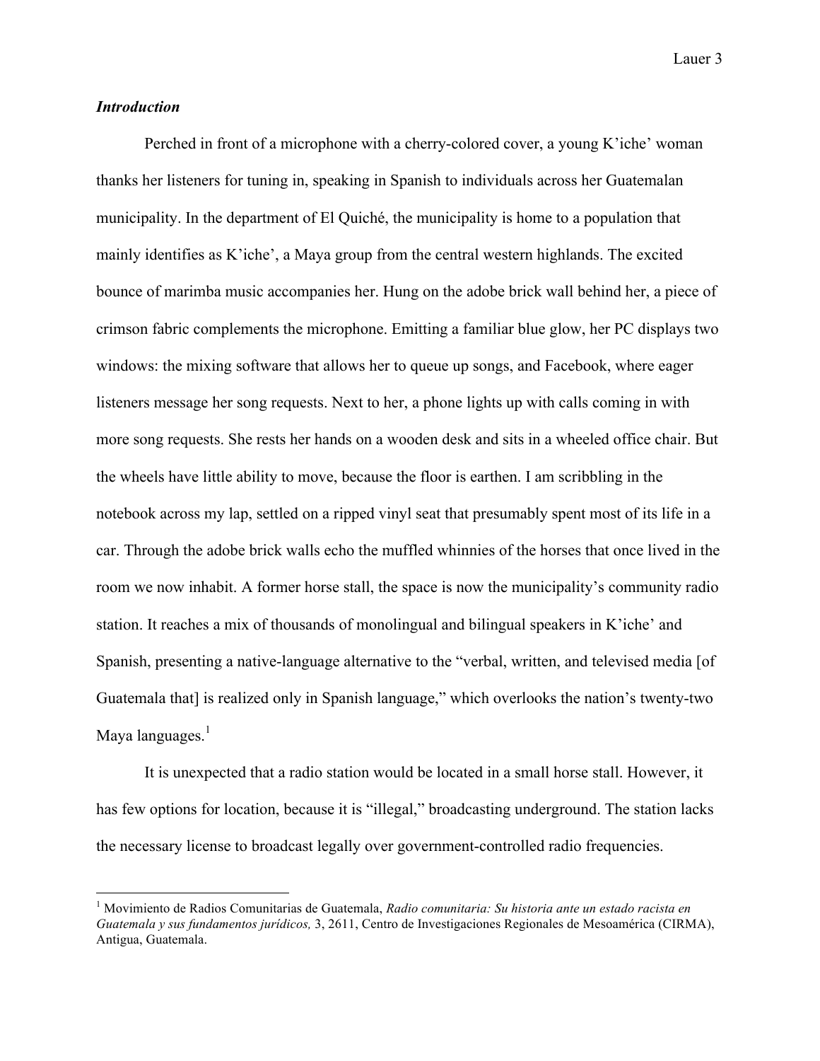### *Introduction*

Perched in front of a microphone with a cherry-colored cover, a young K'iche' woman thanks her listeners for tuning in, speaking in Spanish to individuals across her Guatemalan municipality. In the department of El Quiché, the municipality is home to a population that mainly identifies as K'iche', a Maya group from the central western highlands. The excited bounce of marimba music accompanies her. Hung on the adobe brick wall behind her, a piece of crimson fabric complements the microphone. Emitting a familiar blue glow, her PC displays two windows: the mixing software that allows her to queue up songs, and Facebook, where eager listeners message her song requests. Next to her, a phone lights up with calls coming in with more song requests. She rests her hands on a wooden desk and sits in a wheeled office chair. But the wheels have little ability to move, because the floor is earthen. I am scribbling in the notebook across my lap, settled on a ripped vinyl seat that presumably spent most of its life in a car. Through the adobe brick walls echo the muffled whinnies of the horses that once lived in the room we now inhabit. A former horse stall, the space is now the municipality's community radio station. It reaches a mix of thousands of monolingual and bilingual speakers in K'iche' and Spanish, presenting a native-language alternative to the "verbal, written, and televised media [of Guatemala that] is realized only in Spanish language," which overlooks the nation's twenty-two Maya languages.[1]

It is unexpected that a radio station would be located in a small horse stall. However, it has few options for location, because it is "illegal," broadcasting underground. The station lacks the necessary license to broadcast legally over government-controlled radio frequencies.

---

[1] Movimiento de Radios Comunitarias de Guatemala, *Radio comunitaria: Su historia ante un estado racista en Guatemala y sus fundamentos jurídicos,* 3, 2611, Centro de Investigaciones Regionales de Mesoamérica (CIRMA), Antigua, Guatemala.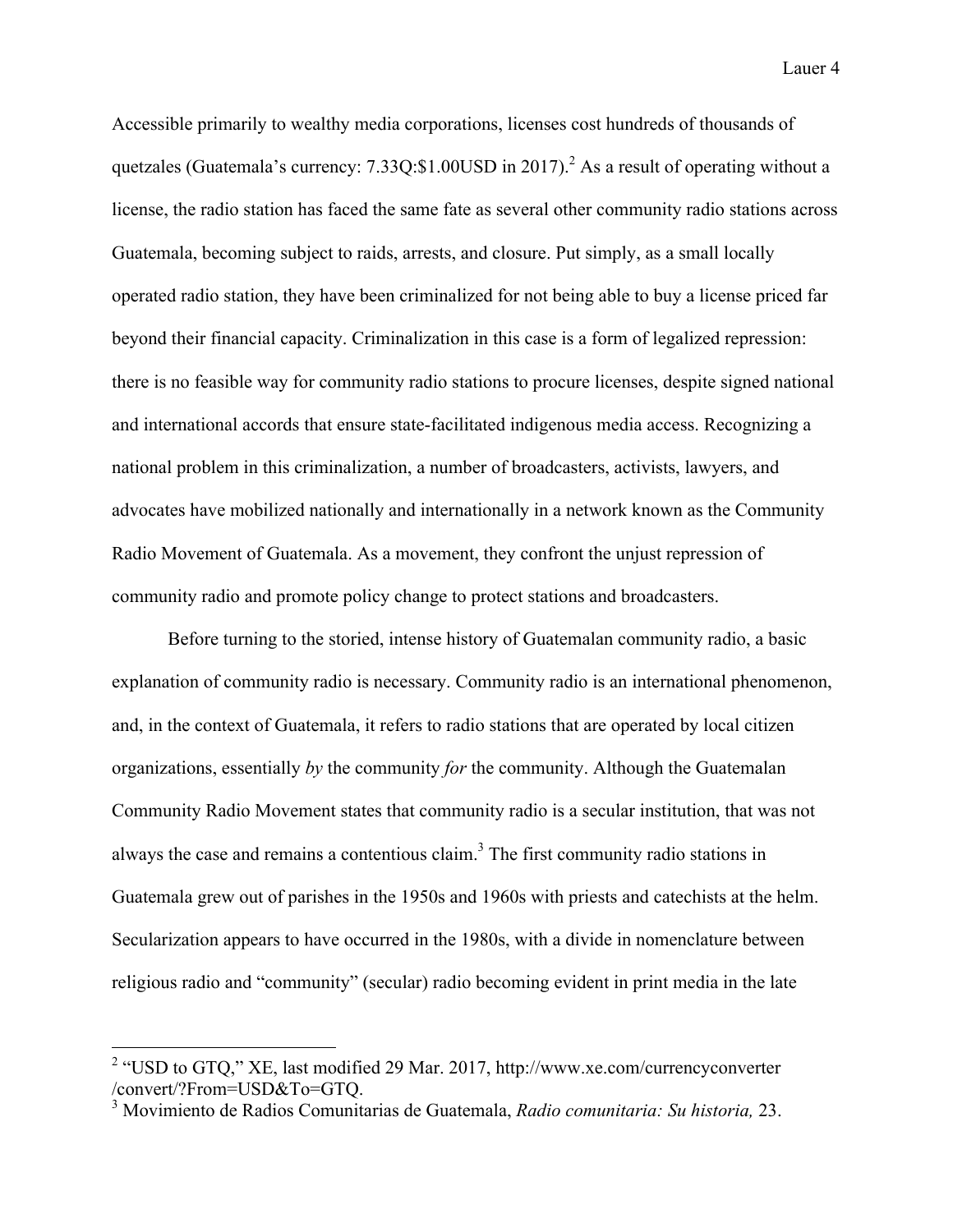Accessible primarily to wealthy media corporations, licenses cost hundreds of thousands of quetzales (Guatemala's currency: 7.33Q:$1.00USD in 2017).[2] As a result of operating without a license, the radio station has faced the same fate as several other community radio stations across Guatemala, becoming subject to raids, arrests, and closure. Put simply, as a small locally operated radio station, they have been criminalized for not being able to buy a license priced far beyond their financial capacity. Criminalization in this case is a form of legalized repression: there is no feasible way for community radio stations to procure licenses, despite signed national and international accords that ensure state-facilitated indigenous media access. Recognizing a national problem in this criminalization, a number of broadcasters, activists, lawyers, and advocates have mobilized nationally and internationally in a network known as the Community Radio Movement of Guatemala. As a movement, they confront the unjust repression of community radio and promote policy change to protect stations and broadcasters.

Before turning to the storied, intense history of Guatemalan community radio, a basic explanation of community radio is necessary. Community radio is an international phenomenon, and, in the context of Guatemala, it refers to radio stations that are operated by local citizen organizations, essentially *by* the community *for* the community. Although the Guatemalan Community Radio Movement states that community radio is a secular institution, that was not always the case and remains a contentious claim.[3] The first community radio stations in Guatemala grew out of parishes in the 1950s and 1960s with priests and catechists at the helm. Secularization appears to have occurred in the 1980s, with a divide in nomenclature between religious radio and "community" (secular) radio becoming evident in print media in the late

---

[2] "USD to GTQ," XE, last modified 29 Mar. 2017, http://www.xe.com/currencyconverter/convert/?From=USD&To=GTQ.

[3] Movimiento de Radios Comunitarias de Guatemala, *Radio comunitaria: Su historia,* 23.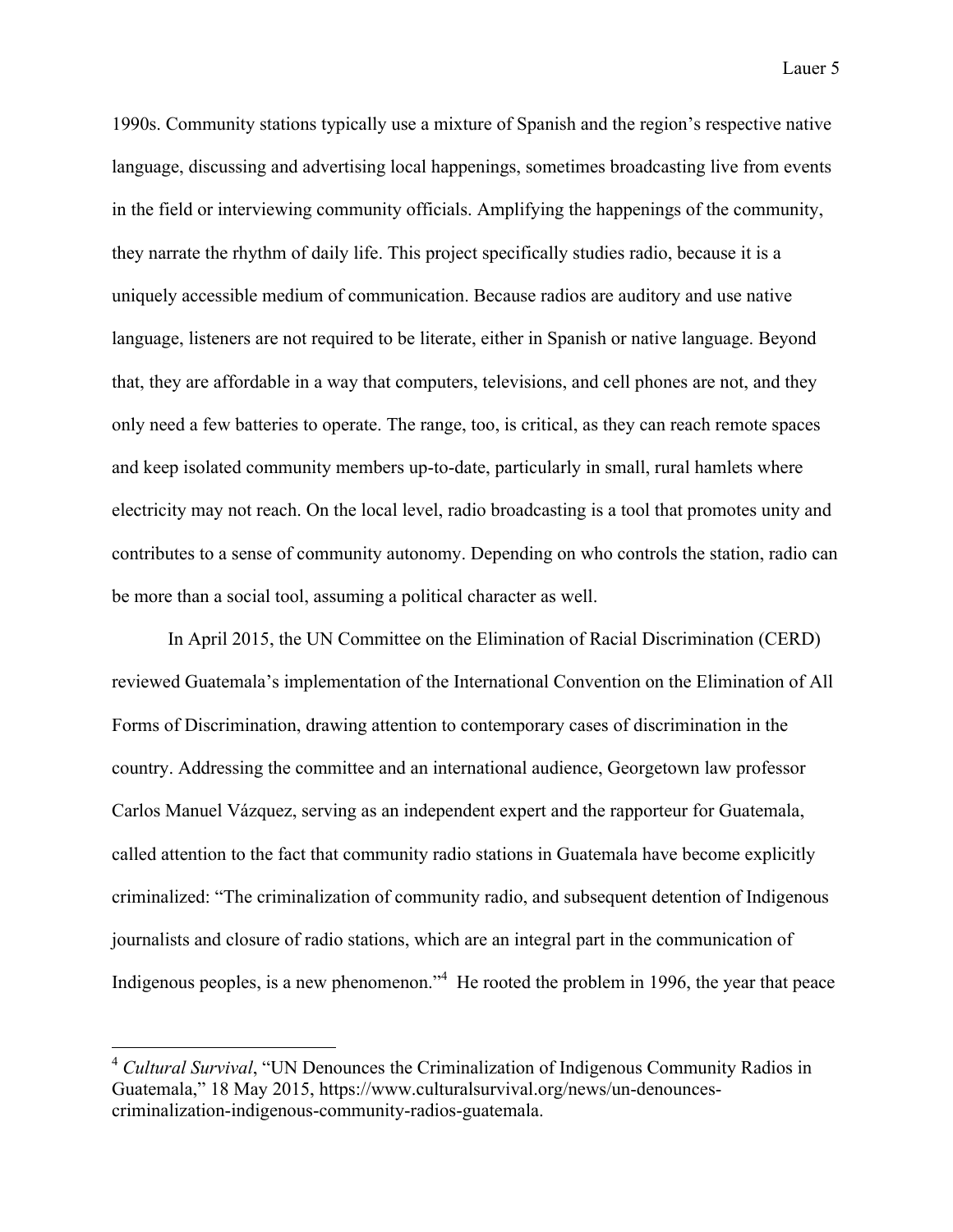1990s. Community stations typically use a mixture of Spanish and the region's respective native language, discussing and advertising local happenings, sometimes broadcasting live from events in the field or interviewing community officials. Amplifying the happenings of the community, they narrate the rhythm of daily life. This project specifically studies radio, because it is a uniquely accessible medium of communication. Because radios are auditory and use native language, listeners are not required to be literate, either in Spanish or native language. Beyond that, they are affordable in a way that computers, televisions, and cell phones are not, and they only need a few batteries to operate. The range, too, is critical, as they can reach remote spaces and keep isolated community members up-to-date, particularly in small, rural hamlets where electricity may not reach. On the local level, radio broadcasting is a tool that promotes unity and contributes to a sense of community autonomy. Depending on who controls the station, radio can be more than a social tool, assuming a political character as well.

In April 2015, the UN Committee on the Elimination of Racial Discrimination (CERD) reviewed Guatemala's implementation of the International Convention on the Elimination of All Forms of Discrimination, drawing attention to contemporary cases of discrimination in the country. Addressing the committee and an international audience, Georgetown law professor Carlos Manuel Vázquez, serving as an independent expert and the rapporteur for Guatemala, called attention to the fact that community radio stations in Guatemala have become explicitly criminalized: "The criminalization of community radio, and subsequent detention of Indigenous journalists and closure of radio stations, which are an integral part in the communication of Indigenous peoples, is a new phenomenon."[4] He rooted the problem in 1996, the year that peace

---

[4] *Cultural Survival*, "UN Denounces the Criminalization of Indigenous Community Radios in Guatemala," 18 May 2015, https://www.culturalsurvival.org/news/un-denounces-criminalization-indigenous-community-radios-guatemala.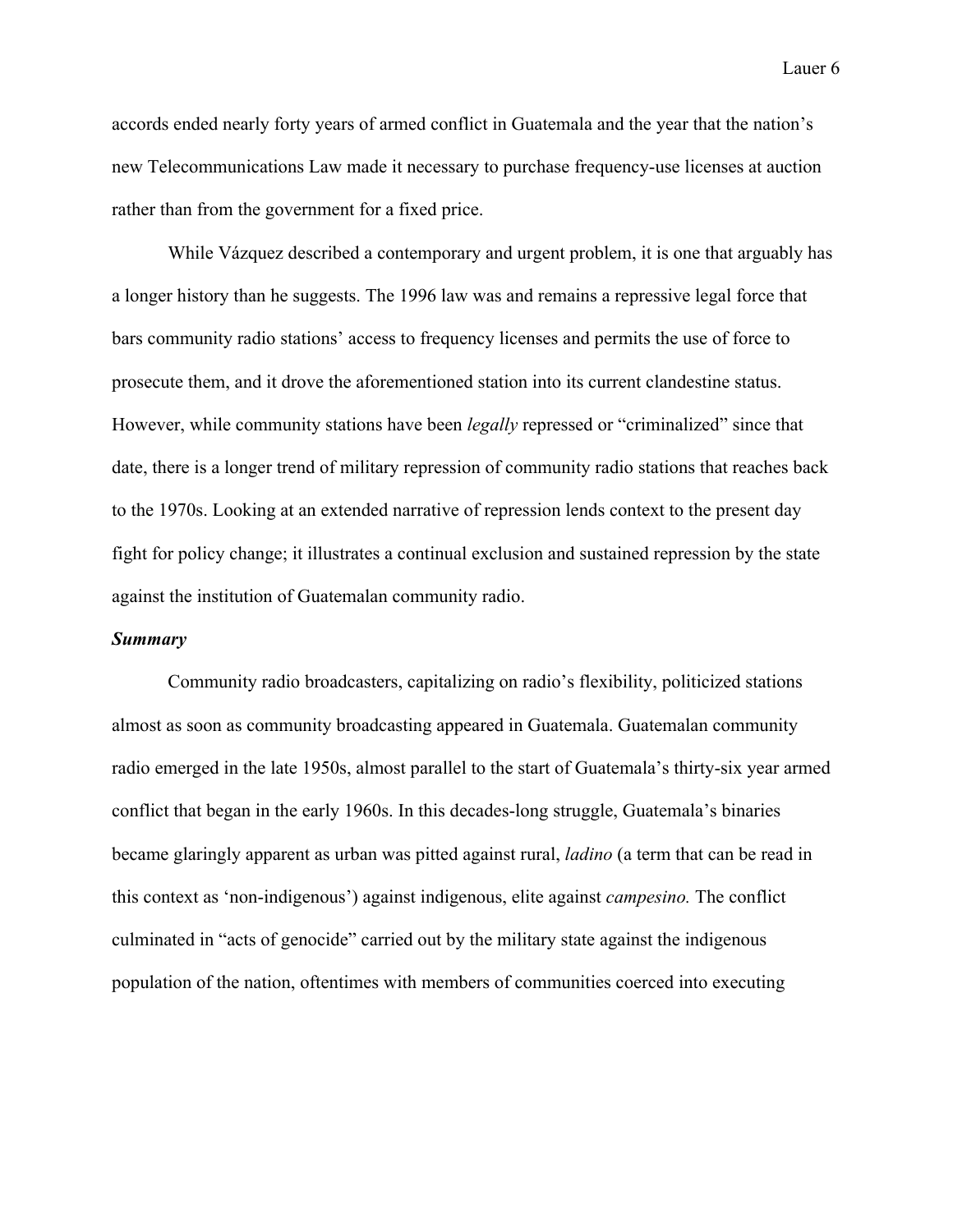accords ended nearly forty years of armed conflict in Guatemala and the year that the nation's new Telecommunications Law made it necessary to purchase frequency-use licenses at auction rather than from the government for a fixed price.

While Vázquez described a contemporary and urgent problem, it is one that arguably has a longer history than he suggests. The 1996 law was and remains a repressive legal force that bars community radio stations' access to frequency licenses and permits the use of force to prosecute them, and it drove the aforementioned station into its current clandestine status. However, while community stations have been *legally* repressed or "criminalized" since that date, there is a longer trend of military repression of community radio stations that reaches back to the 1970s. Looking at an extended narrative of repression lends context to the present day fight for policy change; it illustrates a continual exclusion and sustained repression by the state against the institution of Guatemalan community radio.

***Summary***

Community radio broadcasters, capitalizing on radio's flexibility, politicized stations almost as soon as community broadcasting appeared in Guatemala. Guatemalan community radio emerged in the late 1950s, almost parallel to the start of Guatemala's thirty-six year armed conflict that began in the early 1960s. In this decades-long struggle, Guatemala's binaries became glaringly apparent as urban was pitted against rural, *ladino* (a term that can be read in this context as 'non-indigenous') against indigenous, elite against *campesino.* The conflict culminated in "acts of genocide" carried out by the military state against the indigenous population of the nation, oftentimes with members of communities coerced into executing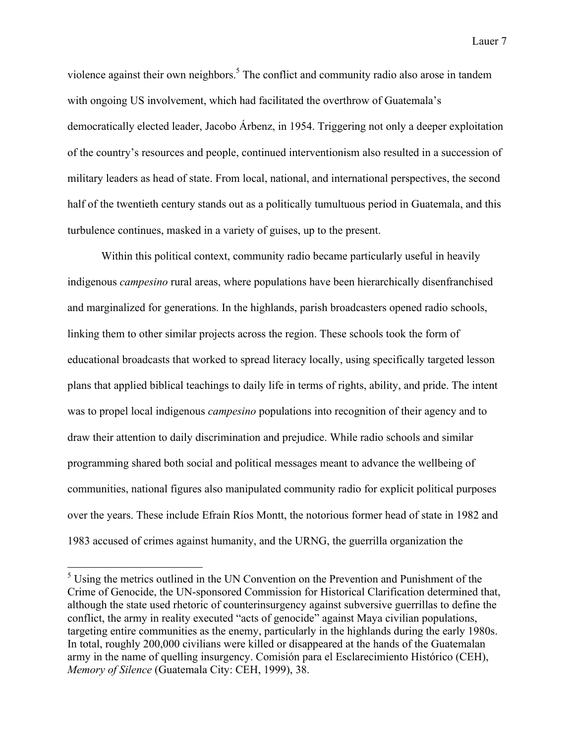violence against their own neighbors.[5] The conflict and community radio also arose in tandem with ongoing US involvement, which had facilitated the overthrow of Guatemala's democratically elected leader, Jacobo Árbenz, in 1954. Triggering not only a deeper exploitation of the country's resources and people, continued interventionism also resulted in a succession of military leaders as head of state. From local, national, and international perspectives, the second half of the twentieth century stands out as a politically tumultuous period in Guatemala, and this turbulence continues, masked in a variety of guises, up to the present.

Within this political context, community radio became particularly useful in heavily indigenous *campesino* rural areas, where populations have been hierarchically disenfranchised and marginalized for generations. In the highlands, parish broadcasters opened radio schools, linking them to other similar projects across the region. These schools took the form of educational broadcasts that worked to spread literacy locally, using specifically targeted lesson plans that applied biblical teachings to daily life in terms of rights, ability, and pride. The intent was to propel local indigenous *campesino* populations into recognition of their agency and to draw their attention to daily discrimination and prejudice. While radio schools and similar programming shared both social and political messages meant to advance the wellbeing of communities, national figures also manipulated community radio for explicit political purposes over the years. These include Efraín Ríos Montt, the notorious former head of state in 1982 and 1983 accused of crimes against humanity, and the URNG, the guerrilla organization the

[5] Using the metrics outlined in the UN Convention on the Prevention and Punishment of the Crime of Genocide, the UN-sponsored Commission for Historical Clarification determined that, although the state used rhetoric of counterinsurgency against subversive guerrillas to define the conflict, the army in reality executed "acts of genocide" against Maya civilian populations, targeting entire communities as the enemy, particularly in the highlands during the early 1980s. In total, roughly 200,000 civilians were killed or disappeared at the hands of the Guatemalan army in the name of quelling insurgency. Comisión para el Esclarecimiento Histórico (CEH), *Memory of Silence* (Guatemala City: CEH, 1999), 38.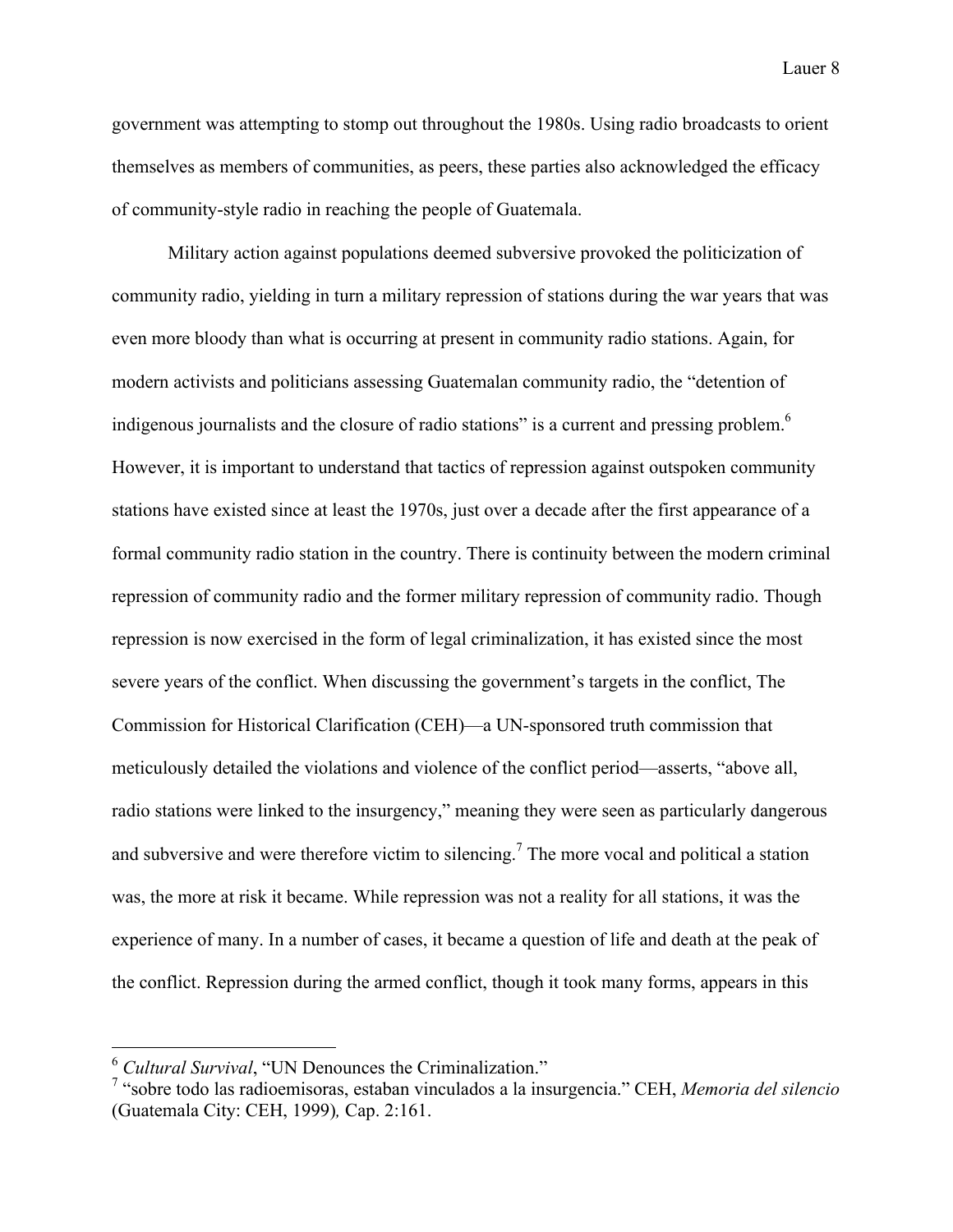government was attempting to stomp out throughout the 1980s. Using radio broadcasts to orient themselves as members of communities, as peers, these parties also acknowledged the efficacy of community-style radio in reaching the people of Guatemala.

Military action against populations deemed subversive provoked the politicization of community radio, yielding in turn a military repression of stations during the war years that was even more bloody than what is occurring at present in community radio stations. Again, for modern activists and politicians assessing Guatemalan community radio, the "detention of indigenous journalists and the closure of radio stations" is a current and pressing problem.[6] However, it is important to understand that tactics of repression against outspoken community stations have existed since at least the 1970s, just over a decade after the first appearance of a formal community radio station in the country. There is continuity between the modern criminal repression of community radio and the former military repression of community radio. Though repression is now exercised in the form of legal criminalization, it has existed since the most severe years of the conflict. When discussing the government's targets in the conflict, The Commission for Historical Clarification (CEH)—a UN-sponsored truth commission that meticulously detailed the violations and violence of the conflict period—asserts, "above all, radio stations were linked to the insurgency," meaning they were seen as particularly dangerous and subversive and were therefore victim to silencing.[7] The more vocal and political a station was, the more at risk it became. While repression was not a reality for all stations, it was the experience of many. In a number of cases, it became a question of life and death at the peak of the conflict. Repression during the armed conflict, though it took many forms, appears in this

---

[6] *Cultural Survival*, "UN Denounces the Criminalization."

[7] "sobre todo las radioemisoras, estaban vinculados a la insurgencia." CEH, *Memoria del silencio* (Guatemala City: CEH, 1999)*,* Cap. 2:161.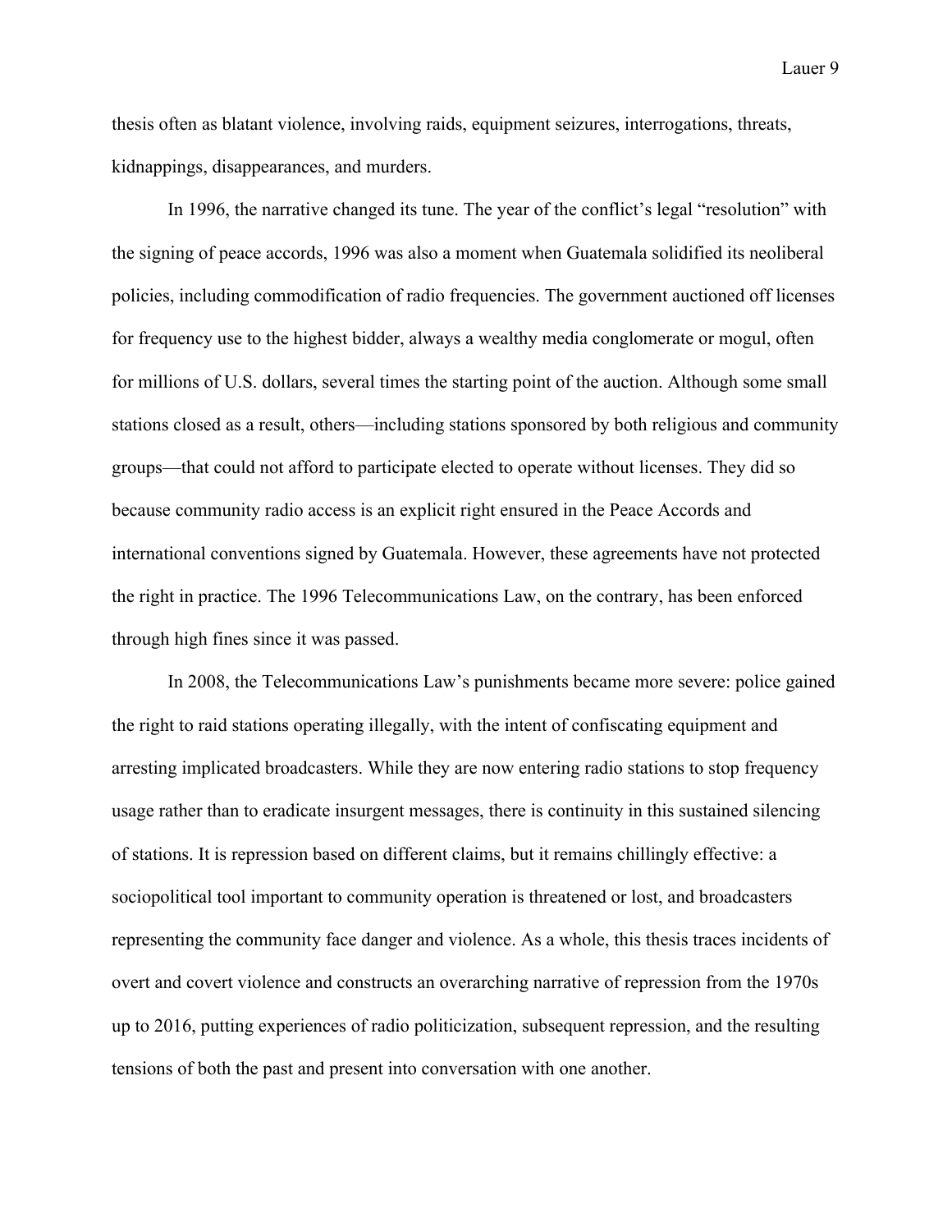thesis often as blatant violence, involving raids, equipment seizures, interrogations, threats, kidnappings, disappearances, and murders.

In 1996, the narrative changed its tune. The year of the conflict's legal "resolution" with the signing of peace accords, 1996 was also a moment when Guatemala solidified its neoliberal policies, including commodification of radio frequencies. The government auctioned off licenses for frequency use to the highest bidder, always a wealthy media conglomerate or mogul, often for millions of U.S. dollars, several times the starting point of the auction. Although some small stations closed as a result, others—including stations sponsored by both religious and community groups—that could not afford to participate elected to operate without licenses. They did so because community radio access is an explicit right ensured in the Peace Accords and international conventions signed by Guatemala. However, these agreements have not protected the right in practice. The 1996 Telecommunications Law, on the contrary, has been enforced through high fines since it was passed.

In 2008, the Telecommunications Law's punishments became more severe: police gained the right to raid stations operating illegally, with the intent of confiscating equipment and arresting implicated broadcasters. While they are now entering radio stations to stop frequency usage rather than to eradicate insurgent messages, there is continuity in this sustained silencing of stations. It is repression based on different claims, but it remains chillingly effective: a sociopolitical tool important to community operation is threatened or lost, and broadcasters representing the community face danger and violence. As a whole, this thesis traces incidents of overt and covert violence and constructs an overarching narrative of repression from the 1970s up to 2016, putting experiences of radio politicization, subsequent repression, and the resulting tensions of both the past and present into conversation with one another.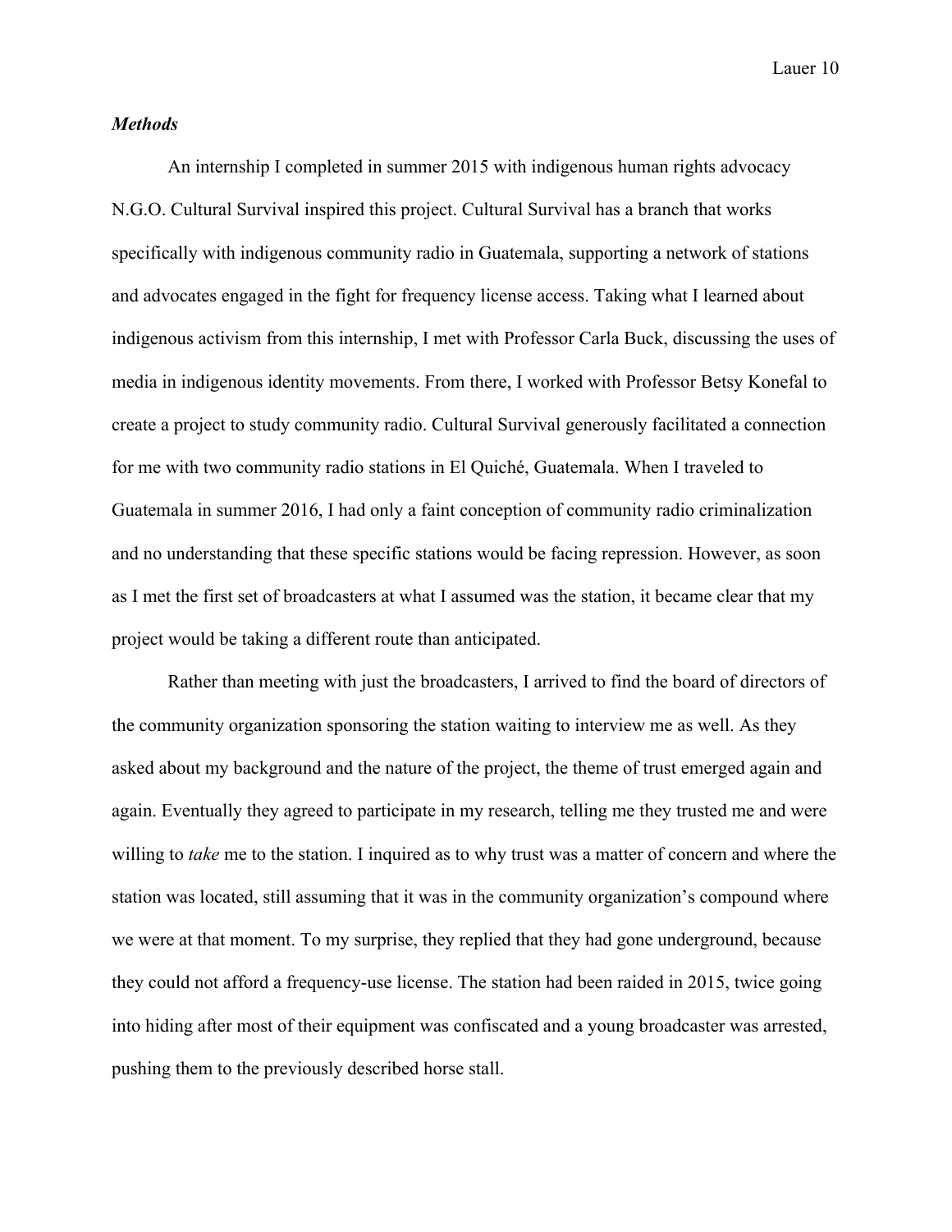### *Methods*

An internship I completed in summer 2015 with indigenous human rights advocacy N.G.O. Cultural Survival inspired this project. Cultural Survival has a branch that works specifically with indigenous community radio in Guatemala, supporting a network of stations and advocates engaged in the fight for frequency license access. Taking what I learned about indigenous activism from this internship, I met with Professor Carla Buck, discussing the uses of media in indigenous identity movements. From there, I worked with Professor Betsy Konefal to create a project to study community radio. Cultural Survival generously facilitated a connection for me with two community radio stations in El Quiché, Guatemala. When I traveled to Guatemala in summer 2016, I had only a faint conception of community radio criminalization and no understanding that these specific stations would be facing repression. However, as soon as I met the first set of broadcasters at what I assumed was the station, it became clear that my project would be taking a different route than anticipated.

Rather than meeting with just the broadcasters, I arrived to find the board of directors of the community organization sponsoring the station waiting to interview me as well. As they asked about my background and the nature of the project, the theme of trust emerged again and again. Eventually they agreed to participate in my research, telling me they trusted me and were willing to *take* me to the station. I inquired as to why trust was a matter of concern and where the station was located, still assuming that it was in the community organization's compound where we were at that moment. To my surprise, they replied that they had gone underground, because they could not afford a frequency-use license. The station had been raided in 2015, twice going into hiding after most of their equipment was confiscated and a young broadcaster was arrested, pushing them to the previously described horse stall.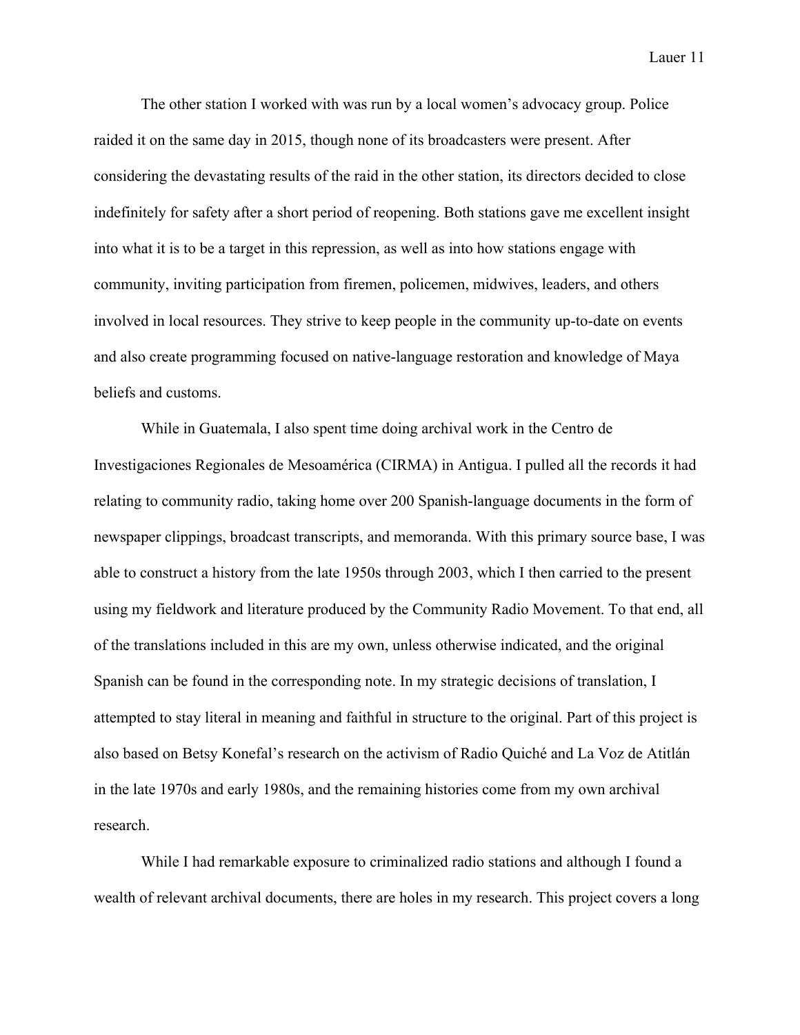The other station I worked with was run by a local women's advocacy group. Police raided it on the same day in 2015, though none of its broadcasters were present. After considering the devastating results of the raid in the other station, its directors decided to close indefinitely for safety after a short period of reopening. Both stations gave me excellent insight into what it is to be a target in this repression, as well as into how stations engage with community, inviting participation from firemen, policemen, midwives, leaders, and others involved in local resources. They strive to keep people in the community up-to-date on events and also create programming focused on native-language restoration and knowledge of Maya beliefs and customs.

While in Guatemala, I also spent time doing archival work in the Centro de Investigaciones Regionales de Mesoamérica (CIRMA) in Antigua. I pulled all the records it had relating to community radio, taking home over 200 Spanish-language documents in the form of newspaper clippings, broadcast transcripts, and memoranda. With this primary source base, I was able to construct a history from the late 1950s through 2003, which I then carried to the present using my fieldwork and literature produced by the Community Radio Movement. To that end, all of the translations included in this are my own, unless otherwise indicated, and the original Spanish can be found in the corresponding note. In my strategic decisions of translation, I attempted to stay literal in meaning and faithful in structure to the original. Part of this project is also based on Betsy Konefal's research on the activism of Radio Quiché and La Voz de Atitlán in the late 1970s and early 1980s, and the remaining histories come from my own archival research.

While I had remarkable exposure to criminalized radio stations and although I found a wealth of relevant archival documents, there are holes in my research. This project covers a long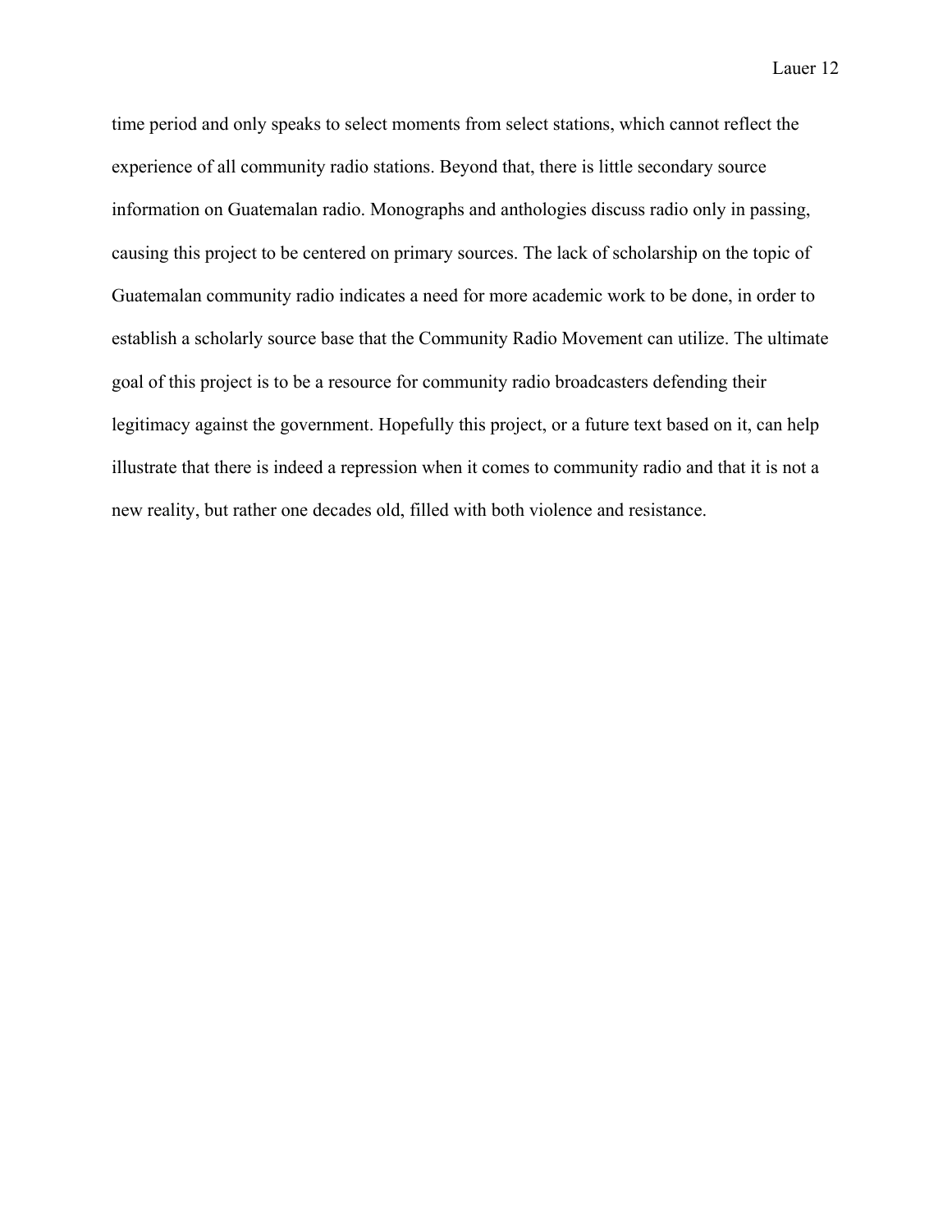time period and only speaks to select moments from select stations, which cannot reflect the experience of all community radio stations. Beyond that, there is little secondary source information on Guatemalan radio. Monographs and anthologies discuss radio only in passing, causing this project to be centered on primary sources. The lack of scholarship on the topic of Guatemalan community radio indicates a need for more academic work to be done, in order to establish a scholarly source base that the Community Radio Movement can utilize. The ultimate goal of this project is to be a resource for community radio broadcasters defending their legitimacy against the government. Hopefully this project, or a future text based on it, can help illustrate that there is indeed a repression when it comes to community radio and that it is not a new reality, but rather one decades old, filled with both violence and resistance.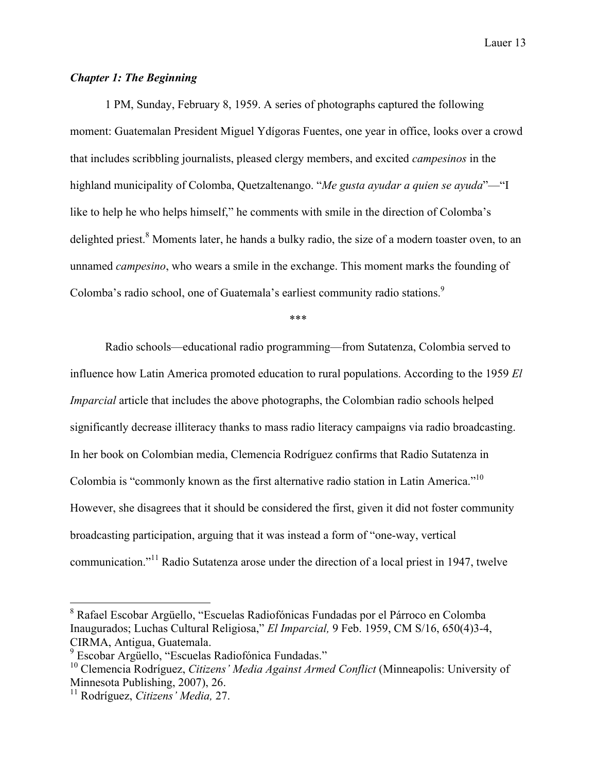### *Chapter 1: The Beginning*

1 PM, Sunday, February 8, 1959. A series of photographs captured the following moment: Guatemalan President Miguel Ydígoras Fuentes, one year in office, looks over a crowd that includes scribbling journalists, pleased clergy members, and excited *campesinos* in the highland municipality of Colomba, Quetzaltenango. "*Me gusta ayudar a quien se ayuda*"—"I like to help he who helps himself," he comments with smile in the direction of Colomba's delighted priest.[8] Moments later, he hands a bulky radio, the size of a modern toaster oven, to an unnamed *campesino*, who wears a smile in the exchange. This moment marks the founding of Colomba's radio school, one of Guatemala's earliest community radio stations.[9]

\*\*\*

Radio schools—educational radio programming—from Sutatenza, Colombia served to influence how Latin America promoted education to rural populations. According to the 1959 *El Imparcial* article that includes the above photographs, the Colombian radio schools helped significantly decrease illiteracy thanks to mass radio literacy campaigns via radio broadcasting. In her book on Colombian media, Clemencia Rodríguez confirms that Radio Sutatenza in Colombia is "commonly known as the first alternative radio station in Latin America."[10] However, she disagrees that it should be considered the first, given it did not foster community broadcasting participation, arguing that it was instead a form of "one-way, vertical communication."[11] Radio Sutatenza arose under the direction of a local priest in 1947, twelve

---

[8] Rafael Escobar Argüello, "Escuelas Radiofónicas Fundadas por el Párroco en Colomba Inaugurados; Luchas Cultural Religiosa," *El Imparcial,* 9 Feb. 1959, CM S/16, 650(4)3-4, CIRMA, Antigua, Guatemala.

[9] Escobar Argüello, "Escuelas Radiofónica Fundadas."

[10] Clemencia Rodríguez, *Citizens' Media Against Armed Conflict* (Minneapolis: University of Minnesota Publishing, 2007), 26.

[11] Rodríguez, *Citizens' Media,* 27.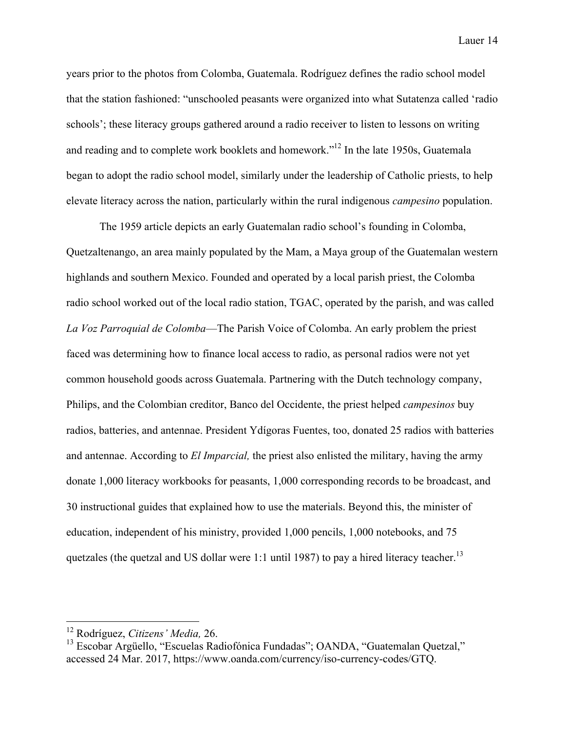years prior to the photos from Colomba, Guatemala. Rodríguez defines the radio school model that the station fashioned: "unschooled peasants were organized into what Sutatenza called 'radio schools'; these literacy groups gathered around a radio receiver to listen to lessons on writing and reading and to complete work booklets and homework."[12] In the late 1950s, Guatemala began to adopt the radio school model, similarly under the leadership of Catholic priests, to help elevate literacy across the nation, particularly within the rural indigenous *campesino* population.

The 1959 article depicts an early Guatemalan radio school's founding in Colomba, Quetzaltenango, an area mainly populated by the Mam, a Maya group of the Guatemalan western highlands and southern Mexico. Founded and operated by a local parish priest, the Colomba radio school worked out of the local radio station, TGAC, operated by the parish, and was called *La Voz Parroquial de Colomba*—The Parish Voice of Colomba. An early problem the priest faced was determining how to finance local access to radio, as personal radios were not yet common household goods across Guatemala. Partnering with the Dutch technology company, Philips, and the Colombian creditor, Banco del Occidente, the priest helped *campesinos* buy radios, batteries, and antennae. President Ydígoras Fuentes, too, donated 25 radios with batteries and antennae. According to *El Imparcial,* the priest also enlisted the military, having the army donate 1,000 literacy workbooks for peasants, 1,000 corresponding records to be broadcast, and 30 instructional guides that explained how to use the materials. Beyond this, the minister of education, independent of his ministry, provided 1,000 pencils, 1,000 notebooks, and 75 quetzales (the quetzal and US dollar were 1:1 until 1987) to pay a hired literacy teacher.[13]

---

[12] Rodríguez, *Citizens' Media,* 26.

[13] Escobar Argüello, "Escuelas Radiofónica Fundadas"; OANDA, "Guatemalan Quetzal," accessed 24 Mar. 2017, https://www.oanda.com/currency/iso-currency-codes/GTQ.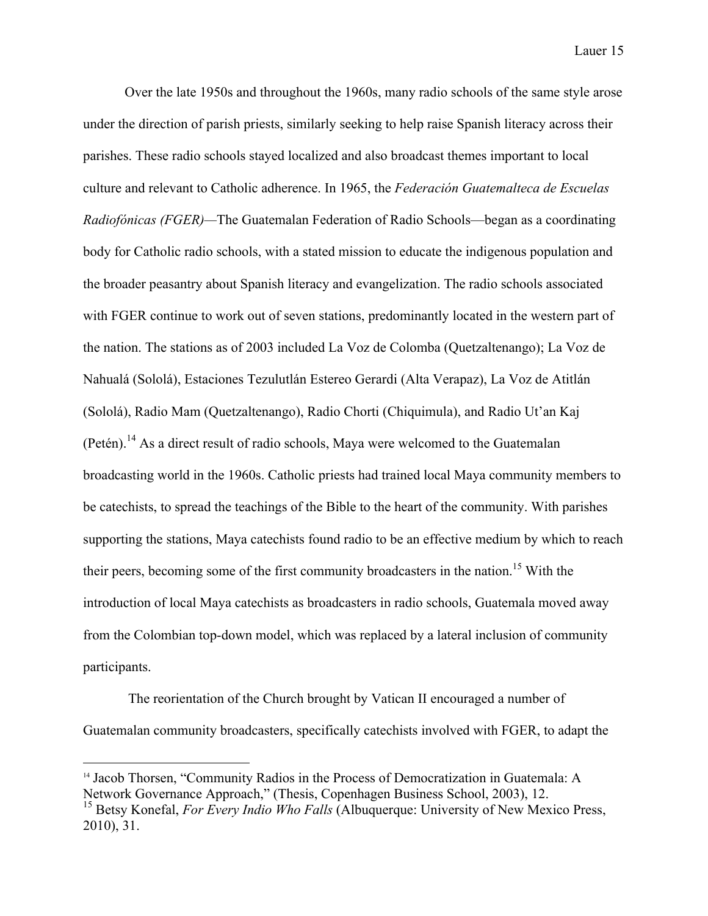Over the late 1950s and throughout the 1960s, many radio schools of the same style arose under the direction of parish priests, similarly seeking to help raise Spanish literacy across their parishes. These radio schools stayed localized and also broadcast themes important to local culture and relevant to Catholic adherence. In 1965, the *Federación Guatemalteca de Escuelas Radiofónicas (FGER)*—The Guatemalan Federation of Radio Schools—began as a coordinating body for Catholic radio schools, with a stated mission to educate the indigenous population and the broader peasantry about Spanish literacy and evangelization. The radio schools associated with FGER continue to work out of seven stations, predominantly located in the western part of the nation. The stations as of 2003 included La Voz de Colomba (Quetzaltenango); La Voz de Nahualá (Sololá), Estaciones Tezulutlán Estereo Gerardi (Alta Verapaz), La Voz de Atitlán (Sololá), Radio Mam (Quetzaltenango), Radio Chorti (Chiquimula), and Radio Ut'an Kaj (Petén).[14] As a direct result of radio schools, Maya were welcomed to the Guatemalan broadcasting world in the 1960s. Catholic priests had trained local Maya community members to be catechists, to spread the teachings of the Bible to the heart of the community. With parishes supporting the stations, Maya catechists found radio to be an effective medium by which to reach their peers, becoming some of the first community broadcasters in the nation.[15] With the introduction of local Maya catechists as broadcasters in radio schools, Guatemala moved away from the Colombian top-down model, which was replaced by a lateral inclusion of community participants.

The reorientation of the Church brought by Vatican II encouraged a number of Guatemalan community broadcasters, specifically catechists involved with FGER, to adapt the

---

[14] Jacob Thorsen, "Community Radios in the Process of Democratization in Guatemala: A Network Governance Approach," (Thesis, Copenhagen Business School, 2003), 12.

[15] Betsy Konefal, *For Every Indio Who Falls* (Albuquerque: University of New Mexico Press, 2010), 31.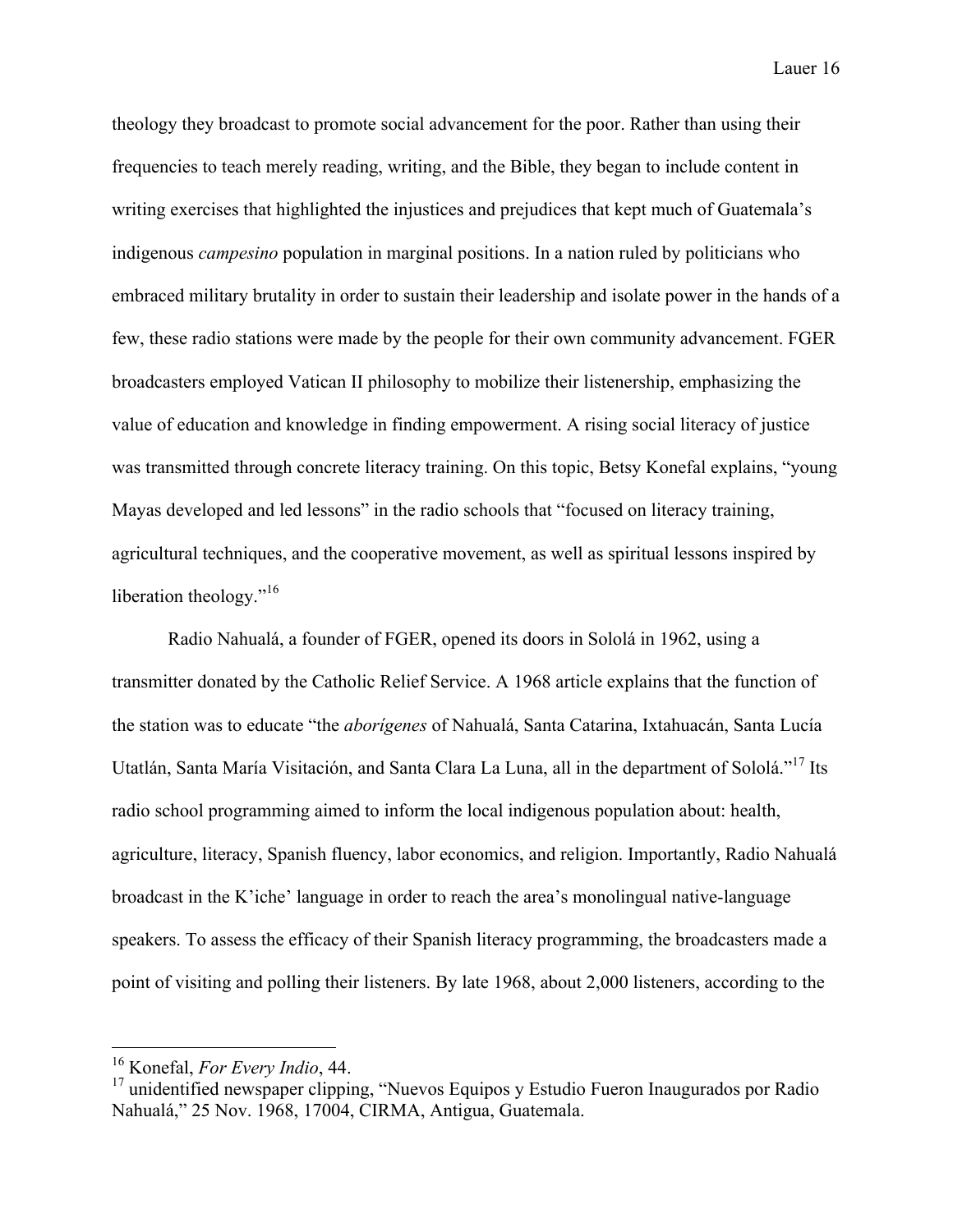theology they broadcast to promote social advancement for the poor. Rather than using their frequencies to teach merely reading, writing, and the Bible, they began to include content in writing exercises that highlighted the injustices and prejudices that kept much of Guatemala's indigenous *campesino* population in marginal positions. In a nation ruled by politicians who embraced military brutality in order to sustain their leadership and isolate power in the hands of a few, these radio stations were made by the people for their own community advancement. FGER broadcasters employed Vatican II philosophy to mobilize their listenership, emphasizing the value of education and knowledge in finding empowerment. A rising social literacy of justice was transmitted through concrete literacy training. On this topic, Betsy Konefal explains, "young Mayas developed and led lessons" in the radio schools that "focused on literacy training, agricultural techniques, and the cooperative movement, as well as spiritual lessons inspired by liberation theology."[16]

Radio Nahualá, a founder of FGER, opened its doors in Sololá in 1962, using a transmitter donated by the Catholic Relief Service. A 1968 article explains that the function of the station was to educate "the *aborígenes* of Nahualá, Santa Catarina, Ixtahuacán, Santa Lucía Utatlán, Santa María Visitación, and Santa Clara La Luna, all in the department of Sololá."[17] Its radio school programming aimed to inform the local indigenous population about: health, agriculture, literacy, Spanish fluency, labor economics, and religion. Importantly, Radio Nahualá broadcast in the K'iche' language in order to reach the area's monolingual native-language speakers. To assess the efficacy of their Spanish literacy programming, the broadcasters made a point of visiting and polling their listeners. By late 1968, about 2,000 listeners, according to the

---

[16] Konefal, *For Every Indio*, 44.

[17] unidentified newspaper clipping, "Nuevos Equipos y Estudio Fueron Inaugurados por Radio Nahualá," 25 Nov. 1968, 17004, CIRMA, Antigua, Guatemala.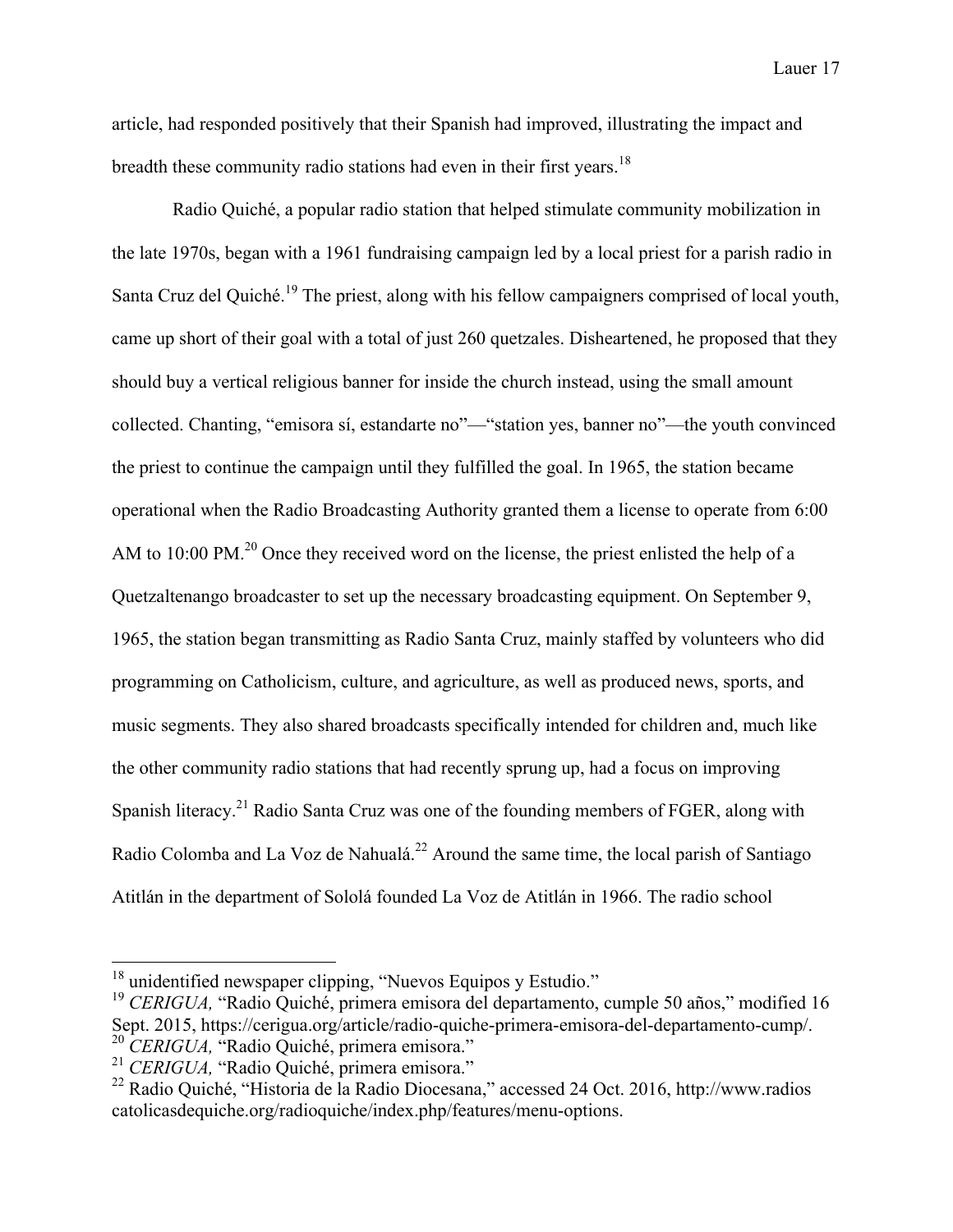article, had responded positively that their Spanish had improved, illustrating the impact and breadth these community radio stations had even in their first years.[18]

Radio Quiché, a popular radio station that helped stimulate community mobilization in the late 1970s, began with a 1961 fundraising campaign led by a local priest for a parish radio in Santa Cruz del Quiché.[19] The priest, along with his fellow campaigners comprised of local youth, came up short of their goal with a total of just 260 quetzales. Disheartened, he proposed that they should buy a vertical religious banner for inside the church instead, using the small amount collected. Chanting, "emisora sí, estandarte no"—"station yes, banner no"—the youth convinced the priest to continue the campaign until they fulfilled the goal. In 1965, the station became operational when the Radio Broadcasting Authority granted them a license to operate from 6:00 AM to 10:00 PM.[20] Once they received word on the license, the priest enlisted the help of a Quetzaltenango broadcaster to set up the necessary broadcasting equipment. On September 9, 1965, the station began transmitting as Radio Santa Cruz, mainly staffed by volunteers who did programming on Catholicism, culture, and agriculture, as well as produced news, sports, and music segments. They also shared broadcasts specifically intended for children and, much like the other community radio stations that had recently sprung up, had a focus on improving Spanish literacy.[21] Radio Santa Cruz was one of the founding members of FGER, along with Radio Colomba and La Voz de Nahualá.[22] Around the same time, the local parish of Santiago Atitlán in the department of Sololá founded La Voz de Atitlán in 1966. The radio school

---

[18] unidentified newspaper clipping, "Nuevos Equipos y Estudio."

[19] *CERIGUA,* "Radio Quiché, primera emisora del departamento, cumple 50 años," modified 16 Sept. 2015, https://cerigua.org/article/radio-quiche-primera-emisora-del-departamento-cump/.

[20] *CERIGUA,* "Radio Quiché, primera emisora."

[21] *CERIGUA,* "Radio Quiché, primera emisora."

[22] Radio Quiché, "Historia de la Radio Diocesana," accessed 24 Oct. 2016, http://www.radios catolicasdequiche.org/radioquiche/index.php/features/menu-options.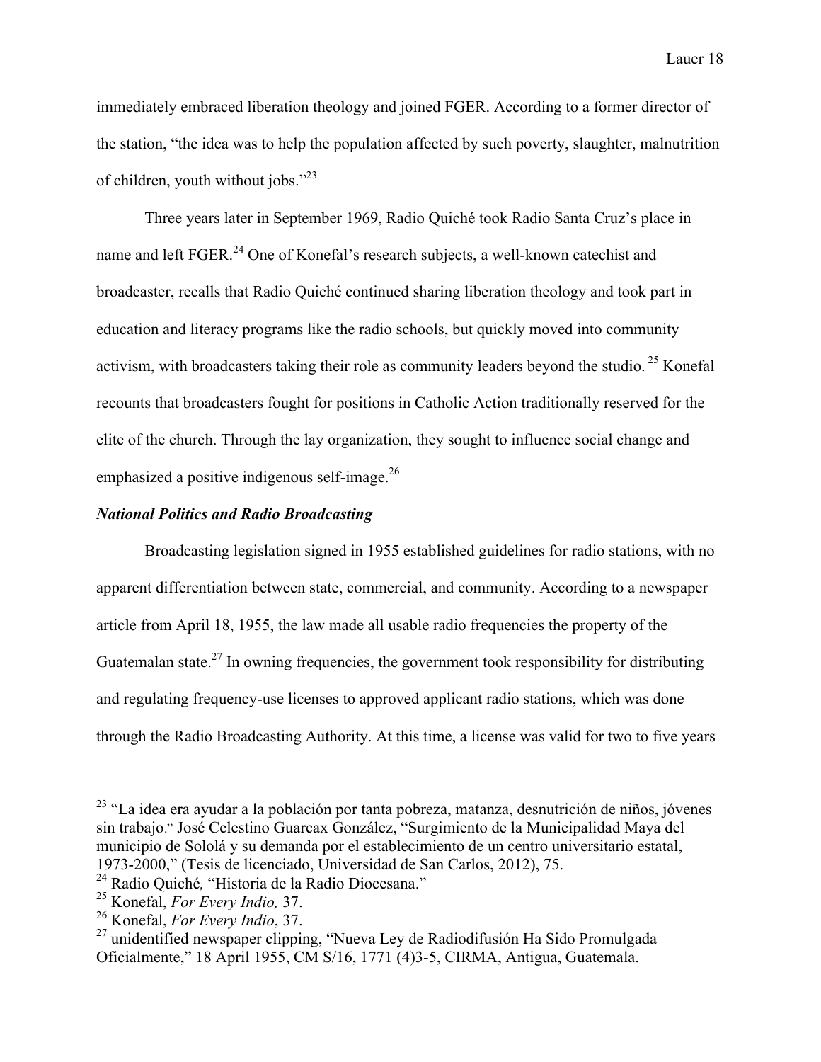immediately embraced liberation theology and joined FGER. According to a former director of the station, "the idea was to help the population affected by such poverty, slaughter, malnutrition of children, youth without jobs."[23]

Three years later in September 1969, Radio Quiché took Radio Santa Cruz's place in name and left FGER.[24] One of Konefal's research subjects, a well-known catechist and broadcaster, recalls that Radio Quiché continued sharing liberation theology and took part in education and literacy programs like the radio schools, but quickly moved into community activism, with broadcasters taking their role as community leaders beyond the studio.[25] Konefal recounts that broadcasters fought for positions in Catholic Action traditionally reserved for the elite of the church. Through the lay organization, they sought to influence social change and emphasized a positive indigenous self-image.[26]

### *National Politics and Radio Broadcasting*

Broadcasting legislation signed in 1955 established guidelines for radio stations, with no apparent differentiation between state, commercial, and community. According to a newspaper article from April 18, 1955, the law made all usable radio frequencies the property of the Guatemalan state.[27] In owning frequencies, the government took responsibility for distributing and regulating frequency-use licenses to approved applicant radio stations, which was done through the Radio Broadcasting Authority. At this time, a license was valid for two to five years

---

[23] "La idea era ayudar a la población por tanta pobreza, matanza, desnutrición de niños, jóvenes sin trabajo." José Celestino Guarcax González, "Surgimiento de la Municipalidad Maya del municipio de Sololá y su demanda por el establecimiento de un centro universitario estatal, 1973-2000," (Tesis de licenciado, Universidad de San Carlos, 2012), 75.

[24] Radio Quiché*,* "Historia de la Radio Diocesana."

[25] Konefal, *For Every Indio,* 37.

[26] Konefal, *For Every Indio*, 37.

[27] unidentified newspaper clipping, "Nueva Ley de Radiodifusión Ha Sido Promulgada Oficialmente," 18 April 1955, CM S/16, 1771 (4)3-5, CIRMA, Antigua, Guatemala.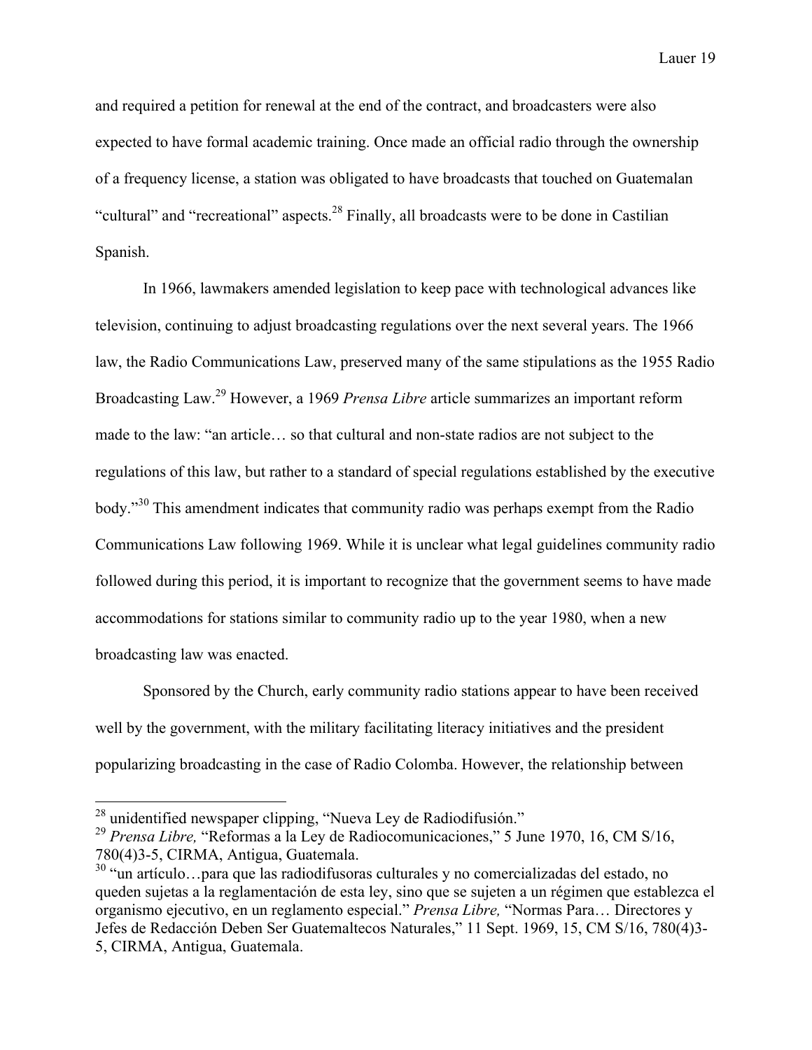and required a petition for renewal at the end of the contract, and broadcasters were also expected to have formal academic training. Once made an official radio through the ownership of a frequency license, a station was obligated to have broadcasts that touched on Guatemalan "cultural" and "recreational" aspects.[28] Finally, all broadcasts were to be done in Castilian Spanish.

In 1966, lawmakers amended legislation to keep pace with technological advances like television, continuing to adjust broadcasting regulations over the next several years. The 1966 law, the Radio Communications Law, preserved many of the same stipulations as the 1955 Radio Broadcasting Law.[29] However, a 1969 *Prensa Libre* article summarizes an important reform made to the law: "an article… so that cultural and non-state radios are not subject to the regulations of this law, but rather to a standard of special regulations established by the executive body."[30] This amendment indicates that community radio was perhaps exempt from the Radio Communications Law following 1969. While it is unclear what legal guidelines community radio followed during this period, it is important to recognize that the government seems to have made accommodations for stations similar to community radio up to the year 1980, when a new broadcasting law was enacted.

Sponsored by the Church, early community radio stations appear to have been received well by the government, with the military facilitating literacy initiatives and the president popularizing broadcasting in the case of Radio Colomba. However, the relationship between

---

[28] unidentified newspaper clipping, "Nueva Ley de Radiodifusión."

[29] *Prensa Libre,* "Reformas a la Ley de Radiocomunicaciones," 5 June 1970, 16, CM S/16, 780(4)3-5, CIRMA, Antigua, Guatemala.

[30] "un artículo…para que las radiodifusoras culturales y no comercializadas del estado, no queden sujetas a la reglamentación de esta ley, sino que se sujeten a un régimen que establezca el organismo ejecutivo, en un reglamento especial." *Prensa Libre,* "Normas Para… Directores y Jefes de Redacción Deben Ser Guatemaltecos Naturales," 11 Sept. 1969, 15, CM S/16, 780(4)3-5, CIRMA, Antigua, Guatemala.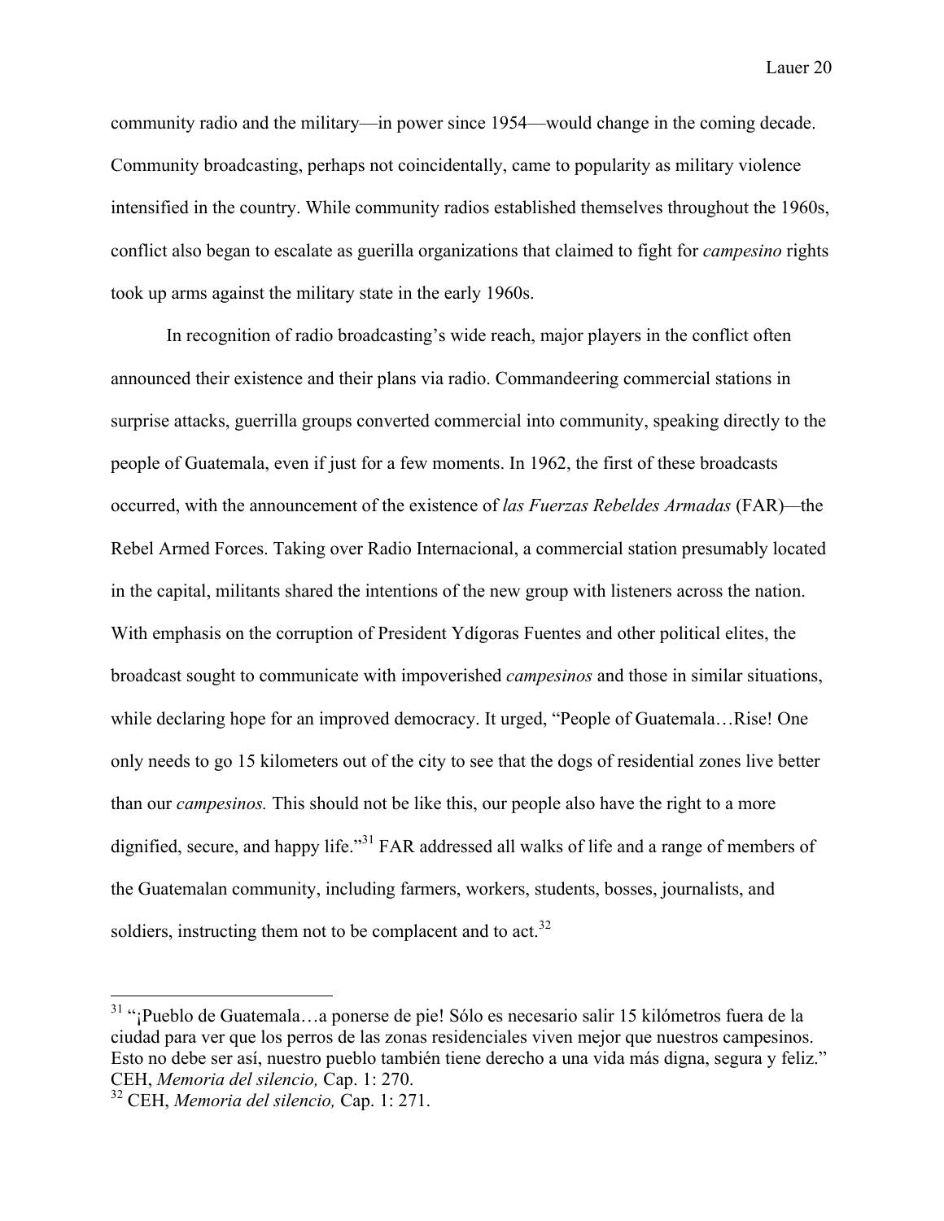community radio and the military—in power since 1954—would change in the coming decade. Community broadcasting, perhaps not coincidentally, came to popularity as military violence intensified in the country. While community radios established themselves throughout the 1960s, conflict also began to escalate as guerilla organizations that claimed to fight for *campesino* rights took up arms against the military state in the early 1960s.

In recognition of radio broadcasting's wide reach, major players in the conflict often announced their existence and their plans via radio. Commandeering commercial stations in surprise attacks, guerrilla groups converted commercial into community, speaking directly to the people of Guatemala, even if just for a few moments. In 1962, the first of these broadcasts occurred, with the announcement of the existence of *las Fuerzas Rebeldes Armadas* (FAR)—the Rebel Armed Forces. Taking over Radio Internacional, a commercial station presumably located in the capital, militants shared the intentions of the new group with listeners across the nation. With emphasis on the corruption of President Ydígoras Fuentes and other political elites, the broadcast sought to communicate with impoverished *campesinos* and those in similar situations, while declaring hope for an improved democracy. It urged, "People of Guatemala…Rise! One only needs to go 15 kilometers out of the city to see that the dogs of residential zones live better than our *campesinos.* This should not be like this, our people also have the right to a more dignified, secure, and happy life."[31] FAR addressed all walks of life and a range of members of the Guatemalan community, including farmers, workers, students, bosses, journalists, and soldiers, instructing them not to be complacent and to act.[32]

---

[31] "¡Pueblo de Guatemala…a ponerse de pie! Sólo es necesario salir 15 kilómetros fuera de la ciudad para ver que los perros de las zonas residenciales viven mejor que nuestros campesinos. Esto no debe ser así, nuestro pueblo también tiene derecho a una vida más digna, segura y feliz." CEH, *Memoria del silencio,* Cap. 1: 270.

[32] CEH, *Memoria del silencio,* Cap. 1: 271.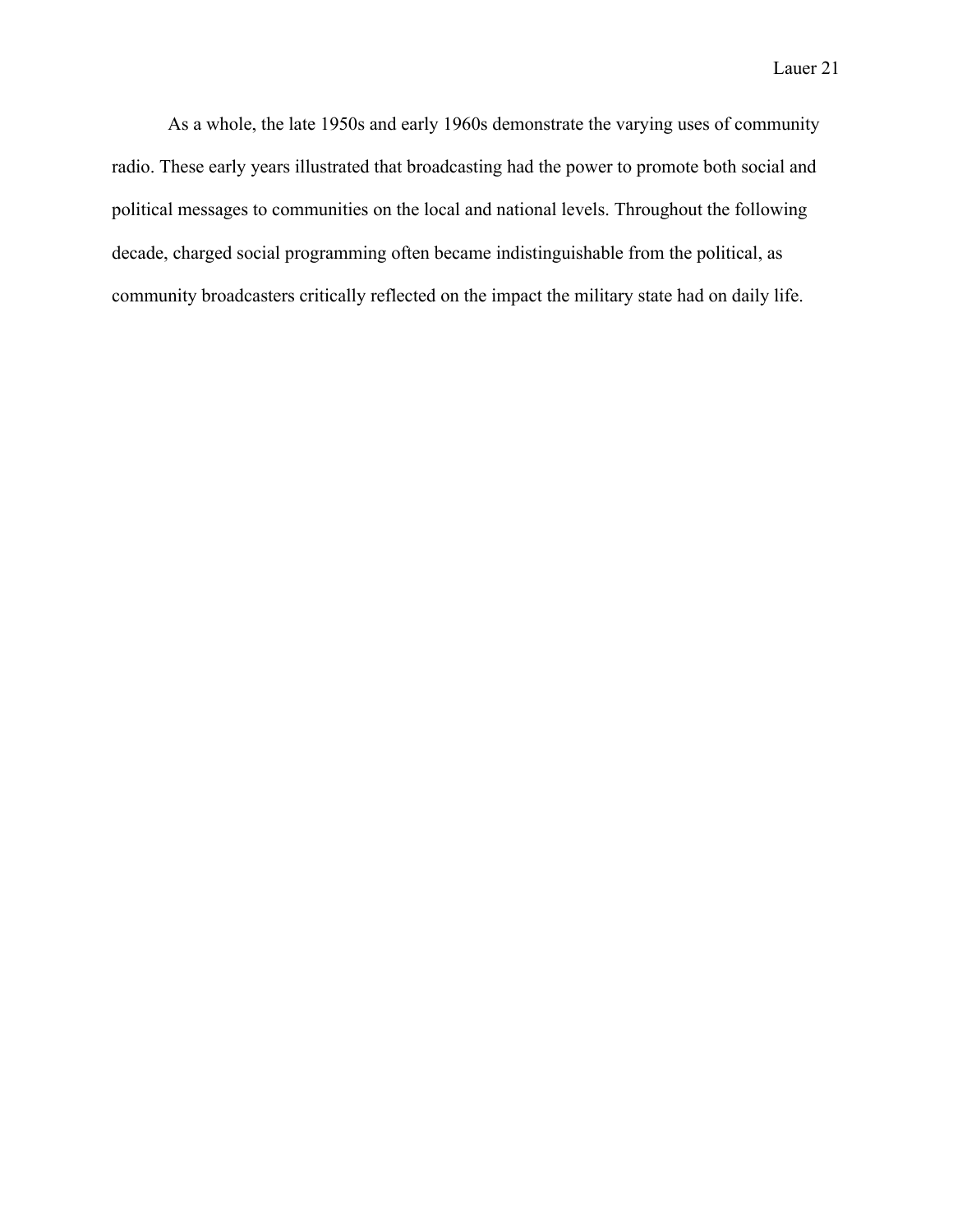As a whole, the late 1950s and early 1960s demonstrate the varying uses of community radio. These early years illustrated that broadcasting had the power to promote both social and political messages to communities on the local and national levels. Throughout the following decade, charged social programming often became indistinguishable from the political, as community broadcasters critically reflected on the impact the military state had on daily life.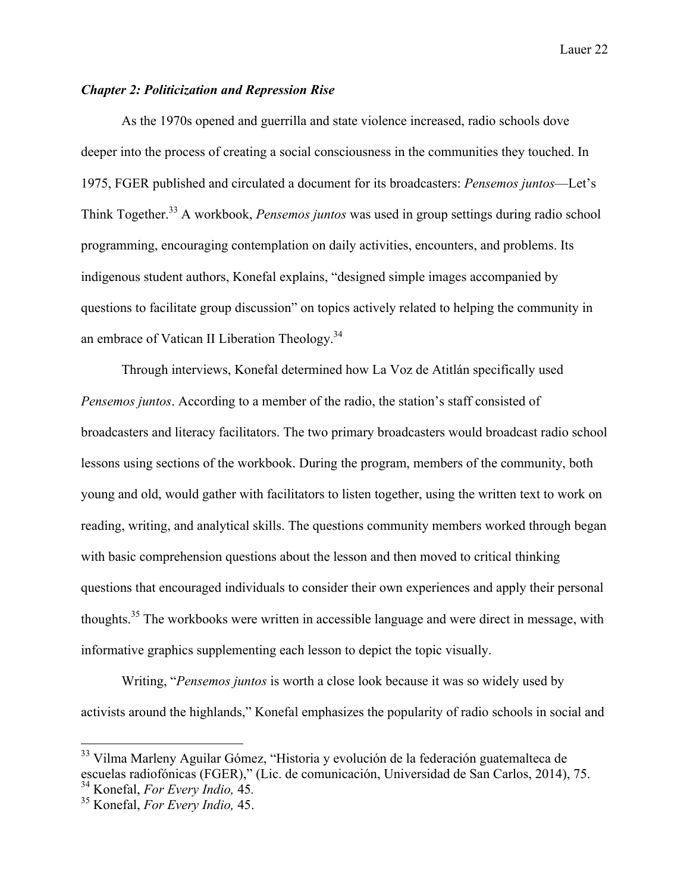### *Chapter 2: Politicization and Repression Rise*

As the 1970s opened and guerrilla and state violence increased, radio schools dove deeper into the process of creating a social consciousness in the communities they touched. In 1975, FGER published and circulated a document for its broadcasters: *Pensemos juntos*—Let's Think Together.[33] A workbook, *Pensemos juntos* was used in group settings during radio school programming, encouraging contemplation on daily activities, encounters, and problems. Its indigenous student authors, Konefal explains, "designed simple images accompanied by questions to facilitate group discussion" on topics actively related to helping the community in an embrace of Vatican II Liberation Theology.[34]

Through interviews, Konefal determined how La Voz de Atitlán specifically used *Pensemos juntos*. According to a member of the radio, the station's staff consisted of broadcasters and literacy facilitators. The two primary broadcasters would broadcast radio school lessons using sections of the workbook. During the program, members of the community, both young and old, would gather with facilitators to listen together, using the written text to work on reading, writing, and analytical skills. The questions community members worked through began with basic comprehension questions about the lesson and then moved to critical thinking questions that encouraged individuals to consider their own experiences and apply their personal thoughts.[35] The workbooks were written in accessible language and were direct in message, with informative graphics supplementing each lesson to depict the topic visually.

Writing, "*Pensemos juntos* is worth a close look because it was so widely used by activists around the highlands," Konefal emphasizes the popularity of radio schools in social and

---

[33] Vilma Marleny Aguilar Gómez, "Historia y evolución de la federación guatemalteca de escuelas radiofónicas (FGER)," (Lic. de comunicación, Universidad de San Carlos, 2014), 75.

[34] Konefal, *For Every Indio,* 45.

[35] Konefal, *For Every Indio,* 45.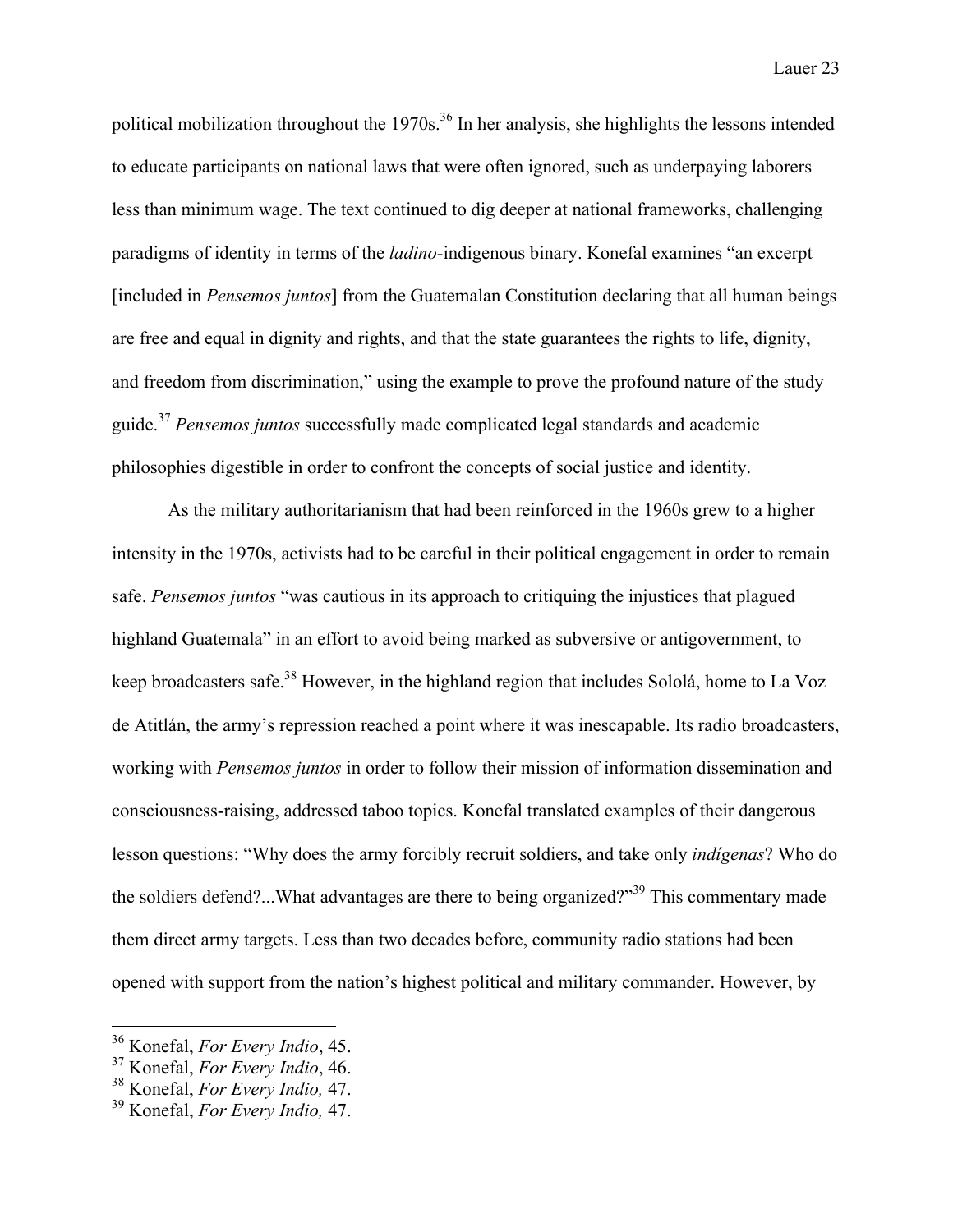political mobilization throughout the 1970s.[36] In her analysis, she highlights the lessons intended to educate participants on national laws that were often ignored, such as underpaying laborers less than minimum wage. The text continued to dig deeper at national frameworks, challenging paradigms of identity in terms of the *ladino*-indigenous binary. Konefal examines "an excerpt [included in *Pensemos juntos*] from the Guatemalan Constitution declaring that all human beings are free and equal in dignity and rights, and that the state guarantees the rights to life, dignity, and freedom from discrimination," using the example to prove the profound nature of the study guide.[37] *Pensemos juntos* successfully made complicated legal standards and academic philosophies digestible in order to confront the concepts of social justice and identity.

As the military authoritarianism that had been reinforced in the 1960s grew to a higher intensity in the 1970s, activists had to be careful in their political engagement in order to remain safe. *Pensemos juntos* "was cautious in its approach to critiquing the injustices that plagued highland Guatemala" in an effort to avoid being marked as subversive or antigovernment, to keep broadcasters safe.[38] However, in the highland region that includes Sololá, home to La Voz de Atitlán, the army's repression reached a point where it was inescapable. Its radio broadcasters, working with *Pensemos juntos* in order to follow their mission of information dissemination and consciousness-raising, addressed taboo topics. Konefal translated examples of their dangerous lesson questions: "Why does the army forcibly recruit soldiers, and take only *indígenas*? Who do the soldiers defend?...What advantages are there to being organized?"[39] This commentary made them direct army targets. Less than two decades before, community radio stations had been opened with support from the nation's highest political and military commander. However, by

---

[36] Konefal, *For Every Indio*, 45.
[37] Konefal, *For Every Indio*, 46.
[38] Konefal, *For Every Indio,* 47.
[39] Konefal, *For Every Indio,* 47.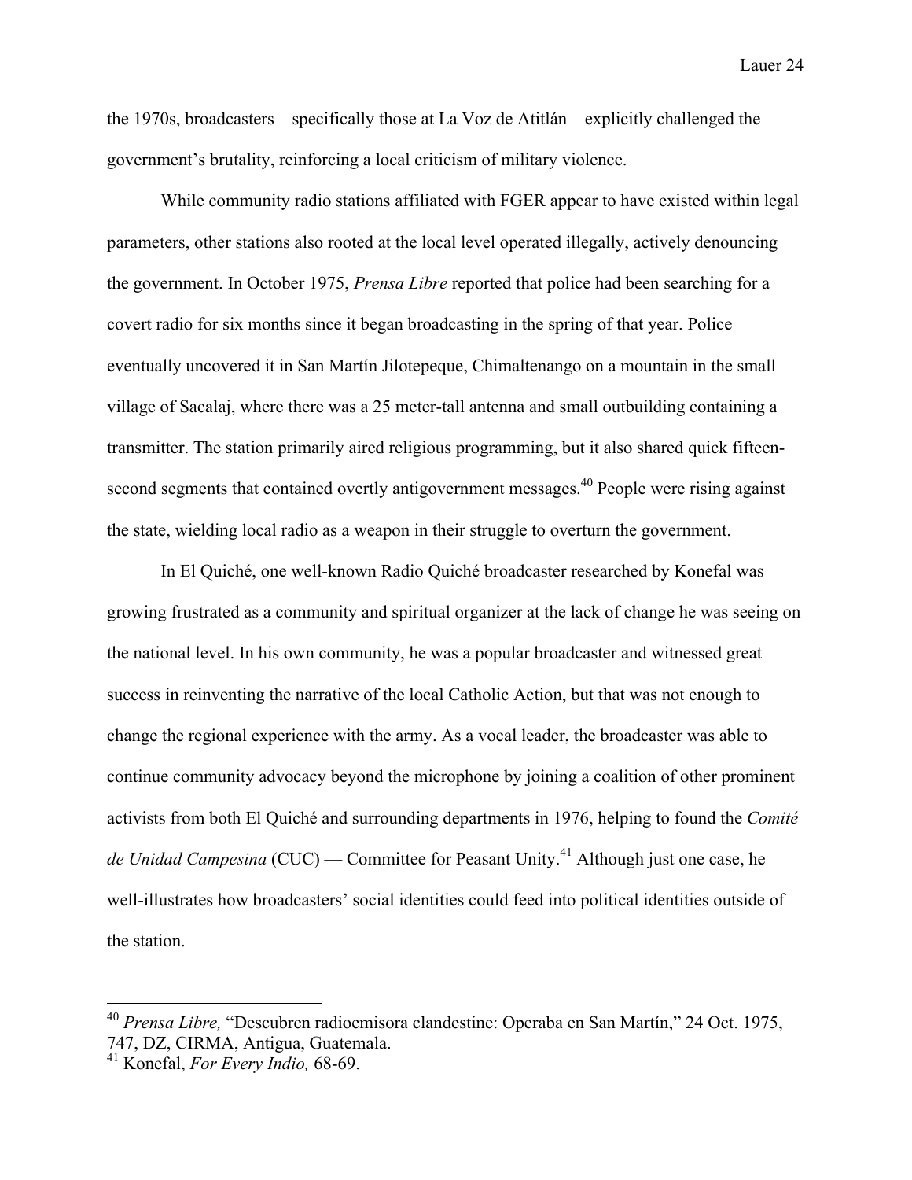the 1970s, broadcasters—specifically those at La Voz de Atitlán—explicitly challenged the government's brutality, reinforcing a local criticism of military violence.

While community radio stations affiliated with FGER appear to have existed within legal parameters, other stations also rooted at the local level operated illegally, actively denouncing the government. In October 1975, *Prensa Libre* reported that police had been searching for a covert radio for six months since it began broadcasting in the spring of that year. Police eventually uncovered it in San Martín Jilotepeque, Chimaltenango on a mountain in the small village of Sacalaj, where there was a 25 meter-tall antenna and small outbuilding containing a transmitter. The station primarily aired religious programming, but it also shared quick fifteen-second segments that contained overtly antigovernment messages.[40] People were rising against the state, wielding local radio as a weapon in their struggle to overturn the government.

In El Quiché, one well-known Radio Quiché broadcaster researched by Konefal was growing frustrated as a community and spiritual organizer at the lack of change he was seeing on the national level. In his own community, he was a popular broadcaster and witnessed great success in reinventing the narrative of the local Catholic Action, but that was not enough to change the regional experience with the army. As a vocal leader, the broadcaster was able to continue community advocacy beyond the microphone by joining a coalition of other prominent activists from both El Quiché and surrounding departments in 1976, helping to found the *Comité de Unidad Campesina* (CUC) — Committee for Peasant Unity.[41] Although just one case, he well-illustrates how broadcasters' social identities could feed into political identities outside of the station.

---

[40] *Prensa Libre,* "Descubren radioemisora clandestine: Operaba en San Martín," 24 Oct. 1975, 747, DZ, CIRMA, Antigua, Guatemala.

[41] Konefal, *For Every Indio,* 68-69.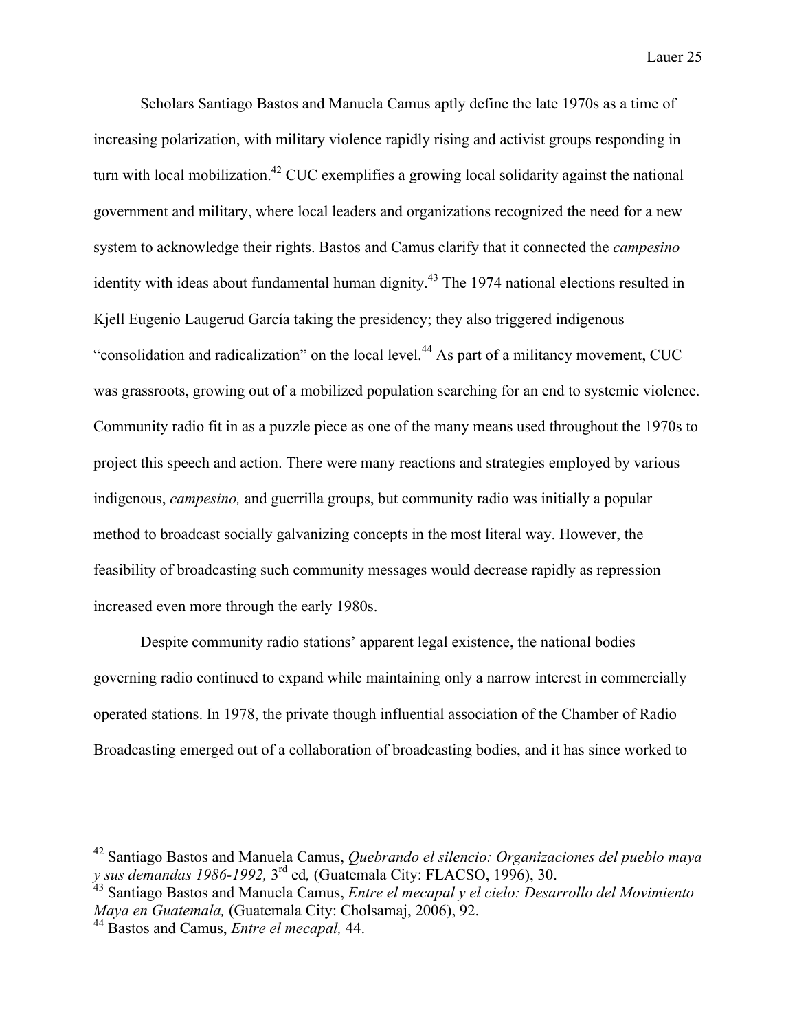Scholars Santiago Bastos and Manuela Camus aptly define the late 1970s as a time of increasing polarization, with military violence rapidly rising and activist groups responding in turn with local mobilization.[42] CUC exemplifies a growing local solidarity against the national government and military, where local leaders and organizations recognized the need for a new system to acknowledge their rights. Bastos and Camus clarify that it connected the *campesino* identity with ideas about fundamental human dignity.[43] The 1974 national elections resulted in Kjell Eugenio Laugerud García taking the presidency; they also triggered indigenous "consolidation and radicalization" on the local level.[44] As part of a militancy movement, CUC was grassroots, growing out of a mobilized population searching for an end to systemic violence. Community radio fit in as a puzzle piece as one of the many means used throughout the 1970s to project this speech and action. There were many reactions and strategies employed by various indigenous, *campesino,* and guerrilla groups, but community radio was initially a popular method to broadcast socially galvanizing concepts in the most literal way. However, the feasibility of broadcasting such community messages would decrease rapidly as repression increased even more through the early 1980s.

Despite community radio stations' apparent legal existence, the national bodies governing radio continued to expand while maintaining only a narrow interest in commercially operated stations. In 1978, the private though influential association of the Chamber of Radio Broadcasting emerged out of a collaboration of broadcasting bodies, and it has since worked to

---

[42] Santiago Bastos and Manuela Camus, *Quebrando el silencio: Organizaciones del pueblo maya y sus demandas 1986-1992,* 3rd ed*,* (Guatemala City: FLACSO, 1996), 30.

[43] Santiago Bastos and Manuela Camus, *Entre el mecapal y el cielo: Desarrollo del Movimiento Maya en Guatemala,* (Guatemala City: Cholsamaj, 2006), 92.

[44] Bastos and Camus, *Entre el mecapal,* 44.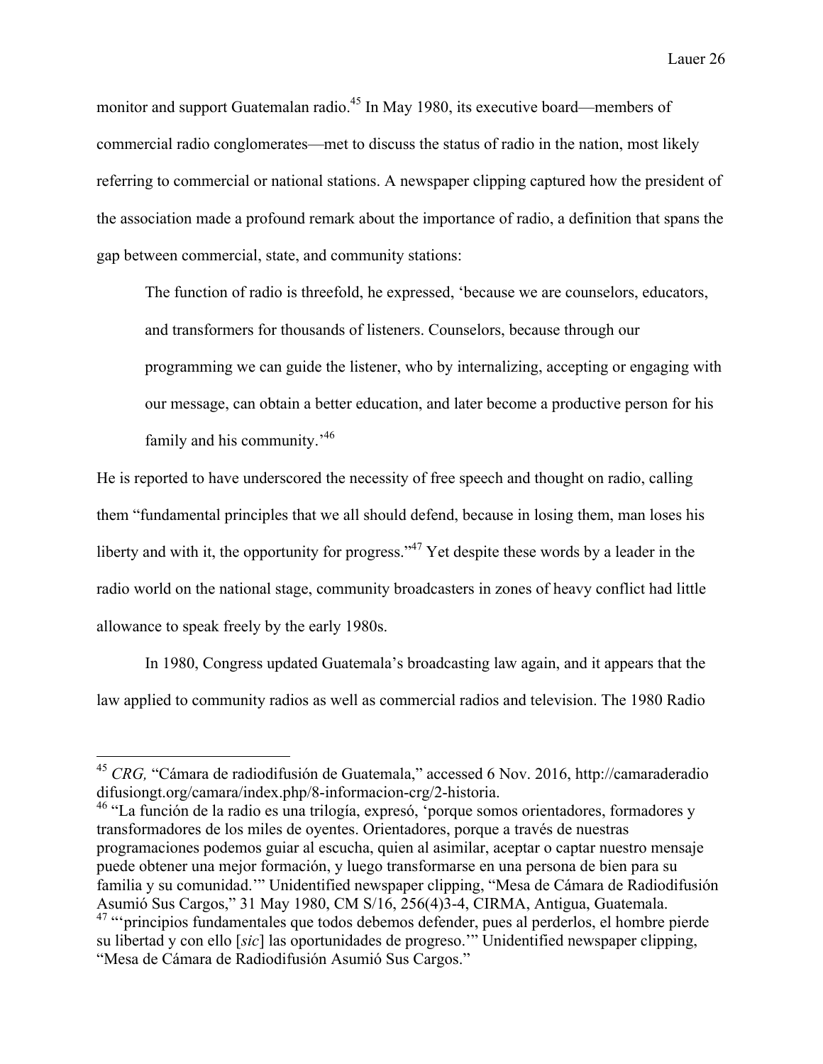monitor and support Guatemalan radio.[45] In May 1980, its executive board—members of commercial radio conglomerates—met to discuss the status of radio in the nation, most likely referring to commercial or national stations. A newspaper clipping captured how the president of the association made a profound remark about the importance of radio, a definition that spans the gap between commercial, state, and community stations:

> The function of radio is threefold, he expressed, 'because we are counselors, educators, and transformers for thousands of listeners. Counselors, because through our programming we can guide the listener, who by internalizing, accepting or engaging with our message, can obtain a better education, and later become a productive person for his family and his community.'[46]

He is reported to have underscored the necessity of free speech and thought on radio, calling them "fundamental principles that we all should defend, because in losing them, man loses his liberty and with it, the opportunity for progress."[47] Yet despite these words by a leader in the radio world on the national stage, community broadcasters in zones of heavy conflict had little allowance to speak freely by the early 1980s.

In 1980, Congress updated Guatemala's broadcasting law again, and it appears that the law applied to community radios as well as commercial radios and television. The 1980 Radio

---

[45] *CRG,* "Cámara de radiodifusión de Guatemala," accessed 6 Nov. 2016, http://camaraderadio difusiongt.org/camara/index.php/8-informacion-crg/2-historia.

[46] "La función de la radio es una trilogía, expresó, 'porque somos orientadores, formadores y transformadores de los miles de oyentes. Orientadores, porque a través de nuestras programaciones podemos guiar al escucha, quien al asimilar, aceptar o captar nuestro mensaje puede obtener una mejor formación, y luego transformarse en una persona de bien para su familia y su comunidad.'" Unidentified newspaper clipping, "Mesa de Cámara de Radiodifusión Asumió Sus Cargos," 31 May 1980, CM S/16, 256(4)3-4, CIRMA, Antigua, Guatemala.

[47] "'principios fundamentales que todos debemos defender, pues al perderlos, el hombre pierde su libertad y con ello [*sic*] las oportunidades de progreso.'" Unidentified newspaper clipping, "Mesa de Cámara de Radiodifusión Asumió Sus Cargos."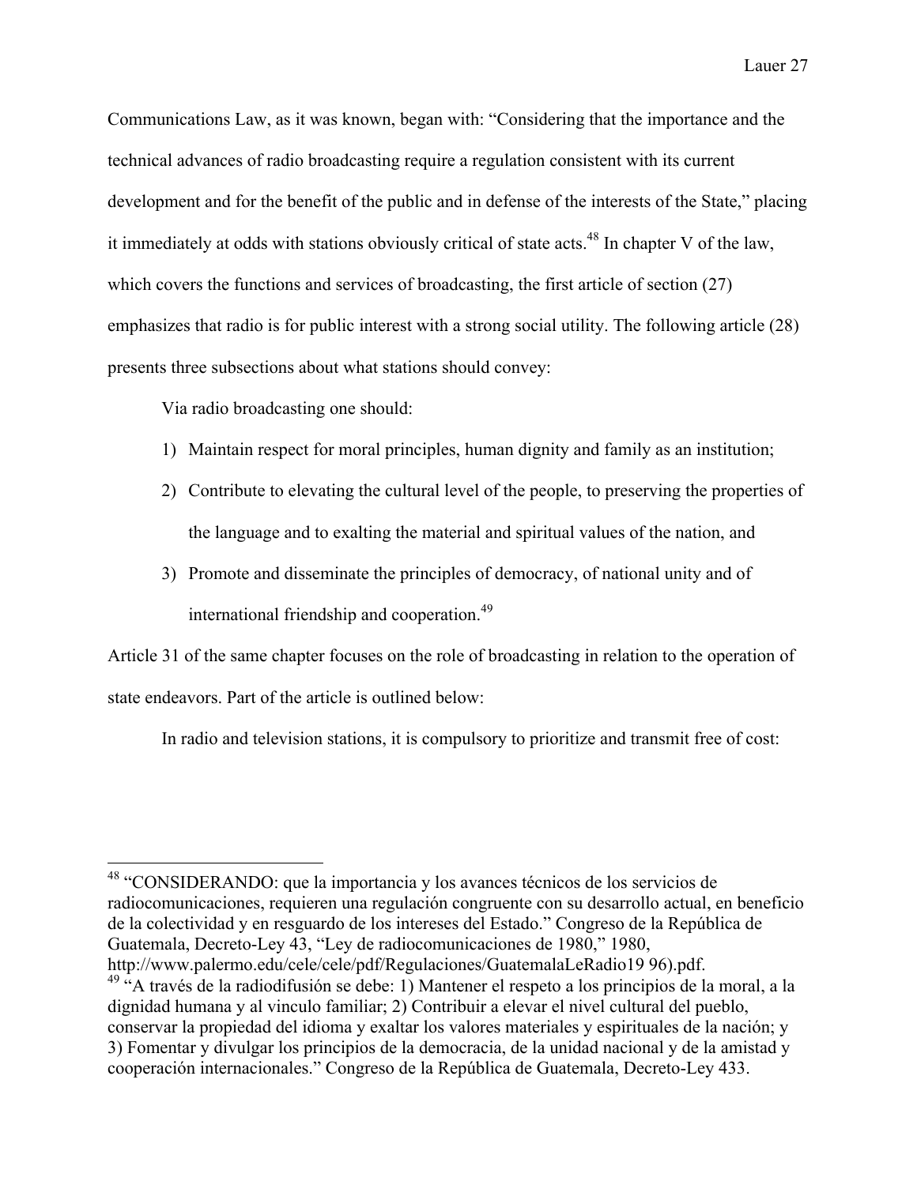Communications Law, as it was known, began with: "Considering that the importance and the technical advances of radio broadcasting require a regulation consistent with its current development and for the benefit of the public and in defense of the interests of the State," placing it immediately at odds with stations obviously critical of state acts.[48] In chapter V of the law, which covers the functions and services of broadcasting, the first article of section (27) emphasizes that radio is for public interest with a strong social utility. The following article (28) presents three subsections about what stations should convey:

> Via radio broadcasting one should:
>
> 1) Maintain respect for moral principles, human dignity and family as an institution;
> 2) Contribute to elevating the cultural level of the people, to preserving the properties of the language and to exalting the material and spiritual values of the nation, and
> 3) Promote and disseminate the principles of democracy, of national unity and of international friendship and cooperation.[49]

Article 31 of the same chapter focuses on the role of broadcasting in relation to the operation of state endeavors. Part of the article is outlined below:

> In radio and television stations, it is compulsory to prioritize and transmit free of cost:

---

[48] "CONSIDERANDO: que la importancia y los avances técnicos de los servicios de radiocomunicaciones, requieren una regulación congruente con su desarrollo actual, en beneficio de la colectividad y en resguardo de los intereses del Estado." Congreso de la República de Guatemala, Decreto-Ley 43, "Ley de radiocomunicaciones de 1980," 1980, http://www.palermo.edu/cele/cele/pdf/Regulaciones/GuatemalaLeRadio19 96).pdf.

[49] "A través de la radiodifusión se debe: 1) Mantener el respeto a los principios de la moral, a la dignidad humana y al vinculo familiar; 2) Contribuir a elevar el nivel cultural del pueblo, conservar la propiedad del idioma y exaltar los valores materiales y espirituales de la nación; y 3) Fomentar y divulgar los principios de la democracia, de la unidad nacional y de la amistad y cooperación internacionales." Congreso de la República de Guatemala, Decreto-Ley 433.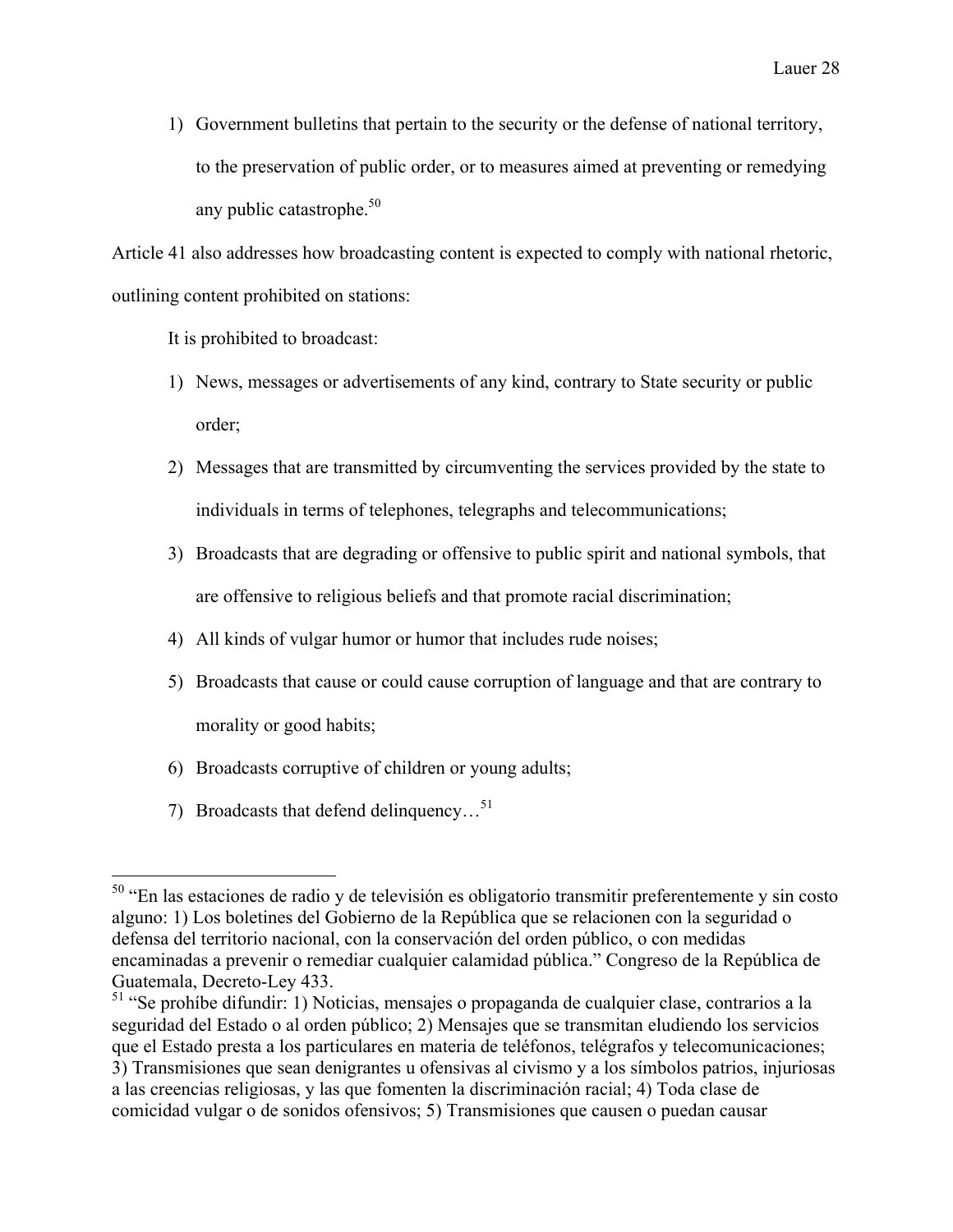1) Government bulletins that pertain to the security or the defense of national territory, to the preservation of public order, or to measures aimed at preventing or remedying any public catastrophe.[50]

Article 41 also addresses how broadcasting content is expected to comply with national rhetoric, outlining content prohibited on stations:

It is prohibited to broadcast:

1) News, messages or advertisements of any kind, contrary to State security or public order;
2) Messages that are transmitted by circumventing the services provided by the state to individuals in terms of telephones, telegraphs and telecommunications;
3) Broadcasts that are degrading or offensive to public spirit and national symbols, that are offensive to religious beliefs and that promote racial discrimination;
4) All kinds of vulgar humor or humor that includes rude noises;
5) Broadcasts that cause or could cause corruption of language and that are contrary to morality or good habits;
6) Broadcasts corruptive of children or young adults;
7) Broadcasts that defend delinquency…[51]

---

[50] "En las estaciones de radio y de televisión es obligatorio transmitir preferentemente y sin costo alguno: 1) Los boletines del Gobierno de la República que se relacionen con la seguridad o defensa del territorio nacional, con la conservación del orden público, o con medidas encaminadas a prevenir o remediar cualquier calamidad pública." Congreso de la República de Guatemala, Decreto-Ley 433.

[51] "Se prohíbe difundir: 1) Noticias, mensajes o propaganda de cualquier clase, contrarios a la seguridad del Estado o al orden público; 2) Mensajes que se transmitan eludiendo los servicios que el Estado presta a los particulares en materia de teléfonos, telégrafos y telecomunicaciones; 3) Transmisiones que sean denigrantes u ofensivas al civismo y a los símbolos patrios, injuriosas a las creencias religiosas, y las que fomenten la discriminación racial; 4) Toda clase de comicidad vulgar o de sonidos ofensivos; 5) Transmisiones que causen o puedan causar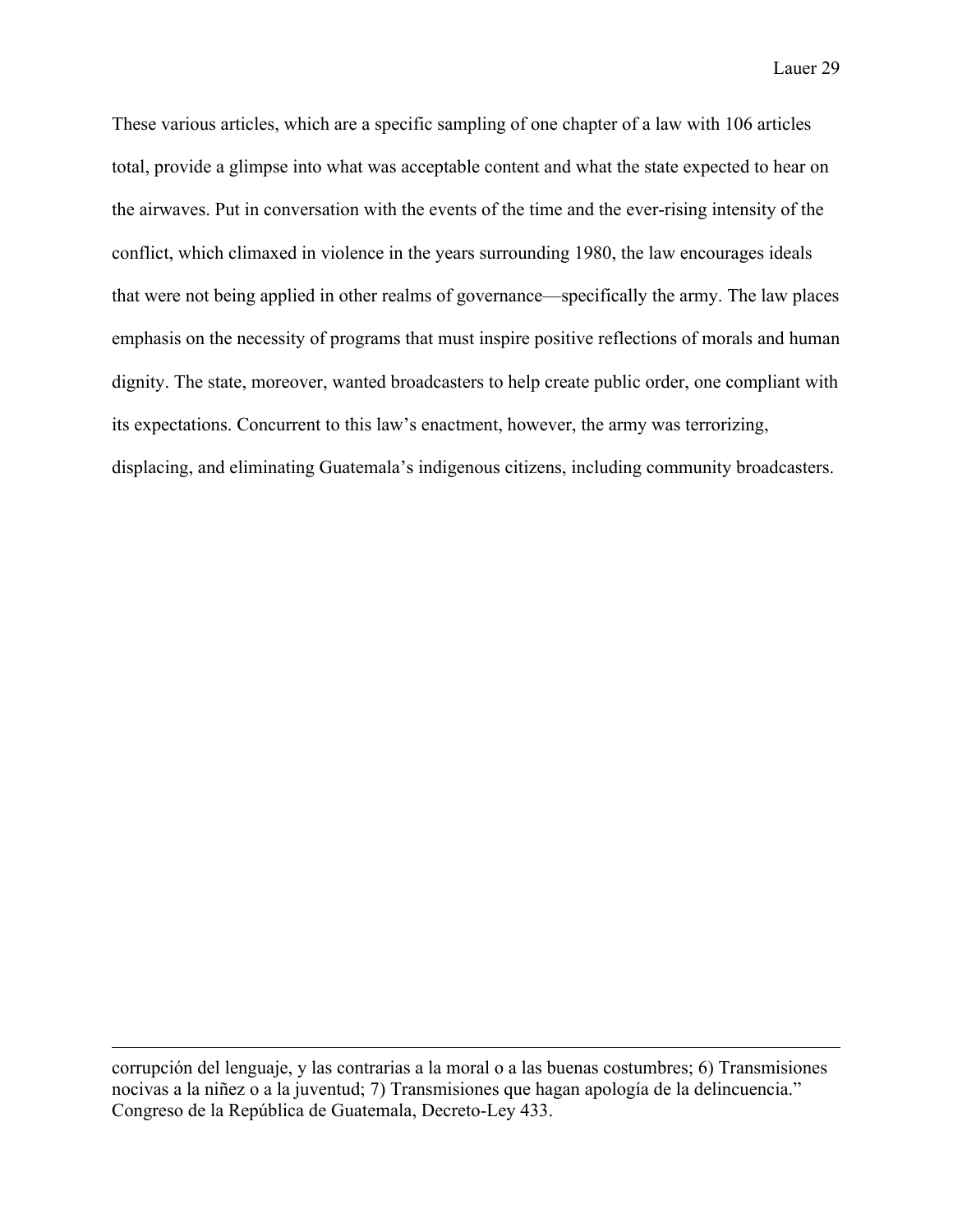These various articles, which are a specific sampling of one chapter of a law with 106 articles total, provide a glimpse into what was acceptable content and what the state expected to hear on the airwaves. Put in conversation with the events of the time and the ever-rising intensity of the conflict, which climaxed in violence in the years surrounding 1980, the law encourages ideals that were not being applied in other realms of governance—specifically the army. The law places emphasis on the necessity of programs that must inspire positive reflections of morals and human dignity. The state, moreover, wanted broadcasters to help create public order, one compliant with its expectations. Concurrent to this law's enactment, however, the army was terrorizing, displacing, and eliminating Guatemala's indigenous citizens, including community broadcasters.

---

corrupción del lenguaje, y las contrarias a la moral o a las buenas costumbres; 6) Transmisiones nocivas a la niñez o a la juventud; 7) Transmisiones que hagan apología de la delincuencia." Congreso de la República de Guatemala, Decreto-Ley 433.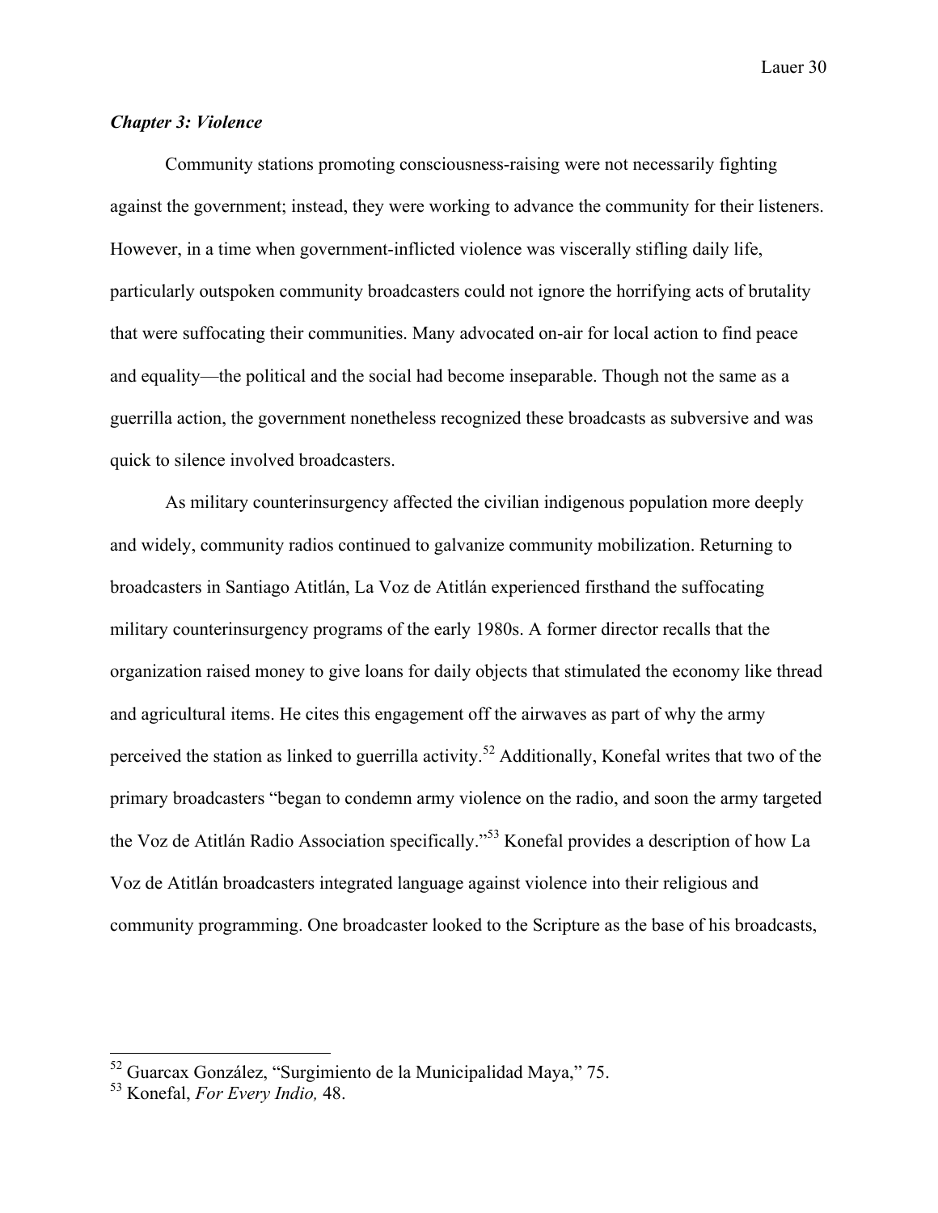### *Chapter 3: Violence*

Community stations promoting consciousness-raising were not necessarily fighting against the government; instead, they were working to advance the community for their listeners. However, in a time when government-inflicted violence was viscerally stifling daily life, particularly outspoken community broadcasters could not ignore the horrifying acts of brutality that were suffocating their communities. Many advocated on-air for local action to find peace and equality—the political and the social had become inseparable. Though not the same as a guerrilla action, the government nonetheless recognized these broadcasts as subversive and was quick to silence involved broadcasters.

As military counterinsurgency affected the civilian indigenous population more deeply and widely, community radios continued to galvanize community mobilization. Returning to broadcasters in Santiago Atitlán, La Voz de Atitlán experienced firsthand the suffocating military counterinsurgency programs of the early 1980s. A former director recalls that the organization raised money to give loans for daily objects that stimulated the economy like thread and agricultural items. He cites this engagement off the airwaves as part of why the army perceived the station as linked to guerrilla activity.[52] Additionally, Konefal writes that two of the primary broadcasters "began to condemn army violence on the radio, and soon the army targeted the Voz de Atitlán Radio Association specifically."[53] Konefal provides a description of how La Voz de Atitlán broadcasters integrated language against violence into their religious and community programming. One broadcaster looked to the Scripture as the base of his broadcasts,

---

[52] Guarcax González, "Surgimiento de la Municipalidad Maya," 75.
[53] Konefal, *For Every Indio,* 48.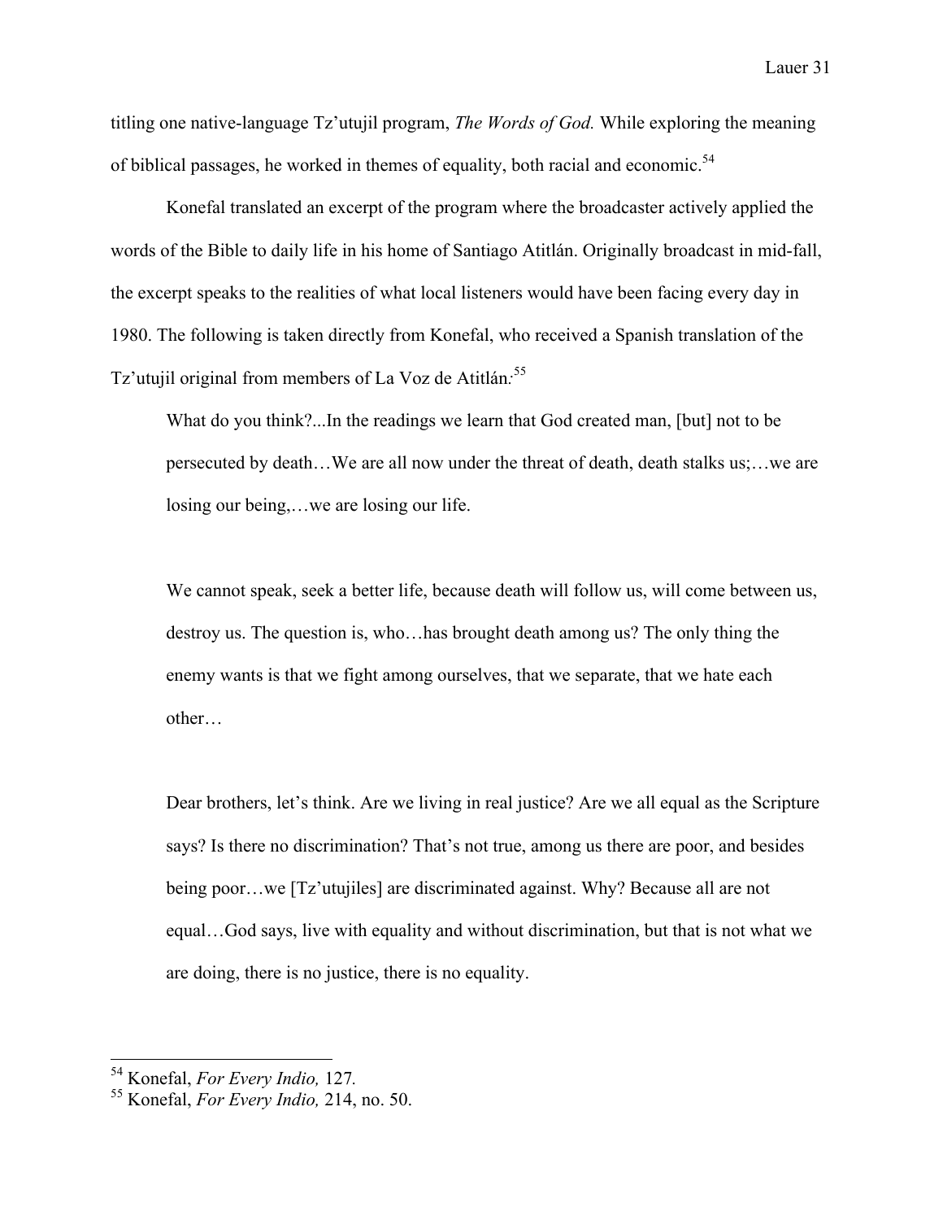titling one native-language Tz'utujil program, *The Words of God.* While exploring the meaning of biblical passages, he worked in themes of equality, both racial and economic.[54]

Konefal translated an excerpt of the program where the broadcaster actively applied the words of the Bible to daily life in his home of Santiago Atitlán. Originally broadcast in mid-fall, the excerpt speaks to the realities of what local listeners would have been facing every day in 1980. The following is taken directly from Konefal, who received a Spanish translation of the Tz'utujil original from members of La Voz de Atitlán:[55]

> What do you think?...In the readings we learn that God created man, [but] not to be persecuted by death…We are all now under the threat of death, death stalks us;…we are losing our being,…we are losing our life.
>
> We cannot speak, seek a better life, because death will follow us, will come between us, destroy us. The question is, who…has brought death among us? The only thing the enemy wants is that we fight among ourselves, that we separate, that we hate each other…
>
> Dear brothers, let's think. Are we living in real justice? Are we all equal as the Scripture says? Is there no discrimination? That's not true, among us there are poor, and besides being poor…we [Tz'utujiles] are discriminated against. Why? Because all are not equal…God says, live with equality and without discrimination, but that is not what we are doing, there is no justice, there is no equality.

---

[54] Konefal, *For Every Indio,* 127.

[55] Konefal, *For Every Indio,* 214, no. 50.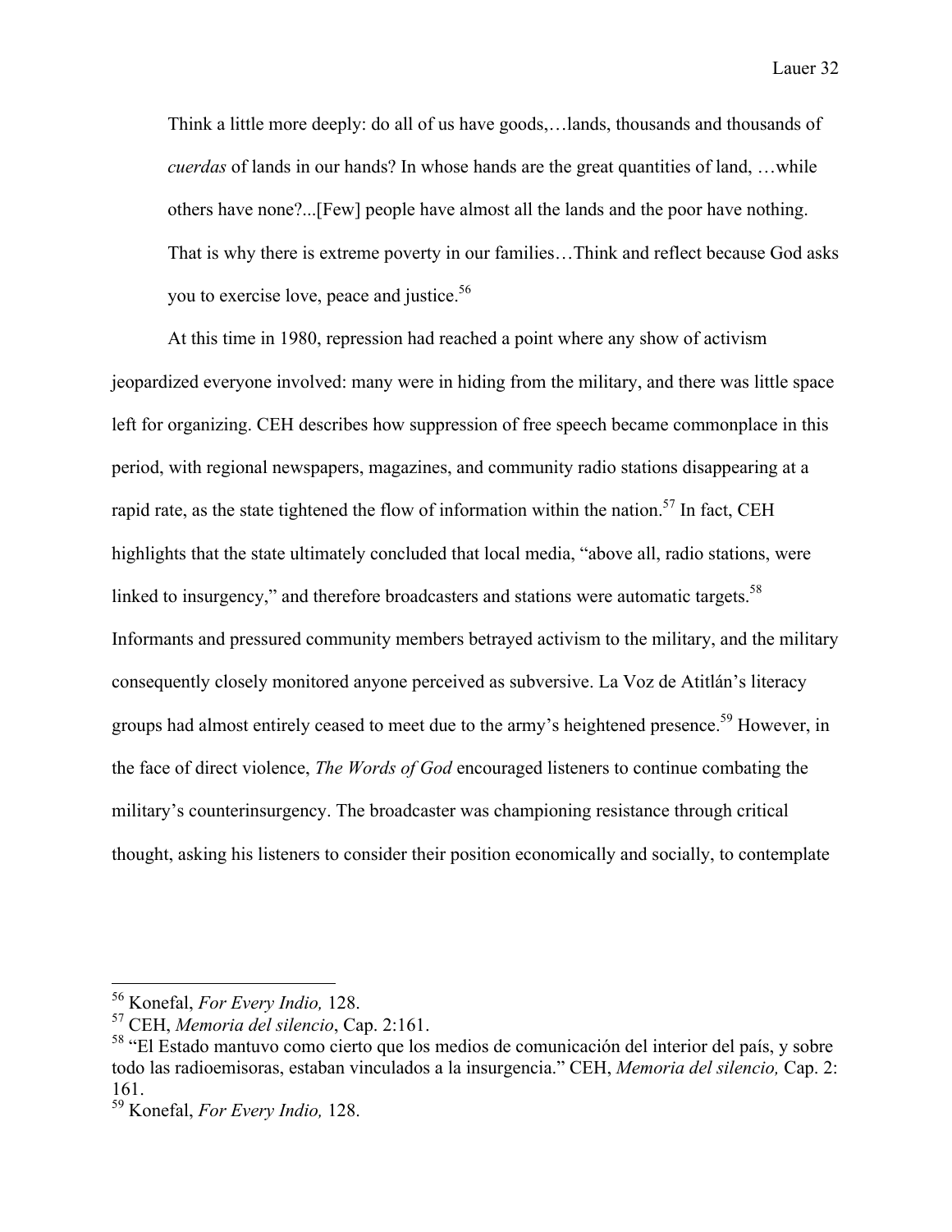> Think a little more deeply: do all of us have goods,…lands, thousands and thousands of *cuerdas* of lands in our hands? In whose hands are the great quantities of land, …while others have none?...[Few] people have almost all the lands and the poor have nothing. That is why there is extreme poverty in our families…Think and reflect because God asks you to exercise love, peace and justice.[56]

At this time in 1980, repression had reached a point where any show of activism jeopardized everyone involved: many were in hiding from the military, and there was little space left for organizing. CEH describes how suppression of free speech became commonplace in this period, with regional newspapers, magazines, and community radio stations disappearing at a rapid rate, as the state tightened the flow of information within the nation.[57] In fact, CEH highlights that the state ultimately concluded that local media, "above all, radio stations, were linked to insurgency," and therefore broadcasters and stations were automatic targets.[58] Informants and pressured community members betrayed activism to the military, and the military consequently closely monitored anyone perceived as subversive. La Voz de Atitlán's literacy groups had almost entirely ceased to meet due to the army's heightened presence.[59] However, in the face of direct violence, *The Words of God* encouraged listeners to continue combating the military's counterinsurgency. The broadcaster was championing resistance through critical thought, asking his listeners to consider their position economically and socially, to contemplate

---

[56] Konefal, *For Every Indio,* 128.

[57] CEH, *Memoria del silencio*, Cap. 2:161.

[58] "El Estado mantuvo como cierto que los medios de comunicación del interior del país, y sobre todo las radioemisoras, estaban vinculados a la insurgencia." CEH, *Memoria del silencio,* Cap. 2: 161.

[59] Konefal, *For Every Indio,* 128.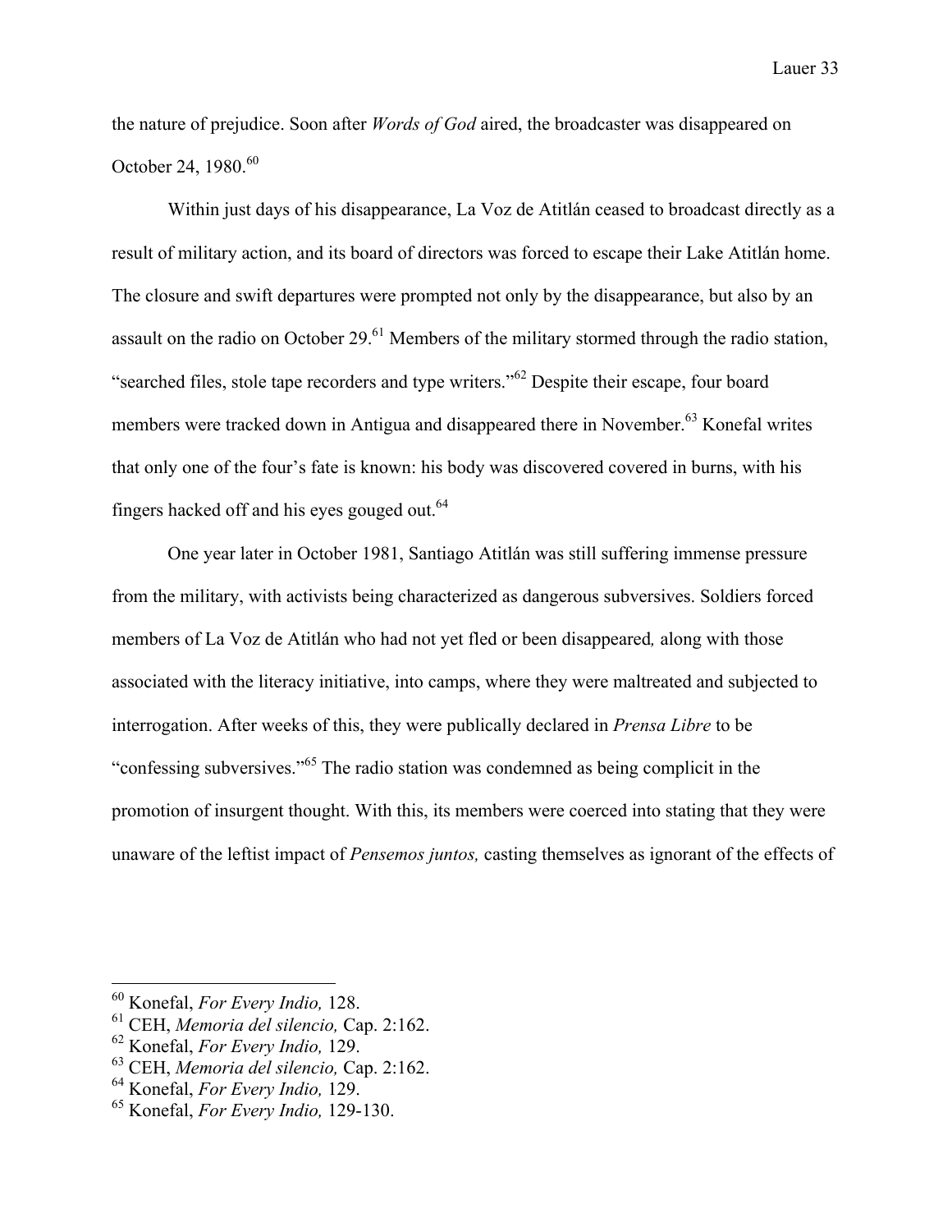the nature of prejudice. Soon after *Words of God* aired, the broadcaster was disappeared on October 24, 1980.[60]

Within just days of his disappearance, La Voz de Atitlán ceased to broadcast directly as a result of military action, and its board of directors was forced to escape their Lake Atitlán home. The closure and swift departures were prompted not only by the disappearance, but also by an assault on the radio on October 29.[61] Members of the military stormed through the radio station, "searched files, stole tape recorders and type writers."[62] Despite their escape, four board members were tracked down in Antigua and disappeared there in November.[63] Konefal writes that only one of the four's fate is known: his body was discovered covered in burns, with his fingers hacked off and his eyes gouged out.[64]

One year later in October 1981, Santiago Atitlán was still suffering immense pressure from the military, with activists being characterized as dangerous subversives. Soldiers forced members of La Voz de Atitlán who had not yet fled or been disappeared, along with those associated with the literacy initiative, into camps, where they were maltreated and subjected to interrogation. After weeks of this, they were publically declared in *Prensa Libre* to be "confessing subversives."[65] The radio station was condemned as being complicit in the promotion of insurgent thought. With this, its members were coerced into stating that they were unaware of the leftist impact of *Pensemos juntos,* casting themselves as ignorant of the effects of

---

[60] Konefal, *For Every Indio,* 128.
[61] CEH, *Memoria del silencio,* Cap. 2:162.
[62] Konefal, *For Every Indio,* 129.
[63] CEH, *Memoria del silencio,* Cap. 2:162.
[64] Konefal, *For Every Indio,* 129.
[65] Konefal, *For Every Indio,* 129-130.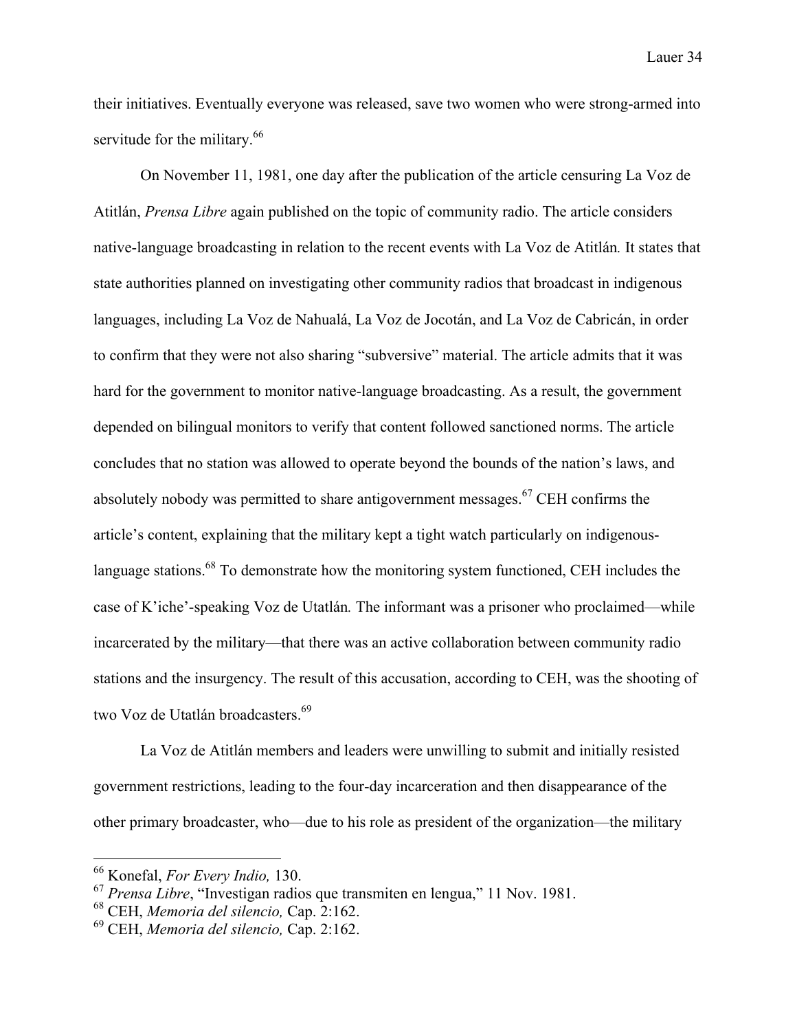their initiatives. Eventually everyone was released, save two women who were strong-armed into servitude for the military.[66]

On November 11, 1981, one day after the publication of the article censuring La Voz de Atitlán, *Prensa Libre* again published on the topic of community radio. The article considers native-language broadcasting in relation to the recent events with La Voz de Atitlán*.* It states that state authorities planned on investigating other community radios that broadcast in indigenous languages, including La Voz de Nahualá, La Voz de Jocotán, and La Voz de Cabricán, in order to confirm that they were not also sharing "subversive" material. The article admits that it was hard for the government to monitor native-language broadcasting. As a result, the government depended on bilingual monitors to verify that content followed sanctioned norms. The article concludes that no station was allowed to operate beyond the bounds of the nation's laws, and absolutely nobody was permitted to share antigovernment messages.[67] CEH confirms the article's content, explaining that the military kept a tight watch particularly on indigenous-language stations.[68] To demonstrate how the monitoring system functioned, CEH includes the case of K'iche'-speaking Voz de Utatlán*.* The informant was a prisoner who proclaimed—while incarcerated by the military—that there was an active collaboration between community radio stations and the insurgency. The result of this accusation, according to CEH, was the shooting of two Voz de Utatlán broadcasters.[69]

La Voz de Atitlán members and leaders were unwilling to submit and initially resisted government restrictions, leading to the four-day incarceration and then disappearance of the other primary broadcaster, who—due to his role as president of the organization—the military

---

[66] Konefal, *For Every Indio,* 130.

[67] *Prensa Libre*, "Investigan radios que transmiten en lengua," 11 Nov. 1981.

[68] CEH, *Memoria del silencio,* Cap. 2:162.

[69] CEH, *Memoria del silencio,* Cap. 2:162.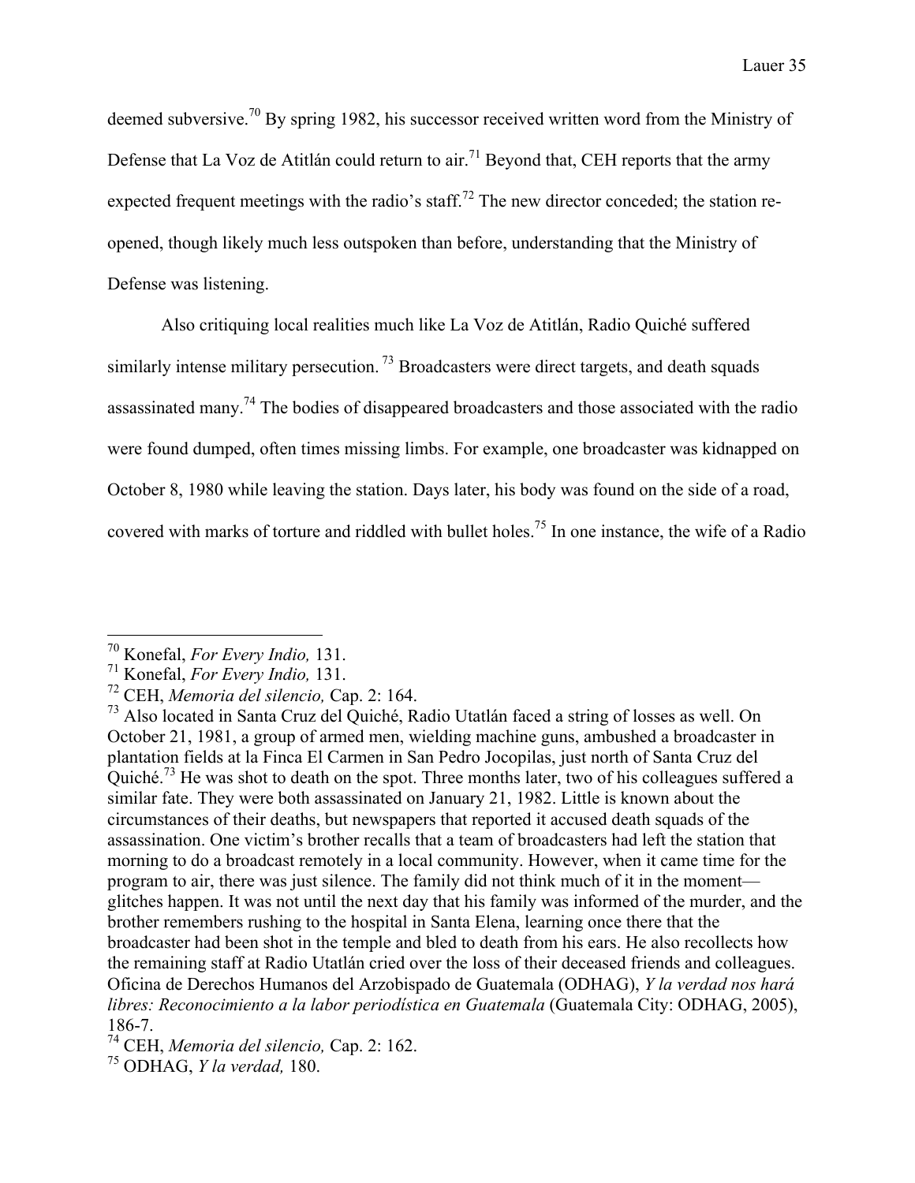deemed subversive.[70] By spring 1982, his successor received written word from the Ministry of Defense that La Voz de Atitlán could return to air.[71] Beyond that, CEH reports that the army expected frequent meetings with the radio's staff.[72] The new director conceded; the station re-opened, though likely much less outspoken than before, understanding that the Ministry of Defense was listening.

Also critiquing local realities much like La Voz de Atitlán, Radio Quiché suffered similarly intense military persecution.[73] Broadcasters were direct targets, and death squads assassinated many.[74] The bodies of disappeared broadcasters and those associated with the radio were found dumped, often times missing limbs. For example, one broadcaster was kidnapped on October 8, 1980 while leaving the station. Days later, his body was found on the side of a road, covered with marks of torture and riddled with bullet holes.[75] In one instance, the wife of a Radio

---

[70] Konefal, *For Every Indio,* 131.

[71] Konefal, *For Every Indio,* 131.

[72] CEH, *Memoria del silencio,* Cap. 2: 164.

[73] Also located in Santa Cruz del Quiché, Radio Utatlán faced a string of losses as well. On October 21, 1981, a group of armed men, wielding machine guns, ambushed a broadcaster in plantation fields at la Finca El Carmen in San Pedro Jocopilas, just north of Santa Cruz del Quiché.[73] He was shot to death on the spot. Three months later, two of his colleagues suffered a similar fate. They were both assassinated on January 21, 1982. Little is known about the circumstances of their deaths, but newspapers that reported it accused death squads of the assassination. One victim's brother recalls that a team of broadcasters had left the station that morning to do a broadcast remotely in a local community. However, when it came time for the program to air, there was just silence. The family did not think much of it in the moment—glitches happen. It was not until the next day that his family was informed of the murder, and the brother remembers rushing to the hospital in Santa Elena, learning once there that the broadcaster had been shot in the temple and bled to death from his ears. He also recollects how the remaining staff at Radio Utatlán cried over the loss of their deceased friends and colleagues. Oficina de Derechos Humanos del Arzobispado de Guatemala (ODHAG), *Y la verdad nos hará libres: Reconocimiento a la labor periodística en Guatemala* (Guatemala City: ODHAG, 2005), 186-7.

[74] CEH, *Memoria del silencio,* Cap. 2: 162.

[75] ODHAG, *Y la verdad,* 180.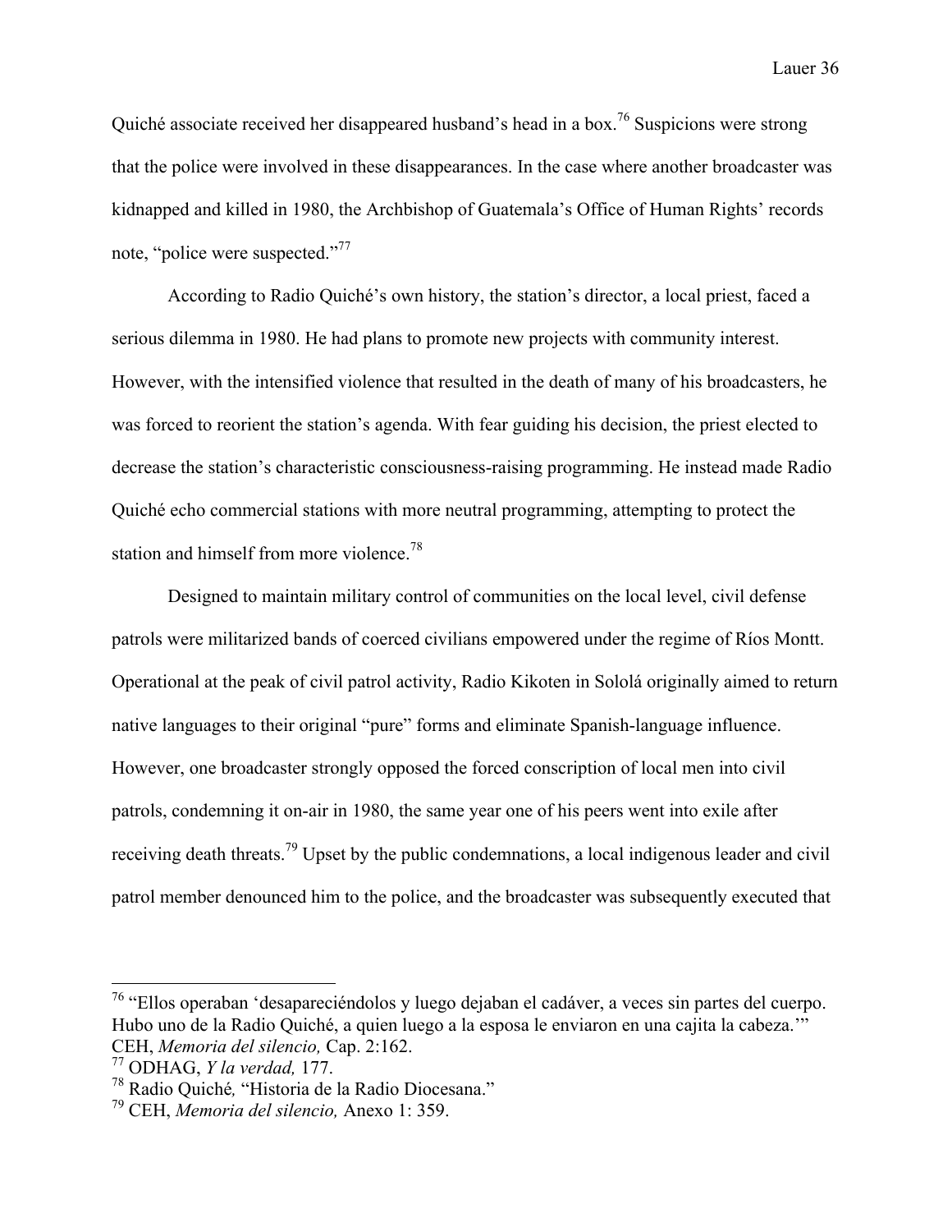Quiché associate received her disappeared husband's head in a box.[76] Suspicions were strong that the police were involved in these disappearances. In the case where another broadcaster was kidnapped and killed in 1980, the Archbishop of Guatemala's Office of Human Rights' records note, "police were suspected."[77]

According to Radio Quiché's own history, the station's director, a local priest, faced a serious dilemma in 1980. He had plans to promote new projects with community interest. However, with the intensified violence that resulted in the death of many of his broadcasters, he was forced to reorient the station's agenda. With fear guiding his decision, the priest elected to decrease the station's characteristic consciousness-raising programming. He instead made Radio Quiché echo commercial stations with more neutral programming, attempting to protect the station and himself from more violence.[78]

Designed to maintain military control of communities on the local level, civil defense patrols were militarized bands of coerced civilians empowered under the regime of Ríos Montt. Operational at the peak of civil patrol activity, Radio Kikoten in Sololá originally aimed to return native languages to their original "pure" forms and eliminate Spanish-language influence. However, one broadcaster strongly opposed the forced conscription of local men into civil patrols, condemning it on-air in 1980, the same year one of his peers went into exile after receiving death threats.[79] Upset by the public condemnations, a local indigenous leader and civil patrol member denounced him to the police, and the broadcaster was subsequently executed that

---

[76] "Ellos operaban 'desapareciéndolos y luego dejaban el cadáver, a veces sin partes del cuerpo. Hubo uno de la Radio Quiché, a quien luego a la esposa le enviaron en una cajita la cabeza.'" CEH, *Memoria del silencio,* Cap. 2:162.

[77] ODHAG, *Y la verdad,* 177.

[78] Radio Quiché*,* "Historia de la Radio Diocesana."

[79] CEH, *Memoria del silencio,* Anexo 1: 359.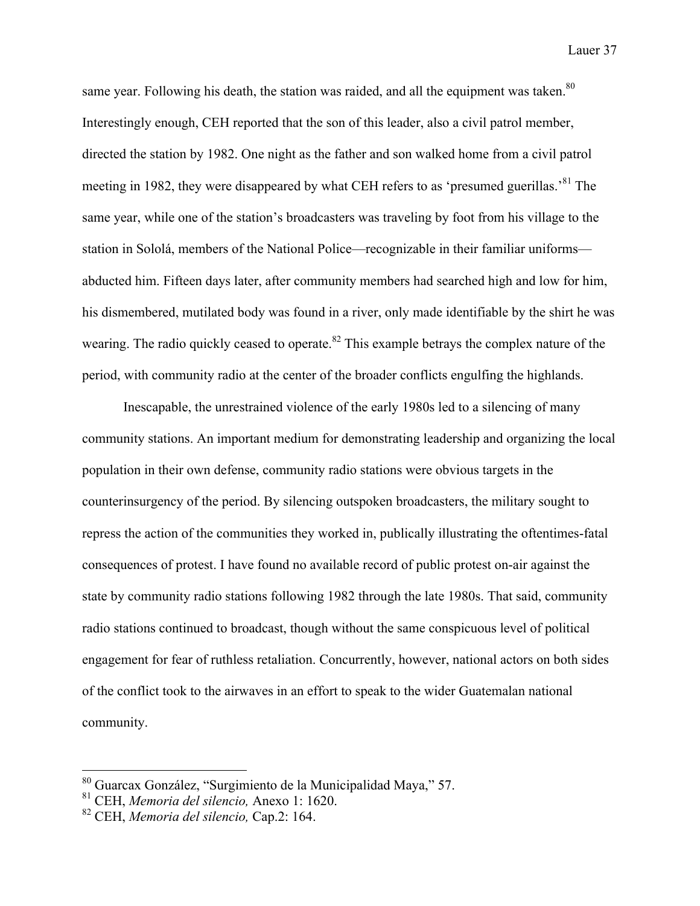same year. Following his death, the station was raided, and all the equipment was taken.[80] Interestingly enough, CEH reported that the son of this leader, also a civil patrol member, directed the station by 1982. One night as the father and son walked home from a civil patrol meeting in 1982, they were disappeared by what CEH refers to as 'presumed guerillas.'[81] The same year, while one of the station's broadcasters was traveling by foot from his village to the station in Sololá, members of the National Police—recognizable in their familiar uniforms—abducted him. Fifteen days later, after community members had searched high and low for him, his dismembered, mutilated body was found in a river, only made identifiable by the shirt he was wearing. The radio quickly ceased to operate.[82] This example betrays the complex nature of the period, with community radio at the center of the broader conflicts engulfing the highlands.

Inescapable, the unrestrained violence of the early 1980s led to a silencing of many community stations. An important medium for demonstrating leadership and organizing the local population in their own defense, community radio stations were obvious targets in the counterinsurgency of the period. By silencing outspoken broadcasters, the military sought to repress the action of the communities they worked in, publically illustrating the oftentimes-fatal consequences of protest. I have found no available record of public protest on-air against the state by community radio stations following 1982 through the late 1980s. That said, community radio stations continued to broadcast, though without the same conspicuous level of political engagement for fear of ruthless retaliation. Concurrently, however, national actors on both sides of the conflict took to the airwaves in an effort to speak to the wider Guatemalan national community.

---

[80] Guarcax González, "Surgimiento de la Municipalidad Maya," 57.

[81] CEH, *Memoria del silencio,* Anexo 1: 1620.

[82] CEH, *Memoria del silencio,* Cap.2: 164.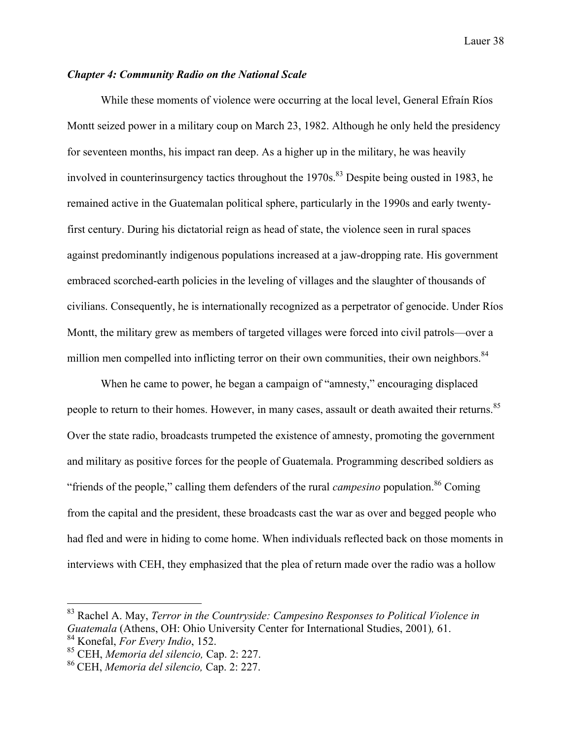### *Chapter 4: Community Radio on the National Scale*

While these moments of violence were occurring at the local level, General Efraín Ríos Montt seized power in a military coup on March 23, 1982. Although he only held the presidency for seventeen months, his impact ran deep. As a higher up in the military, he was heavily involved in counterinsurgency tactics throughout the 1970s.[83] Despite being ousted in 1983, he remained active in the Guatemalan political sphere, particularly in the 1990s and early twenty-first century. During his dictatorial reign as head of state, the violence seen in rural spaces against predominantly indigenous populations increased at a jaw-dropping rate. His government embraced scorched-earth policies in the leveling of villages and the slaughter of thousands of civilians. Consequently, he is internationally recognized as a perpetrator of genocide. Under Ríos Montt, the military grew as members of targeted villages were forced into civil patrols—over a million men compelled into inflicting terror on their own communities, their own neighbors.[84]

When he came to power, he began a campaign of "amnesty," encouraging displaced people to return to their homes. However, in many cases, assault or death awaited their returns.[85] Over the state radio, broadcasts trumpeted the existence of amnesty, promoting the government and military as positive forces for the people of Guatemala. Programming described soldiers as "friends of the people," calling them defenders of the rural *campesino* population.[86] Coming from the capital and the president, these broadcasts cast the war as over and begged people who had fled and were in hiding to come home. When individuals reflected back on those moments in interviews with CEH, they emphasized that the plea of return made over the radio was a hollow

---

[83] Rachel A. May, *Terror in the Countryside: Campesino Responses to Political Violence in Guatemala* (Athens, OH: Ohio University Center for International Studies, 2001), 61.

[84] Konefal, *For Every Indio*, 152.

[85] CEH, *Memoria del silencio,* Cap. 2: 227.

[86] CEH, *Memoria del silencio,* Cap. 2: 227.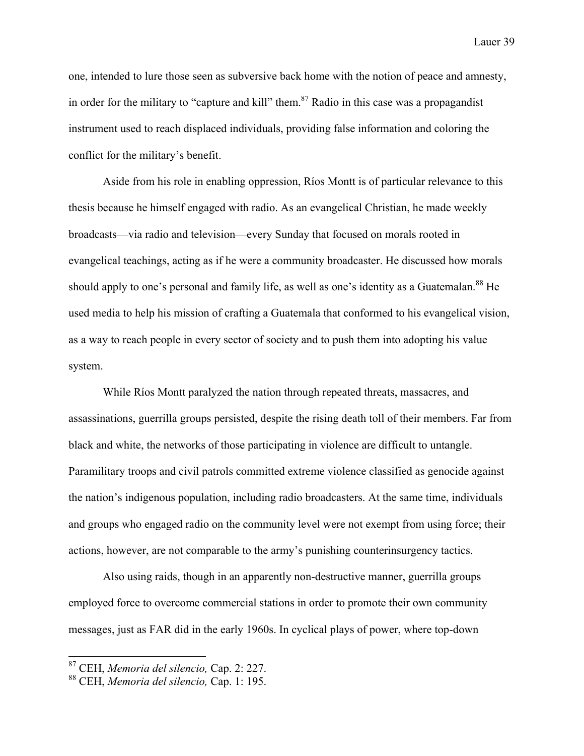one, intended to lure those seen as subversive back home with the notion of peace and amnesty, in order for the military to "capture and kill" them.[87] Radio in this case was a propagandist instrument used to reach displaced individuals, providing false information and coloring the conflict for the military's benefit.

Aside from his role in enabling oppression, Ríos Montt is of particular relevance to this thesis because he himself engaged with radio. As an evangelical Christian, he made weekly broadcasts—via radio and television—every Sunday that focused on morals rooted in evangelical teachings, acting as if he were a community broadcaster. He discussed how morals should apply to one's personal and family life, as well as one's identity as a Guatemalan.[88] He used media to help his mission of crafting a Guatemala that conformed to his evangelical vision, as a way to reach people in every sector of society and to push them into adopting his value system.

While Ríos Montt paralyzed the nation through repeated threats, massacres, and assassinations, guerrilla groups persisted, despite the rising death toll of their members. Far from black and white, the networks of those participating in violence are difficult to untangle. Paramilitary troops and civil patrols committed extreme violence classified as genocide against the nation's indigenous population, including radio broadcasters. At the same time, individuals and groups who engaged radio on the community level were not exempt from using force; their actions, however, are not comparable to the army's punishing counterinsurgency tactics.

Also using raids, though in an apparently non-destructive manner, guerrilla groups employed force to overcome commercial stations in order to promote their own community messages, just as FAR did in the early 1960s. In cyclical plays of power, where top-down

---

[87] CEH, *Memoria del silencio,* Cap. 2: 227.

[88] CEH, *Memoria del silencio,* Cap. 1: 195.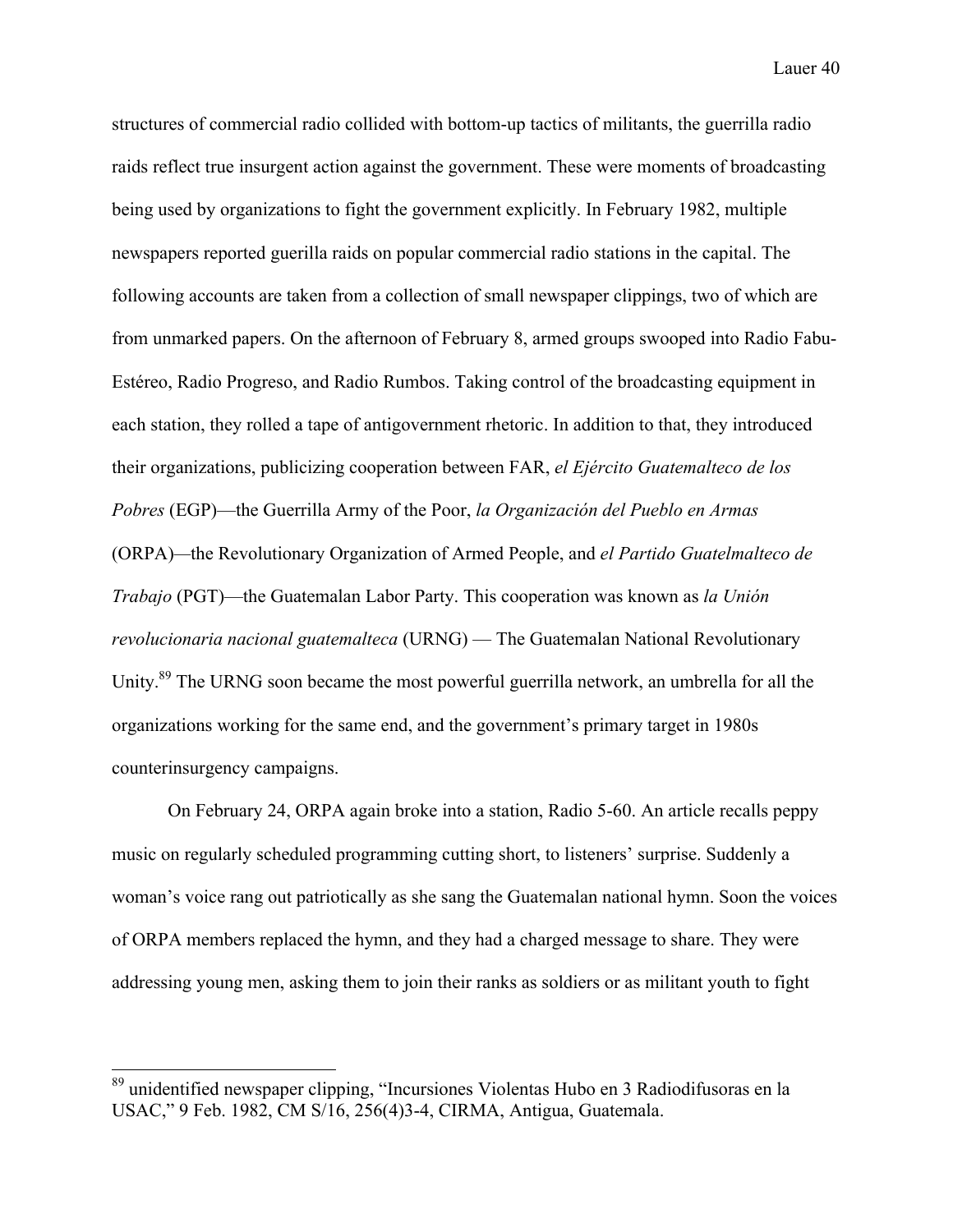structures of commercial radio collided with bottom-up tactics of militants, the guerrilla radio raids reflect true insurgent action against the government. These were moments of broadcasting being used by organizations to fight the government explicitly. In February 1982, multiple newspapers reported guerilla raids on popular commercial radio stations in the capital. The following accounts are taken from a collection of small newspaper clippings, two of which are from unmarked papers. On the afternoon of February 8, armed groups swooped into Radio Fabu-Estéreo, Radio Progreso, and Radio Rumbos. Taking control of the broadcasting equipment in each station, they rolled a tape of antigovernment rhetoric. In addition to that, they introduced their organizations, publicizing cooperation between FAR, *el Ejército Guatemalteco de los Pobres* (EGP)—the Guerrilla Army of the Poor, *la Organización del Pueblo en Armas* (ORPA)—the Revolutionary Organization of Armed People, and *el Partido Guatelmalteco de Trabajo* (PGT)—the Guatemalan Labor Party. This cooperation was known as *la Unión revolucionaria nacional guatemalteca* (URNG) — The Guatemalan National Revolutionary Unity.[89] The URNG soon became the most powerful guerrilla network, an umbrella for all the organizations working for the same end, and the government's primary target in 1980s counterinsurgency campaigns.

On February 24, ORPA again broke into a station, Radio 5-60. An article recalls peppy music on regularly scheduled programming cutting short, to listeners' surprise. Suddenly a woman's voice rang out patriotically as she sang the Guatemalan national hymn. Soon the voices of ORPA members replaced the hymn, and they had a charged message to share. They were addressing young men, asking them to join their ranks as soldiers or as militant youth to fight

---

[89] unidentified newspaper clipping, "Incursiones Violentas Hubo en 3 Radiodifusoras en la USAC," 9 Feb. 1982, CM S/16, 256(4)3-4, CIRMA, Antigua, Guatemala.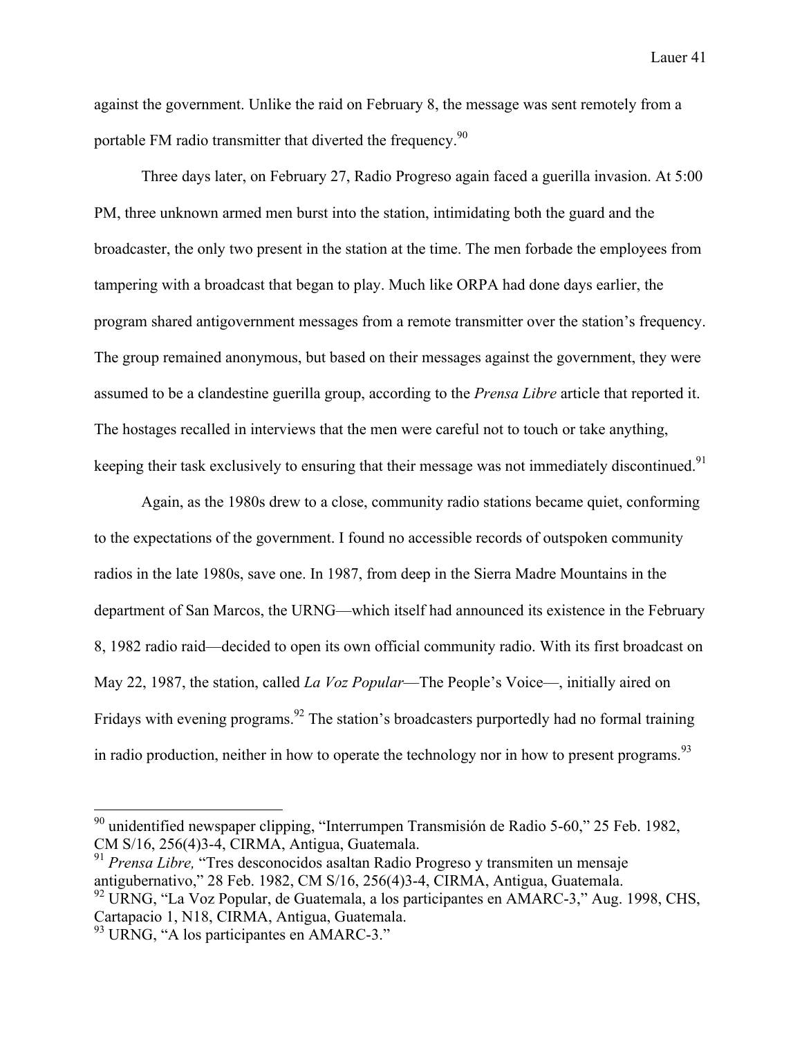against the government. Unlike the raid on February 8, the message was sent remotely from a portable FM radio transmitter that diverted the frequency.[90]

Three days later, on February 27, Radio Progreso again faced a guerilla invasion. At 5:00 PM, three unknown armed men burst into the station, intimidating both the guard and the broadcaster, the only two present in the station at the time. The men forbade the employees from tampering with a broadcast that began to play. Much like ORPA had done days earlier, the program shared antigovernment messages from a remote transmitter over the station's frequency. The group remained anonymous, but based on their messages against the government, they were assumed to be a clandestine guerilla group, according to the *Prensa Libre* article that reported it. The hostages recalled in interviews that the men were careful not to touch or take anything, keeping their task exclusively to ensuring that their message was not immediately discontinued.[91]

Again, as the 1980s drew to a close, community radio stations became quiet, conforming to the expectations of the government. I found no accessible records of outspoken community radios in the late 1980s, save one. In 1987, from deep in the Sierra Madre Mountains in the department of San Marcos, the URNG—which itself had announced its existence in the February 8, 1982 radio raid—decided to open its own official community radio. With its first broadcast on May 22, 1987, the station, called *La Voz Popular*—The People's Voice—, initially aired on Fridays with evening programs.[92] The station's broadcasters purportedly had no formal training in radio production, neither in how to operate the technology nor in how to present programs.[93]

---

[90] unidentified newspaper clipping, "Interrumpen Transmisión de Radio 5-60," 25 Feb. 1982, CM S/16, 256(4)3-4, CIRMA, Antigua, Guatemala.

[91] *Prensa Libre,* "Tres desconocidos asaltan Radio Progreso y transmiten un mensaje antigubernativo," 28 Feb. 1982, CM S/16, 256(4)3-4, CIRMA, Antigua, Guatemala.

[92] URNG, "La Voz Popular, de Guatemala, a los participantes en AMARC-3," Aug. 1998, CHS, Cartapacio 1, N18, CIRMA, Antigua, Guatemala.

[93] URNG, "A los participantes en AMARC-3."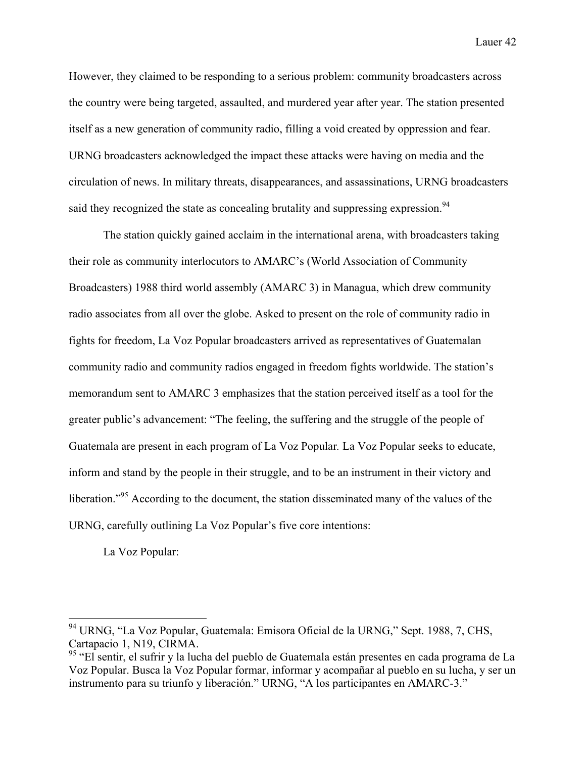However, they claimed to be responding to a serious problem: community broadcasters across the country were being targeted, assaulted, and murdered year after year. The station presented itself as a new generation of community radio, filling a void created by oppression and fear. URNG broadcasters acknowledged the impact these attacks were having on media and the circulation of news. In military threats, disappearances, and assassinations, URNG broadcasters said they recognized the state as concealing brutality and suppressing expression.[94]

The station quickly gained acclaim in the international arena, with broadcasters taking their role as community interlocutors to AMARC's (World Association of Community Broadcasters) 1988 third world assembly (AMARC 3) in Managua, which drew community radio associates from all over the globe. Asked to present on the role of community radio in fights for freedom, La Voz Popular broadcasters arrived as representatives of Guatemalan community radio and community radios engaged in freedom fights worldwide. The station's memorandum sent to AMARC 3 emphasizes that the station perceived itself as a tool for the greater public's advancement: "The feeling, the suffering and the struggle of the people of Guatemala are present in each program of La Voz Popular*.* La Voz Popular seeks to educate, inform and stand by the people in their struggle, and to be an instrument in their victory and liberation."[95] According to the document, the station disseminated many of the values of the URNG, carefully outlining La Voz Popular's five core intentions:

La Voz Popular:

---

[94] URNG, "La Voz Popular, Guatemala: Emisora Oficial de la URNG," Sept. 1988, 7, CHS, Cartapacio 1, N19, CIRMA.

[95] "El sentir, el sufrir y la lucha del pueblo de Guatemala están presentes en cada programa de La Voz Popular. Busca la Voz Popular formar, informar y acompañar al pueblo en su lucha, y ser un instrumento para su triunfo y liberación." URNG, "A los participantes en AMARC-3."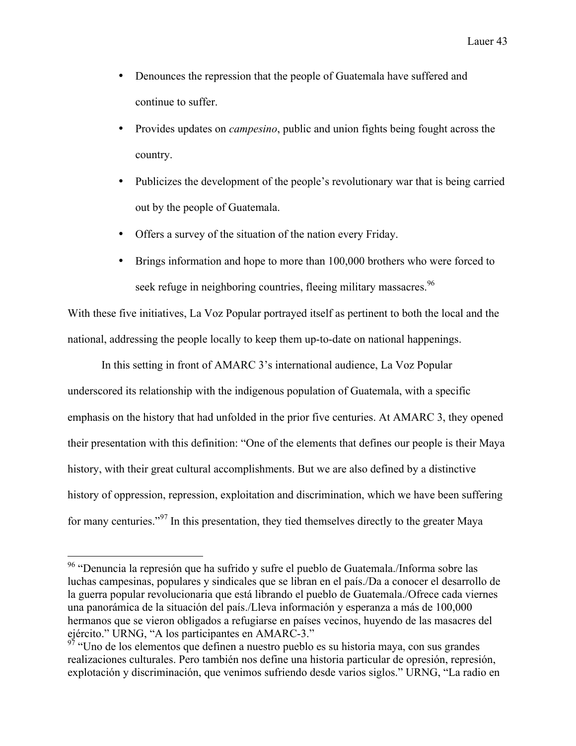- Denounces the repression that the people of Guatemala have suffered and continue to suffer.
- Provides updates on *campesino*, public and union fights being fought across the country.
- Publicizes the development of the people's revolutionary war that is being carried out by the people of Guatemala.
- Offers a survey of the situation of the nation every Friday.
- Brings information and hope to more than 100,000 brothers who were forced to seek refuge in neighboring countries, fleeing military massacres.[96]

With these five initiatives, La Voz Popular portrayed itself as pertinent to both the local and the national, addressing the people locally to keep them up-to-date on national happenings.

In this setting in front of AMARC 3's international audience, La Voz Popular underscored its relationship with the indigenous population of Guatemala, with a specific emphasis on the history that had unfolded in the prior five centuries. At AMARC 3, they opened their presentation with this definition: "One of the elements that defines our people is their Maya history, with their great cultural accomplishments. But we are also defined by a distinctive history of oppression, repression, exploitation and discrimination, which we have been suffering for many centuries."[97] In this presentation, they tied themselves directly to the greater Maya

---

[96] "Denuncia la represión que ha sufrido y sufre el pueblo de Guatemala./Informa sobre las luchas campesinas, populares y sindicales que se libran en el país./Da a conocer el desarrollo de la guerra popular revolucionaria que está librando el pueblo de Guatemala./Ofrece cada viernes una panorámica de la situación del país./Lleva información y esperanza a más de 100,000 hermanos que se vieron obligados a refugiarse en países vecinos, huyendo de las masacres del ejército." URNG, "A los participantes en AMARC-3."

[97] "Uno de los elementos que definen a nuestro pueblo es su historia maya, con sus grandes realizaciones culturales. Pero también nos define una historia particular de opresión, represión, explotación y discriminación, que venimos sufriendo desde varios siglos." URNG, "La radio en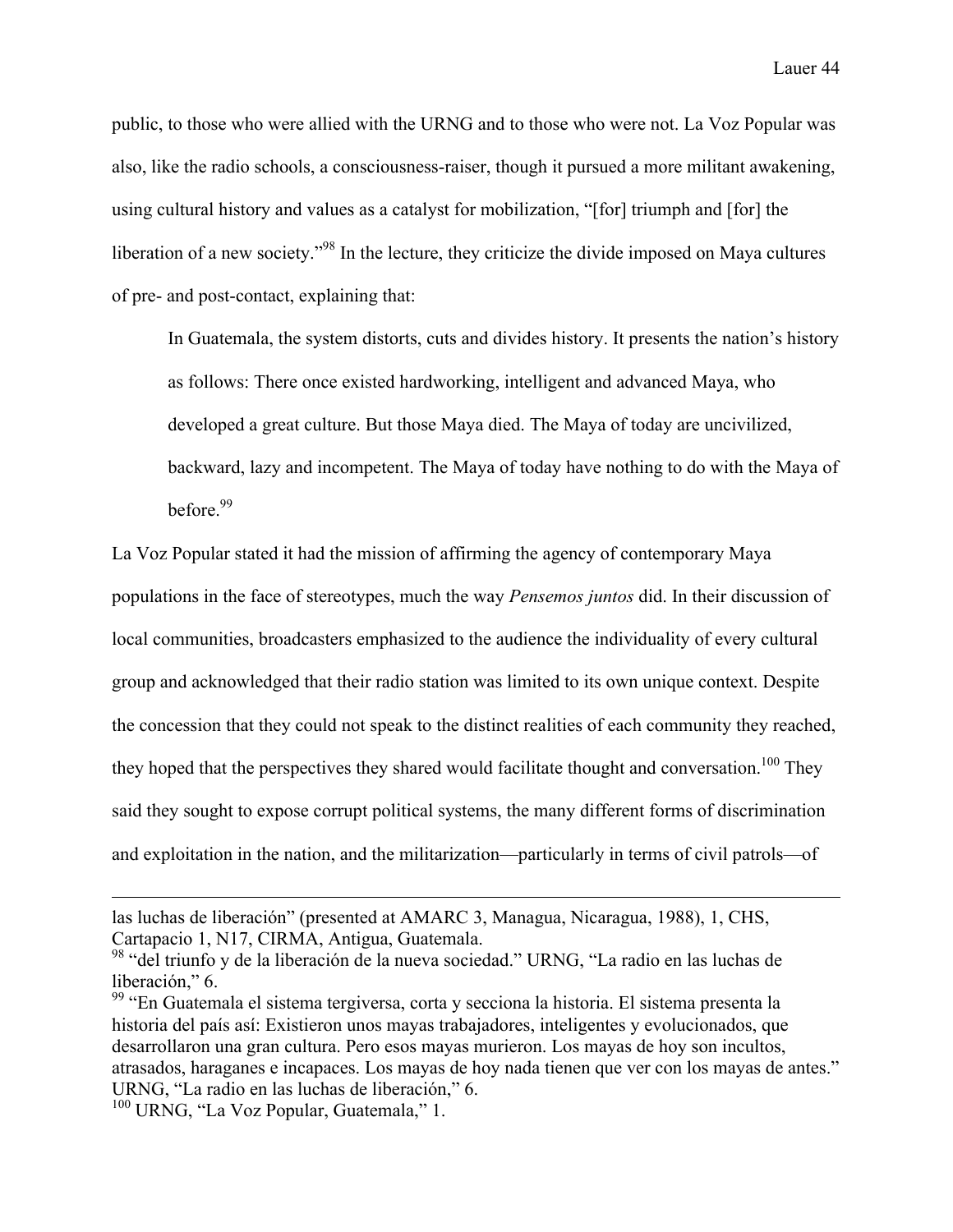public, to those who were allied with the URNG and to those who were not. La Voz Popular was also, like the radio schools, a consciousness-raiser, though it pursued a more militant awakening, using cultural history and values as a catalyst for mobilization, "[for] triumph and [for] the liberation of a new society."[98] In the lecture, they criticize the divide imposed on Maya cultures of pre- and post-contact, explaining that:

> In Guatemala, the system distorts, cuts and divides history. It presents the nation's history as follows: There once existed hardworking, intelligent and advanced Maya, who developed a great culture. But those Maya died. The Maya of today are uncivilized, backward, lazy and incompetent. The Maya of today have nothing to do with the Maya of before.[99]

La Voz Popular stated it had the mission of affirming the agency of contemporary Maya populations in the face of stereotypes, much the way *Pensemos juntos* did. In their discussion of local communities, broadcasters emphasized to the audience the individuality of every cultural group and acknowledged that their radio station was limited to its own unique context. Despite the concession that they could not speak to the distinct realities of each community they reached, they hoped that the perspectives they shared would facilitate thought and conversation.[100] They said they sought to expose corrupt political systems, the many different forms of discrimination and exploitation in the nation, and the militarization—particularly in terms of civil patrols—of

---

las luchas de liberación" (presented at AMARC 3, Managua, Nicaragua, 1988), 1, CHS, Cartapacio 1, N17, CIRMA, Antigua, Guatemala.

[98] "del triunfo y de la liberación de la nueva sociedad." URNG, "La radio en las luchas de liberación," 6.

[99] "En Guatemala el sistema tergiversa, corta y secciona la historia. El sistema presenta la historia del país así: Existieron unos mayas trabajadores, inteligentes y evolucionados, que desarrollaron una gran cultura. Pero esos mayas murieron. Los mayas de hoy son incultos, atrasados, haraganes e incapaces. Los mayas de hoy nada tienen que ver con los mayas de antes." URNG, "La radio en las luchas de liberación," 6.

[100] URNG, "La Voz Popular, Guatemala," 1.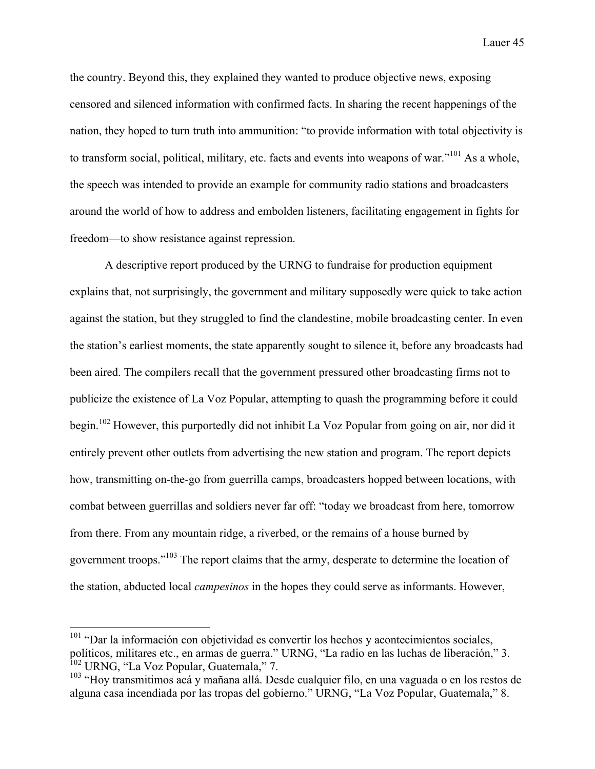the country. Beyond this, they explained they wanted to produce objective news, exposing censored and silenced information with confirmed facts. In sharing the recent happenings of the nation, they hoped to turn truth into ammunition: "to provide information with total objectivity is to transform social, political, military, etc. facts and events into weapons of war."[101] As a whole, the speech was intended to provide an example for community radio stations and broadcasters around the world of how to address and embolden listeners, facilitating engagement in fights for freedom—to show resistance against repression.

A descriptive report produced by the URNG to fundraise for production equipment explains that, not surprisingly, the government and military supposedly were quick to take action against the station, but they struggled to find the clandestine, mobile broadcasting center. In even the station's earliest moments, the state apparently sought to silence it, before any broadcasts had been aired. The compilers recall that the government pressured other broadcasting firms not to publicize the existence of La Voz Popular, attempting to quash the programming before it could begin.[102] However, this purportedly did not inhibit La Voz Popular from going on air, nor did it entirely prevent other outlets from advertising the new station and program. The report depicts how, transmitting on-the-go from guerrilla camps, broadcasters hopped between locations, with combat between guerrillas and soldiers never far off: "today we broadcast from here, tomorrow from there. From any mountain ridge, a riverbed, or the remains of a house burned by government troops."[103] The report claims that the army, desperate to determine the location of the station, abducted local *campesinos* in the hopes they could serve as informants. However,

---

[101] "Dar la información con objetividad es convertir los hechos y acontecimientos sociales, políticos, militares etc., en armas de guerra." URNG, "La radio en las luchas de liberación," 3.
[102] URNG, "La Voz Popular, Guatemala," 7.
[103] "Hoy transmitimos acá y mañana allá. Desde cualquier filo, en una vaguada o en los restos de alguna casa incendiada por las tropas del gobierno." URNG, "La Voz Popular, Guatemala," 8.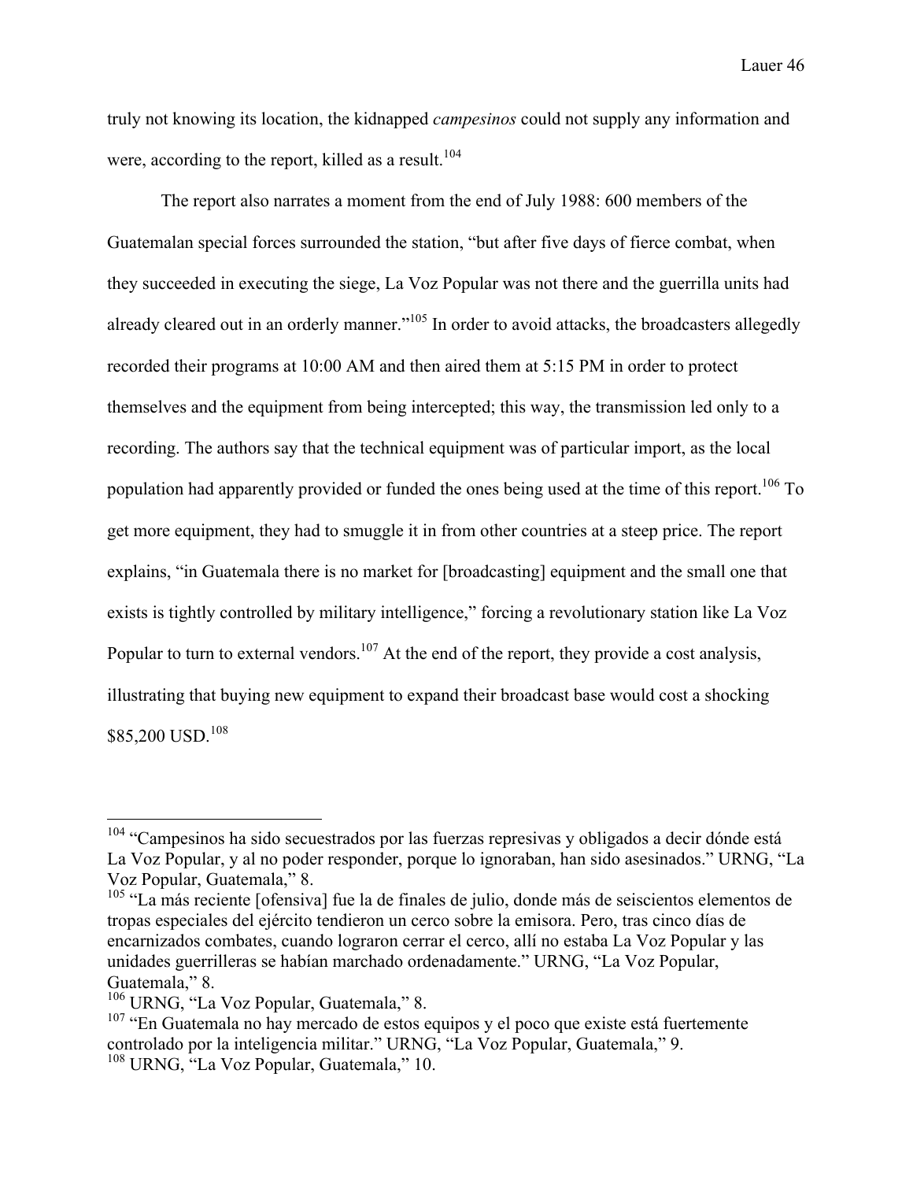truly not knowing its location, the kidnapped *campesinos* could not supply any information and were, according to the report, killed as a result.[104]

The report also narrates a moment from the end of July 1988: 600 members of the Guatemalan special forces surrounded the station, "but after five days of fierce combat, when they succeeded in executing the siege, La Voz Popular was not there and the guerrilla units had already cleared out in an orderly manner."[105] In order to avoid attacks, the broadcasters allegedly recorded their programs at 10:00 AM and then aired them at 5:15 PM in order to protect themselves and the equipment from being intercepted; this way, the transmission led only to a recording. The authors say that the technical equipment was of particular import, as the local population had apparently provided or funded the ones being used at the time of this report.[106] To get more equipment, they had to smuggle it in from other countries at a steep price. The report explains, "in Guatemala there is no market for [broadcasting] equipment and the small one that exists is tightly controlled by military intelligence," forcing a revolutionary station like La Voz Popular to turn to external vendors.[107] At the end of the report, they provide a cost analysis, illustrating that buying new equipment to expand their broadcast base would cost a shocking $85,200 USD.[108]

---

[104] "Campesinos ha sido secuestrados por las fuerzas represivas y obligados a decir dónde está La Voz Popular, y al no poder responder, porque lo ignoraban, han sido asesinados." URNG, "La Voz Popular, Guatemala," 8.

[105] "La más reciente [ofensiva] fue la de finales de julio, donde más de seiscientos elementos de tropas especiales del ejército tendieron un cerco sobre la emisora. Pero, tras cinco días de encarnizados combates, cuando lograron cerrar el cerco, allí no estaba La Voz Popular y las unidades guerrilleras se habían marchado ordenadamente." URNG, "La Voz Popular, Guatemala," 8.

[106] URNG, "La Voz Popular, Guatemala," 8.

[107] "En Guatemala no hay mercado de estos equipos y el poco que existe está fuertemente controlado por la inteligencia militar." URNG, "La Voz Popular, Guatemala," 9.

[108] URNG, "La Voz Popular, Guatemala," 10.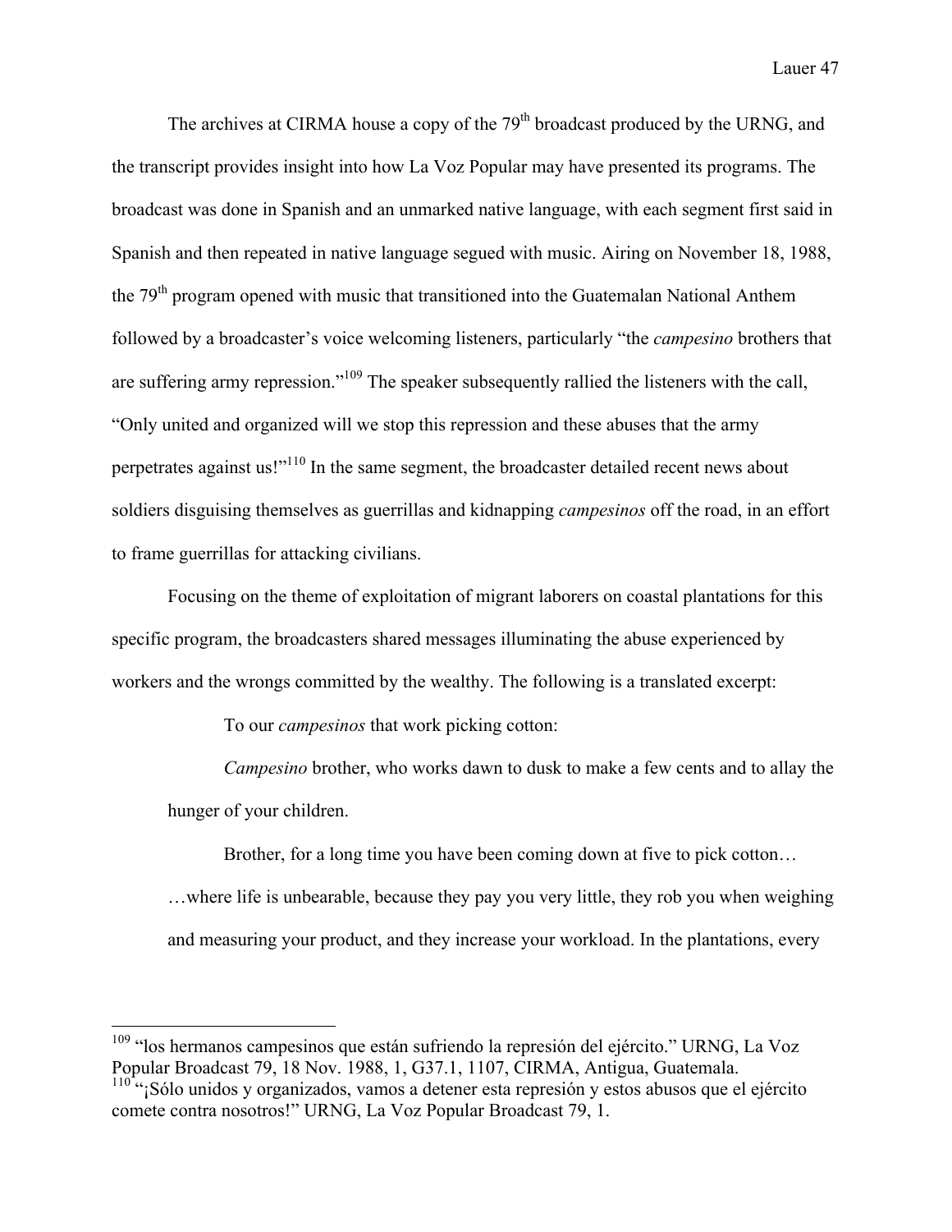The archives at CIRMA house a copy of the 79th broadcast produced by the URNG, and the transcript provides insight into how La Voz Popular may have presented its programs. The broadcast was done in Spanish and an unmarked native language, with each segment first said in Spanish and then repeated in native language segued with music. Airing on November 18, 1988, the 79th program opened with music that transitioned into the Guatemalan National Anthem followed by a broadcaster's voice welcoming listeners, particularly "the *campesino* brothers that are suffering army repression."[109] The speaker subsequently rallied the listeners with the call, "Only united and organized will we stop this repression and these abuses that the army perpetrates against us!"[110] In the same segment, the broadcaster detailed recent news about soldiers disguising themselves as guerrillas and kidnapping *campesinos* off the road, in an effort to frame guerrillas for attacking civilians.

Focusing on the theme of exploitation of migrant laborers on coastal plantations for this specific program, the broadcasters shared messages illuminating the abuse experienced by workers and the wrongs committed by the wealthy. The following is a translated excerpt:

> To our *campesinos* that work picking cotton:
>
> *Campesino* brother, who works dawn to dusk to make a few cents and to allay the hunger of your children.
>
> Brother, for a long time you have been coming down at five to pick cotton… …where life is unbearable, because they pay you very little, they rob you when weighing and measuring your product, and they increase your workload. In the plantations, every

---

[109] "los hermanos campesinos que están sufriendo la represión del ejército." URNG, La Voz Popular Broadcast 79, 18 Nov. 1988, 1, G37.1, 1107, CIRMA, Antigua, Guatemala.

[110] "¡Sólo unidos y organizados, vamos a detener esta represión y estos abusos que el ejército comete contra nosotros!" URNG, La Voz Popular Broadcast 79, 1.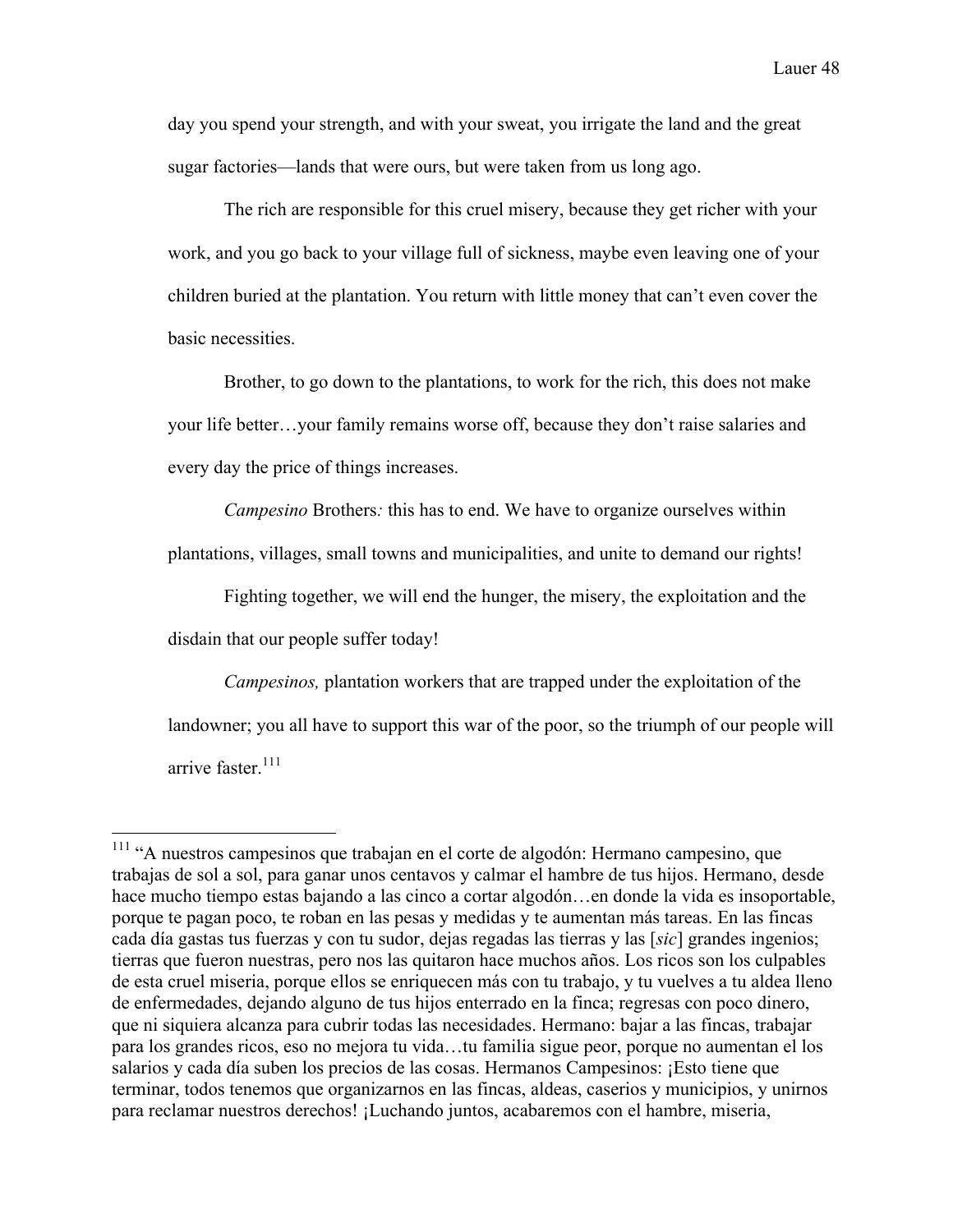day you spend your strength, and with your sweat, you irrigate the land and the great sugar factories—lands that were ours, but were taken from us long ago.

The rich are responsible for this cruel misery, because they get richer with your work, and you go back to your village full of sickness, maybe even leaving one of your children buried at the plantation. You return with little money that can't even cover the basic necessities.

Brother, to go down to the plantations, to work for the rich, this does not make your life better…your family remains worse off, because they don't raise salaries and every day the price of things increases.

*Campesino* Brothers*:* this has to end. We have to organize ourselves within plantations, villages, small towns and municipalities, and unite to demand our rights!

Fighting together, we will end the hunger, the misery, the exploitation and the disdain that our people suffer today!

*Campesinos,* plantation workers that are trapped under the exploitation of the landowner; you all have to support this war of the poor, so the triumph of our people will arrive faster.[111]

---

[111] "A nuestros campesinos que trabajan en el corte de algodón: Hermano campesino, que trabajas de sol a sol, para ganar unos centavos y calmar el hambre de tus hijos. Hermano, desde hace mucho tiempo estas bajando a las cinco a cortar algodón…en donde la vida es insoportable, porque te pagan poco, te roban en las pesas y medidas y te aumentan más tareas. En las fincas cada día gastas tus fuerzas y con tu sudor, dejas regadas las tierras y las [*sic*] grandes ingenios; tierras que fueron nuestras, pero nos las quitaron hace muchos años. Los ricos son los culpables de esta cruel miseria, porque ellos se enriquecen más con tu trabajo, y tu vuelves a tu aldea lleno de enfermedades, dejando alguno de tus hijos enterrado en la finca; regresas con poco dinero, que ni siquiera alcanza para cubrir todas las necesidades. Hermano: bajar a las fincas, trabajar para los grandes ricos, eso no mejora tu vida…tu familia sigue peor, porque no aumentan el los salarios y cada día suben los precios de las cosas. Hermanos Campesinos: ¡Esto tiene que terminar, todos tenemos que organizarnos en las fincas, aldeas, caserios y municipios, y unirnos para reclamar nuestros derechos! ¡Luchando juntos, acabaremos con el hambre, miseria,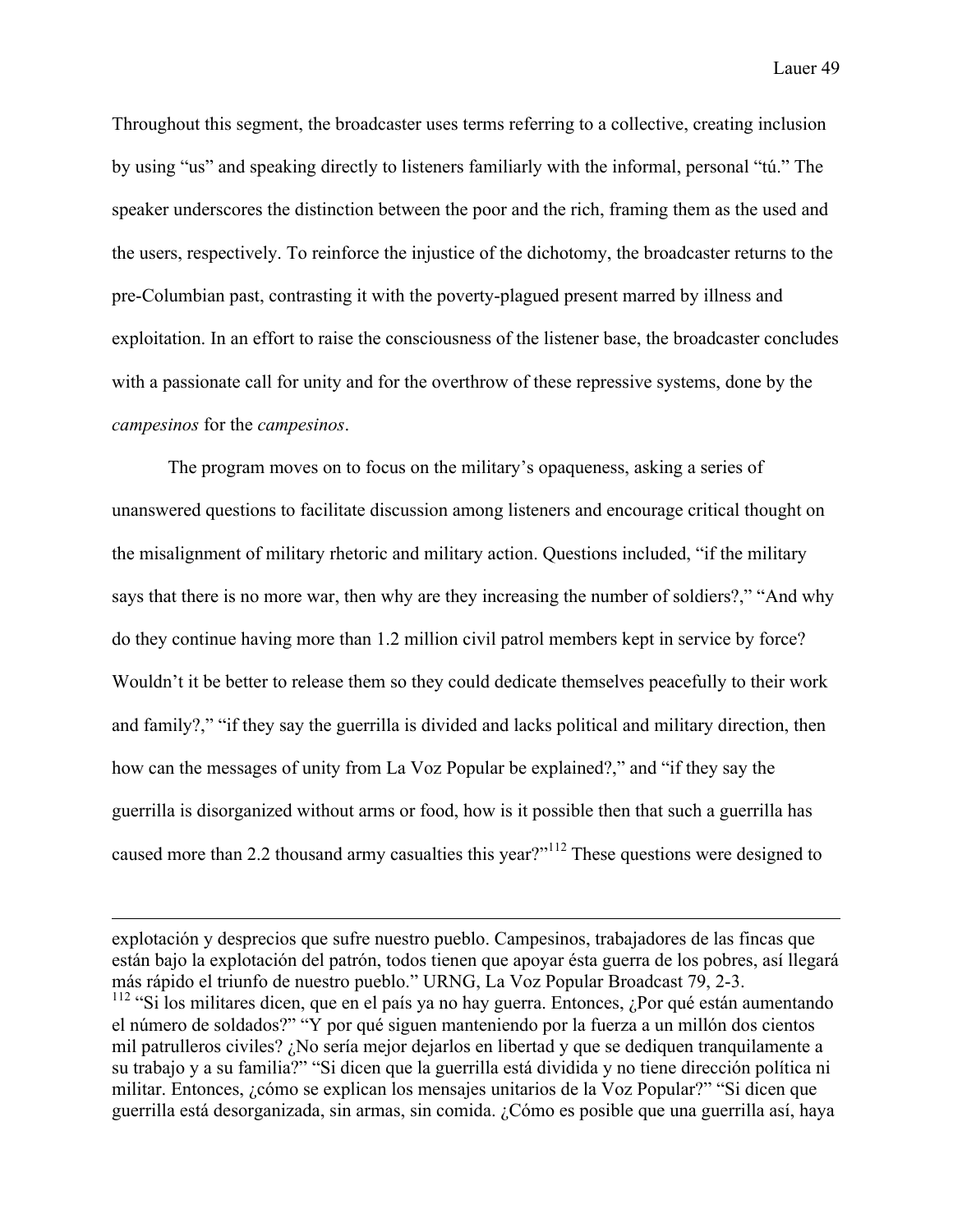Throughout this segment, the broadcaster uses terms referring to a collective, creating inclusion by using "us" and speaking directly to listeners familiarly with the informal, personal "tú." The speaker underscores the distinction between the poor and the rich, framing them as the used and the users, respectively. To reinforce the injustice of the dichotomy, the broadcaster returns to the pre-Columbian past, contrasting it with the poverty-plagued present marred by illness and exploitation. In an effort to raise the consciousness of the listener base, the broadcaster concludes with a passionate call for unity and for the overthrow of these repressive systems, done by the *campesinos* for the *campesinos*.

The program moves on to focus on the military's opaqueness, asking a series of unanswered questions to facilitate discussion among listeners and encourage critical thought on the misalignment of military rhetoric and military action. Questions included, "if the military says that there is no more war, then why are they increasing the number of soldiers?," "And why do they continue having more than 1.2 million civil patrol members kept in service by force? Wouldn't it be better to release them so they could dedicate themselves peacefully to their work and family?," "if they say the guerrilla is divided and lacks political and military direction, then how can the messages of unity from La Voz Popular be explained?," and "if they say the guerrilla is disorganized without arms or food, how is it possible then that such a guerrilla has caused more than 2.2 thousand army casualties this year?"[112] These questions were designed to

---

explotación y desprecios que sufre nuestro pueblo. Campesinos, trabajadores de las fincas que están bajo la explotación del patrón, todos tienen que apoyar ésta guerra de los pobres, así llegará más rápido el triunfo de nuestro pueblo." URNG, La Voz Popular Broadcast 79, 2-3.

[112] "Si los militares dicen, que en el país ya no hay guerra. Entonces, ¿Por qué están aumentando el número de soldados?" "Y por qué siguen manteniendo por la fuerza a un millón dos cientos mil patrulleros civiles? ¿No sería mejor dejarlos en libertad y que se dediquen tranquilamente a su trabajo y a su familia?" "Si dicen que la guerrilla está dividida y no tiene dirección política ni militar. Entonces, ¿cómo se explican los mensajes unitarios de la Voz Popular?" "Si dicen que guerrilla está desorganizada, sin armas, sin comida. ¿Cómo es posible que una guerrilla así, haya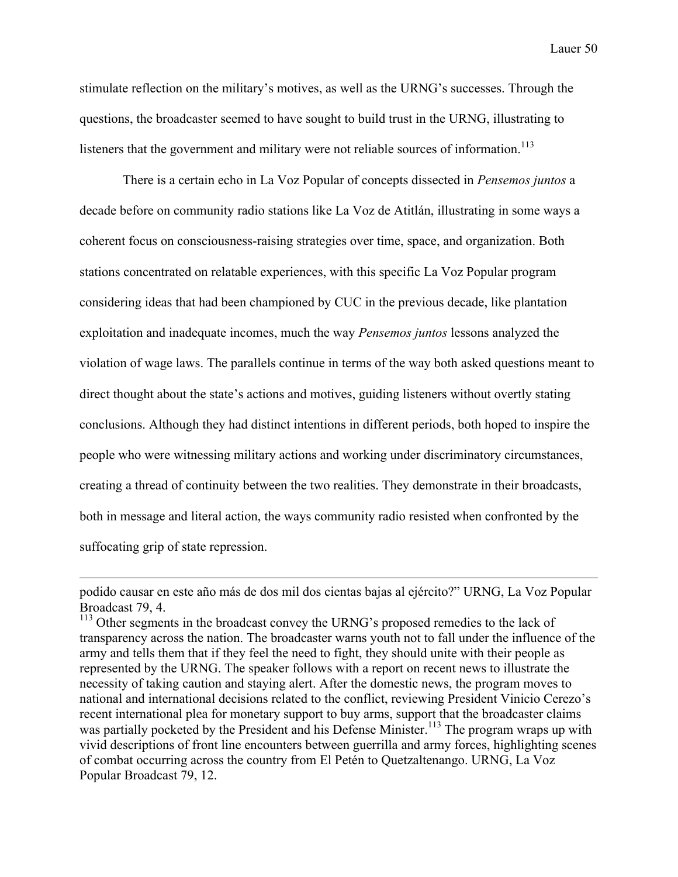stimulate reflection on the military's motives, as well as the URNG's successes. Through the questions, the broadcaster seemed to have sought to build trust in the URNG, illustrating to listeners that the government and military were not reliable sources of information.[113]

There is a certain echo in La Voz Popular of concepts dissected in *Pensemos juntos* a decade before on community radio stations like La Voz de Atitlán, illustrating in some ways a coherent focus on consciousness-raising strategies over time, space, and organization. Both stations concentrated on relatable experiences, with this specific La Voz Popular program considering ideas that had been championed by CUC in the previous decade, like plantation exploitation and inadequate incomes, much the way *Pensemos juntos* lessons analyzed the violation of wage laws. The parallels continue in terms of the way both asked questions meant to direct thought about the state's actions and motives, guiding listeners without overtly stating conclusions. Although they had distinct intentions in different periods, both hoped to inspire the people who were witnessing military actions and working under discriminatory circumstances, creating a thread of continuity between the two realities. They demonstrate in their broadcasts, both in message and literal action, the ways community radio resisted when confronted by the suffocating grip of state repression.

---

podido causar en este año más de dos mil dos cientas bajas al ejército?" URNG, La Voz Popular Broadcast 79, 4.

[113] Other segments in the broadcast convey the URNG's proposed remedies to the lack of transparency across the nation. The broadcaster warns youth not to fall under the influence of the army and tells them that if they feel the need to fight, they should unite with their people as represented by the URNG. The speaker follows with a report on recent news to illustrate the necessity of taking caution and staying alert. After the domestic news, the program moves to national and international decisions related to the conflict, reviewing President Vinicio Cerezo's recent international plea for monetary support to buy arms, support that the broadcaster claims was partially pocketed by the President and his Defense Minister.[113] The program wraps up with vivid descriptions of front line encounters between guerrilla and army forces, highlighting scenes of combat occurring across the country from El Petén to Quetzaltenango. URNG, La Voz Popular Broadcast 79, 12.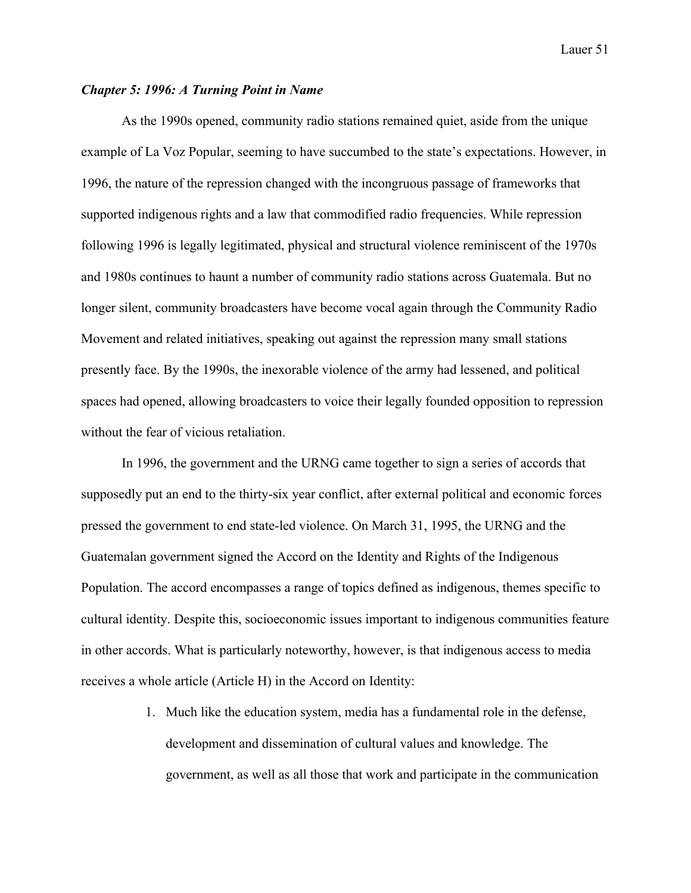### *Chapter 5: 1996: A Turning Point in Name*

As the 1990s opened, community radio stations remained quiet, aside from the unique example of La Voz Popular, seeming to have succumbed to the state's expectations. However, in 1996, the nature of the repression changed with the incongruous passage of frameworks that supported indigenous rights and a law that commodified radio frequencies. While repression following 1996 is legally legitimated, physical and structural violence reminiscent of the 1970s and 1980s continues to haunt a number of community radio stations across Guatemala. But no longer silent, community broadcasters have become vocal again through the Community Radio Movement and related initiatives, speaking out against the repression many small stations presently face. By the 1990s, the inexorable violence of the army had lessened, and political spaces had opened, allowing broadcasters to voice their legally founded opposition to repression without the fear of vicious retaliation.

In 1996, the government and the URNG came together to sign a series of accords that supposedly put an end to the thirty-six year conflict, after external political and economic forces pressed the government to end state-led violence. On March 31, 1995, the URNG and the Guatemalan government signed the Accord on the Identity and Rights of the Indigenous Population. The accord encompasses a range of topics defined as indigenous, themes specific to cultural identity. Despite this, socioeconomic issues important to indigenous communities feature in other accords. What is particularly noteworthy, however, is that indigenous access to media receives a whole article (Article H) in the Accord on Identity:

> 1. Much like the education system, media has a fundamental role in the defense, development and dissemination of cultural values and knowledge. The government, as well as all those that work and participate in the communication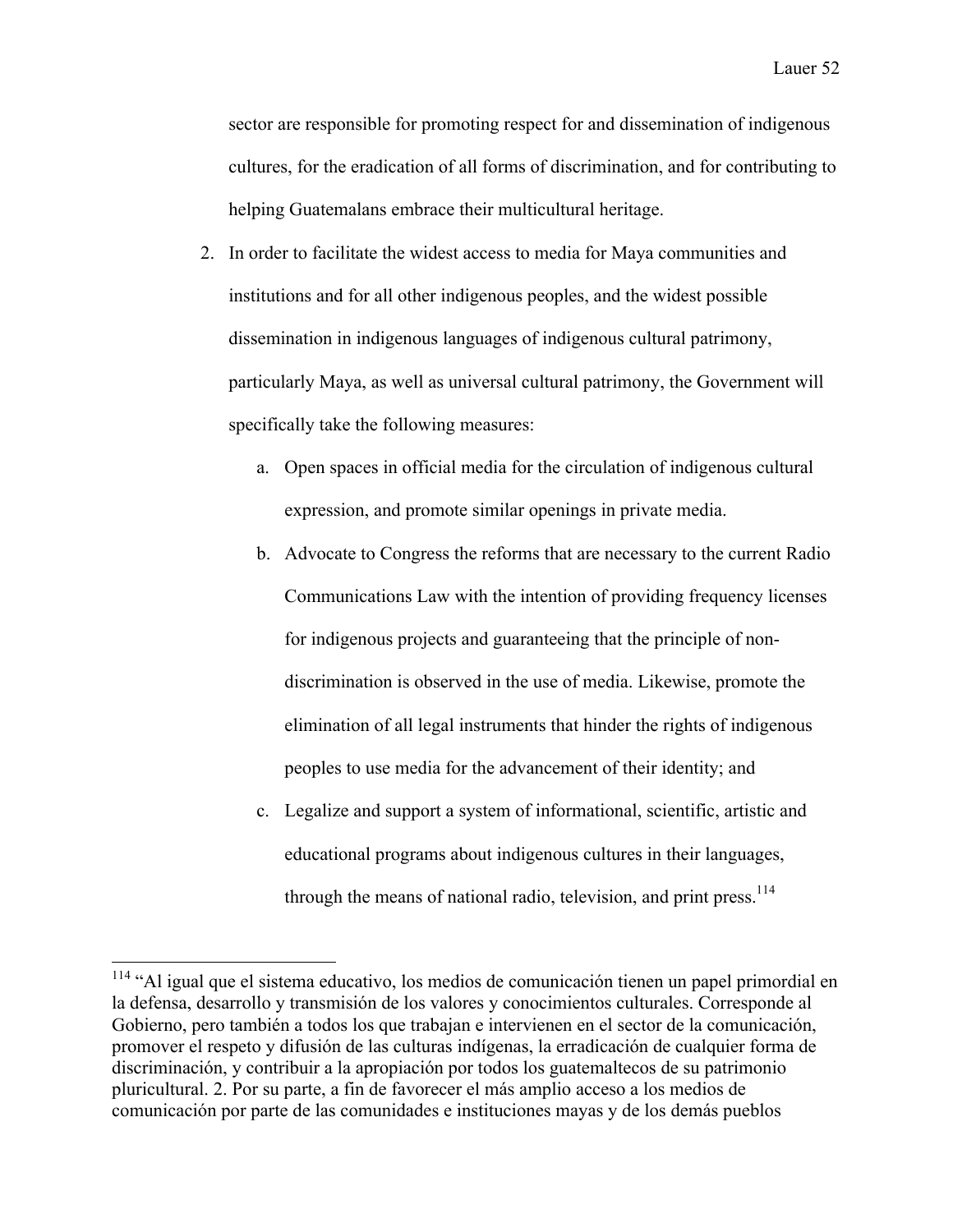sector are responsible for promoting respect for and dissemination of indigenous cultures, for the eradication of all forms of discrimination, and for contributing to helping Guatemalans embrace their multicultural heritage.

2. In order to facilitate the widest access to media for Maya communities and institutions and for all other indigenous peoples, and the widest possible dissemination in indigenous languages of indigenous cultural patrimony, particularly Maya, as well as universal cultural patrimony, the Government will specifically take the following measures:
   a. Open spaces in official media for the circulation of indigenous cultural expression, and promote similar openings in private media.
   b. Advocate to Congress the reforms that are necessary to the current Radio Communications Law with the intention of providing frequency licenses for indigenous projects and guaranteeing that the principle of non-discrimination is observed in the use of media. Likewise, promote the elimination of all legal instruments that hinder the rights of indigenous peoples to use media for the advancement of their identity; and
   c. Legalize and support a system of informational, scientific, artistic and educational programs about indigenous cultures in their languages, through the means of national radio, television, and print press.[114]

---

[114] "Al igual que el sistema educativo, los medios de comunicación tienen un papel primordial en la defensa, desarrollo y transmisión de los valores y conocimientos culturales. Corresponde al Gobierno, pero también a todos los que trabajan e intervienen en el sector de la comunicación, promover el respeto y difusión de las culturas indígenas, la erradicación de cualquier forma de discriminación, y contribuir a la apropiación por todos los guatemaltecos de su patrimonio pluricultural. 2. Por su parte, a fin de favorecer el más amplio acceso a los medios de comunicación por parte de las comunidades e instituciones mayas y de los demás pueblos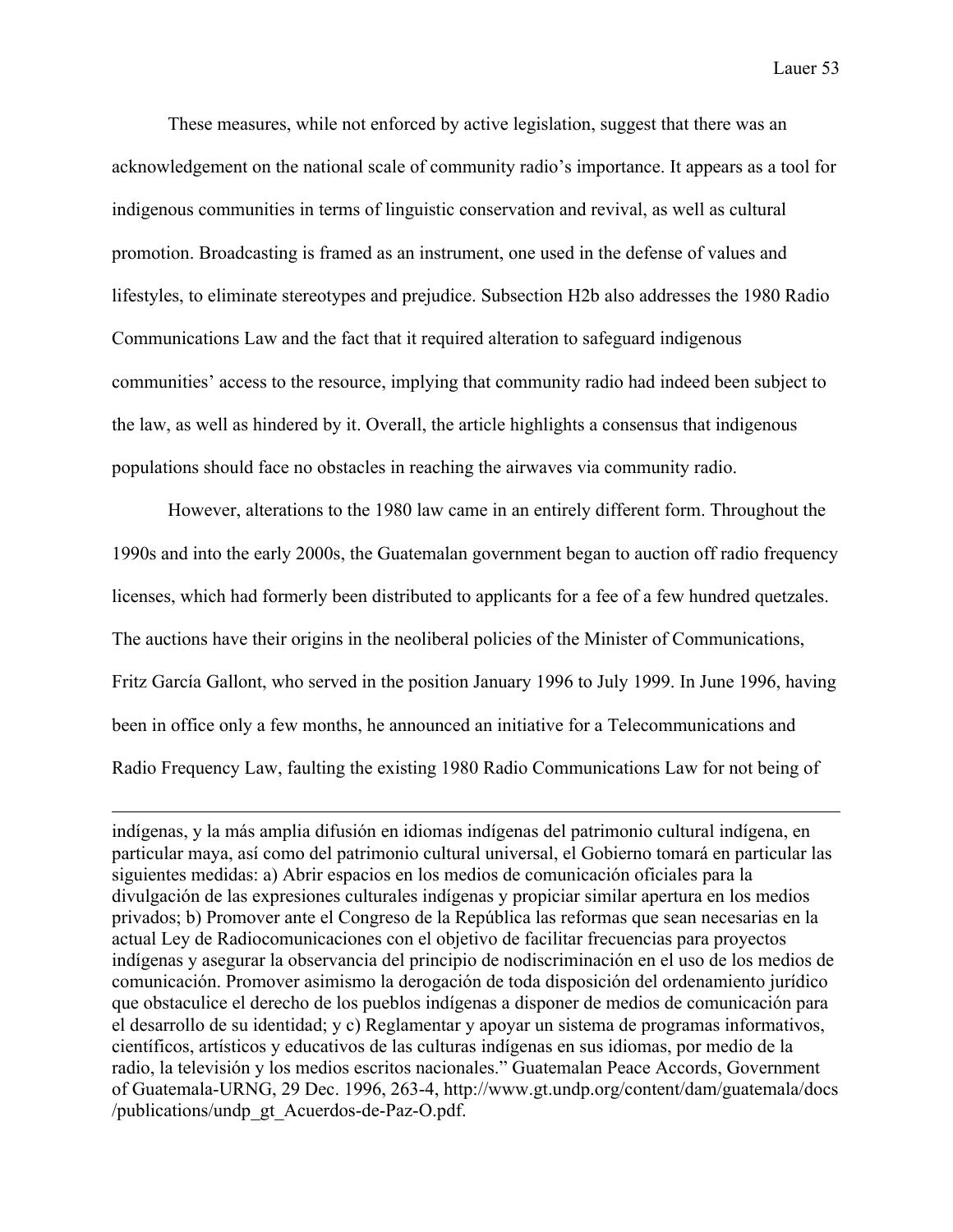These measures, while not enforced by active legislation, suggest that there was an acknowledgement on the national scale of community radio's importance. It appears as a tool for indigenous communities in terms of linguistic conservation and revival, as well as cultural promotion. Broadcasting is framed as an instrument, one used in the defense of values and lifestyles, to eliminate stereotypes and prejudice. Subsection H2b also addresses the 1980 Radio Communications Law and the fact that it required alteration to safeguard indigenous communities' access to the resource, implying that community radio had indeed been subject to the law, as well as hindered by it. Overall, the article highlights a consensus that indigenous populations should face no obstacles in reaching the airwaves via community radio.

However, alterations to the 1980 law came in an entirely different form. Throughout the 1990s and into the early 2000s, the Guatemalan government began to auction off radio frequency licenses, which had formerly been distributed to applicants for a fee of a few hundred quetzales. The auctions have their origins in the neoliberal policies of the Minister of Communications, Fritz García Gallont, who served in the position January 1996 to July 1999. In June 1996, having been in office only a few months, he announced an initiative for a Telecommunications and Radio Frequency Law, faulting the existing 1980 Radio Communications Law for not being of

---

indígenas, y la más amplia difusión en idiomas indígenas del patrimonio cultural indígena, en particular maya, así como del patrimonio cultural universal, el Gobierno tomará en particular las siguientes medidas: a) Abrir espacios en los medios de comunicación oficiales para la divulgación de las expresiones culturales indígenas y propiciar similar apertura en los medios privados; b) Promover ante el Congreso de la República las reformas que sean necesarias en la actual Ley de Radiocomunicaciones con el objetivo de facilitar frecuencias para proyectos indígenas y asegurar la observancia del principio de nodiscriminación en el uso de los medios de comunicación. Promover asimismo la derogación de toda disposición del ordenamiento jurídico que obstaculice el derecho de los pueblos indígenas a disponer de medios de comunicación para el desarrollo de su identidad; y c) Reglamentar y apoyar un sistema de programas informativos, científicos, artísticos y educativos de las culturas indígenas en sus idiomas, por medio de la radio, la televisión y los medios escritos nacionales." Guatemalan Peace Accords, Government of Guatemala-URNG, 29 Dec. 1996, 263-4, http://www.gt.undp.org/content/dam/guatemala/docs/publications/undp_gt_Acuerdos-de-Paz-O.pdf.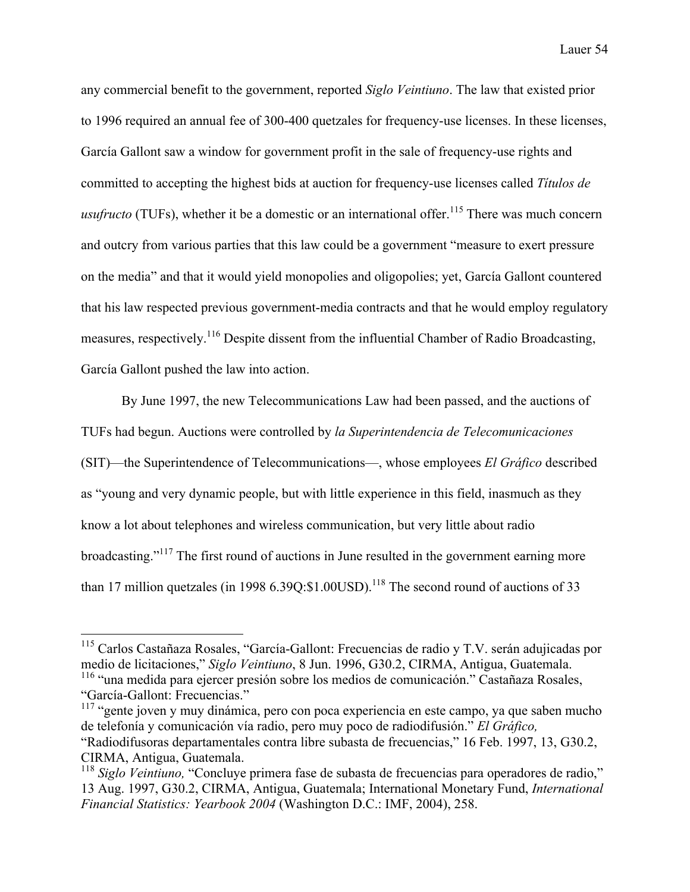any commercial benefit to the government, reported *Siglo Veintiuno*. The law that existed prior to 1996 required an annual fee of 300-400 quetzales for frequency-use licenses. In these licenses, García Gallont saw a window for government profit in the sale of frequency-use rights and committed to accepting the highest bids at auction for frequency-use licenses called *Títulos de usufructo* (TUFs), whether it be a domestic or an international offer.[115] There was much concern and outcry from various parties that this law could be a government "measure to exert pressure on the media" and that it would yield monopolies and oligopolies; yet, García Gallont countered that his law respected previous government-media contracts and that he would employ regulatory measures, respectively.[116] Despite dissent from the influential Chamber of Radio Broadcasting, García Gallont pushed the law into action.

By June 1997, the new Telecommunications Law had been passed, and the auctions of TUFs had begun. Auctions were controlled by *la Superintendencia de Telecomunicaciones* (SIT)—the Superintendence of Telecommunications—, whose employees *El Gráfico* described as "young and very dynamic people, but with little experience in this field, inasmuch as they know a lot about telephones and wireless communication, but very little about radio broadcasting."[117] The first round of auctions in June resulted in the government earning more than 17 million quetzales (in 1998 6.39Q:$1.00USD).[118] The second round of auctions of 33

---

[115] Carlos Castañaza Rosales, "García-Gallont: Frecuencias de radio y T.V. serán adujicadas por medio de licitaciones," *Siglo Veintiuno*, 8 Jun. 1996, G30.2, CIRMA, Antigua, Guatemala.

[116] "una medida para ejercer presión sobre los medios de comunicación." Castañaza Rosales, "García-Gallont: Frecuencias."

[117] "gente joven y muy dinámica, pero con poca experiencia en este campo, ya que saben mucho de telefonía y comunicación vía radio, pero muy poco de radiodifusión." *El Gráfico,* "Radiodifusoras departamentales contra libre subasta de frecuencias," 16 Feb. 1997, 13, G30.2, CIRMA, Antigua, Guatemala.

[118] *Siglo Veintiuno,* "Concluye primera fase de subasta de frecuencias para operadores de radio," 13 Aug. 1997, G30.2, CIRMA, Antigua, Guatemala; International Monetary Fund, *International Financial Statistics: Yearbook 2004* (Washington D.C.: IMF, 2004), 258.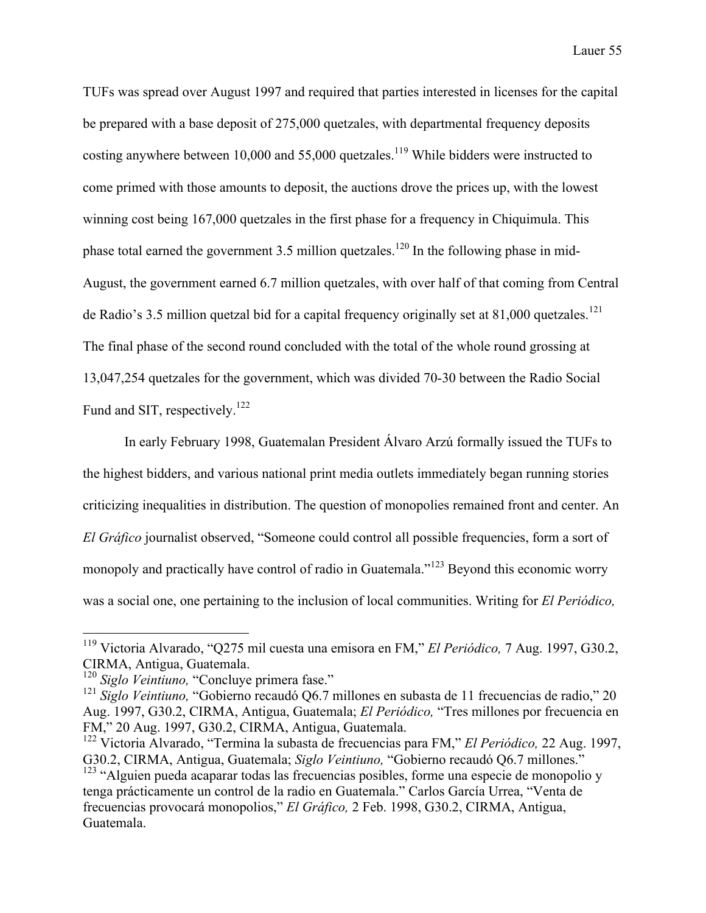TUFs was spread over August 1997 and required that parties interested in licenses for the capital be prepared with a base deposit of 275,000 quetzales, with departmental frequency deposits costing anywhere between 10,000 and 55,000 quetzales.[119] While bidders were instructed to come primed with those amounts to deposit, the auctions drove the prices up, with the lowest winning cost being 167,000 quetzales in the first phase for a frequency in Chiquimula. This phase total earned the government 3.5 million quetzales.[120] In the following phase in mid-August, the government earned 6.7 million quetzales, with over half of that coming from Central de Radio's 3.5 million quetzal bid for a capital frequency originally set at 81,000 quetzales.[121] The final phase of the second round concluded with the total of the whole round grossing at 13,047,254 quetzales for the government, which was divided 70-30 between the Radio Social Fund and SIT, respectively.[122]

In early February 1998, Guatemalan President Álvaro Arzú formally issued the TUFs to the highest bidders, and various national print media outlets immediately began running stories criticizing inequalities in distribution. The question of monopolies remained front and center. An *El Gráfico* journalist observed, "Someone could control all possible frequencies, form a sort of monopoly and practically have control of radio in Guatemala."[123] Beyond this economic worry was a social one, one pertaining to the inclusion of local communities. Writing for *El Periódico,*

---

[119] Victoria Alvarado, "Q275 mil cuesta una emisora en FM," *El Periódico,* 7 Aug. 1997, G30.2, CIRMA, Antigua, Guatemala.

[120] *Siglo Veintiuno,* "Concluye primera fase."

[121] *Siglo Veintiuno,* "Gobierno recaudó Q6.7 millones en subasta de 11 frecuencias de radio," 20 Aug. 1997, G30.2, CIRMA, Antigua, Guatemala; *El Periódico,* "Tres millones por frecuencia en FM," 20 Aug. 1997, G30.2, CIRMA, Antigua, Guatemala.

[122] Victoria Alvarado, "Termina la subasta de frecuencias para FM," *El Periódico,* 22 Aug. 1997, G30.2, CIRMA, Antigua, Guatemala; *Siglo Veintiuno,* "Gobierno recaudó Q6.7 millones."

[123] "Alguien pueda acaparar todas las frecuencias posibles, forme una especie de monopolio y tenga prácticamente un control de la radio en Guatemala." Carlos García Urrea, "Venta de frecuencias provocará monopolios," *El Gráfico,* 2 Feb. 1998, G30.2, CIRMA, Antigua, Guatemala.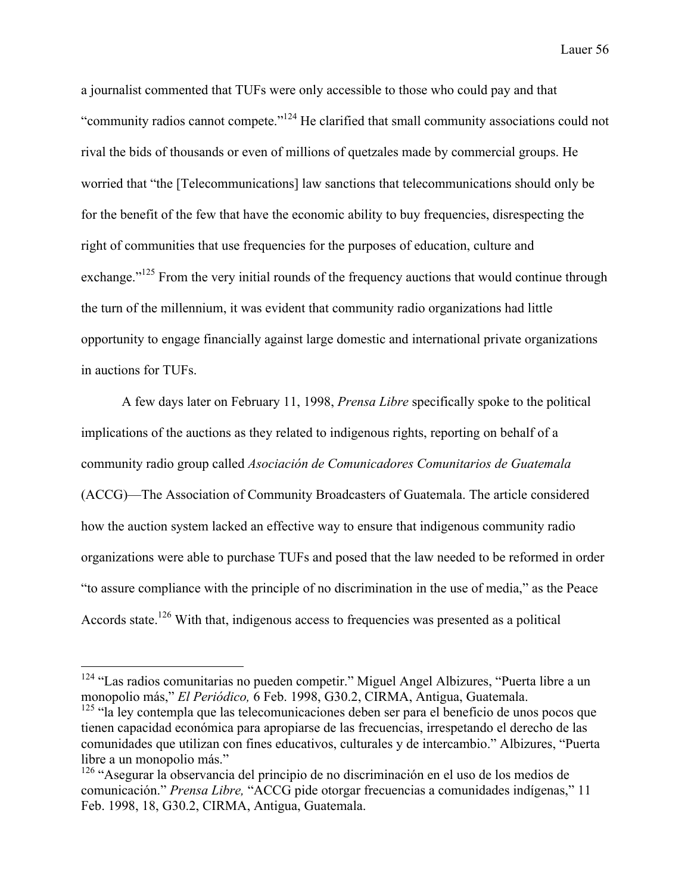a journalist commented that TUFs were only accessible to those who could pay and that "community radios cannot compete."[124] He clarified that small community associations could not rival the bids of thousands or even of millions of quetzales made by commercial groups. He worried that "the [Telecommunications] law sanctions that telecommunications should only be for the benefit of the few that have the economic ability to buy frequencies, disrespecting the right of communities that use frequencies for the purposes of education, culture and exchange."[125] From the very initial rounds of the frequency auctions that would continue through the turn of the millennium, it was evident that community radio organizations had little opportunity to engage financially against large domestic and international private organizations in auctions for TUFs.

A few days later on February 11, 1998, *Prensa Libre* specifically spoke to the political implications of the auctions as they related to indigenous rights, reporting on behalf of a community radio group called *Asociación de Comunicadores Comunitarios de Guatemala* (ACCG)—The Association of Community Broadcasters of Guatemala. The article considered how the auction system lacked an effective way to ensure that indigenous community radio organizations were able to purchase TUFs and posed that the law needed to be reformed in order "to assure compliance with the principle of no discrimination in the use of media," as the Peace Accords state.[126] With that, indigenous access to frequencies was presented as a political

---

[124] "Las radios comunitarias no pueden competir." Miguel Angel Albizures, "Puerta libre a un monopolio más," *El Periódico,* 6 Feb. 1998, G30.2, CIRMA, Antigua, Guatemala.

[125] "la ley contempla que las telecomunicaciones deben ser para el beneficio de unos pocos que tienen capacidad económica para apropiarse de las frecuencias, irrespetando el derecho de las comunidades que utilizan con fines educativos, culturales y de intercambio." Albizures, "Puerta libre a un monopolio más."

[126] "Asegurar la observancia del principio de no discriminación en el uso de los medios de comunicación." *Prensa Libre,* "ACCG pide otorgar frecuencias a comunidades indígenas," 11 Feb. 1998, 18, G30.2, CIRMA, Antigua, Guatemala.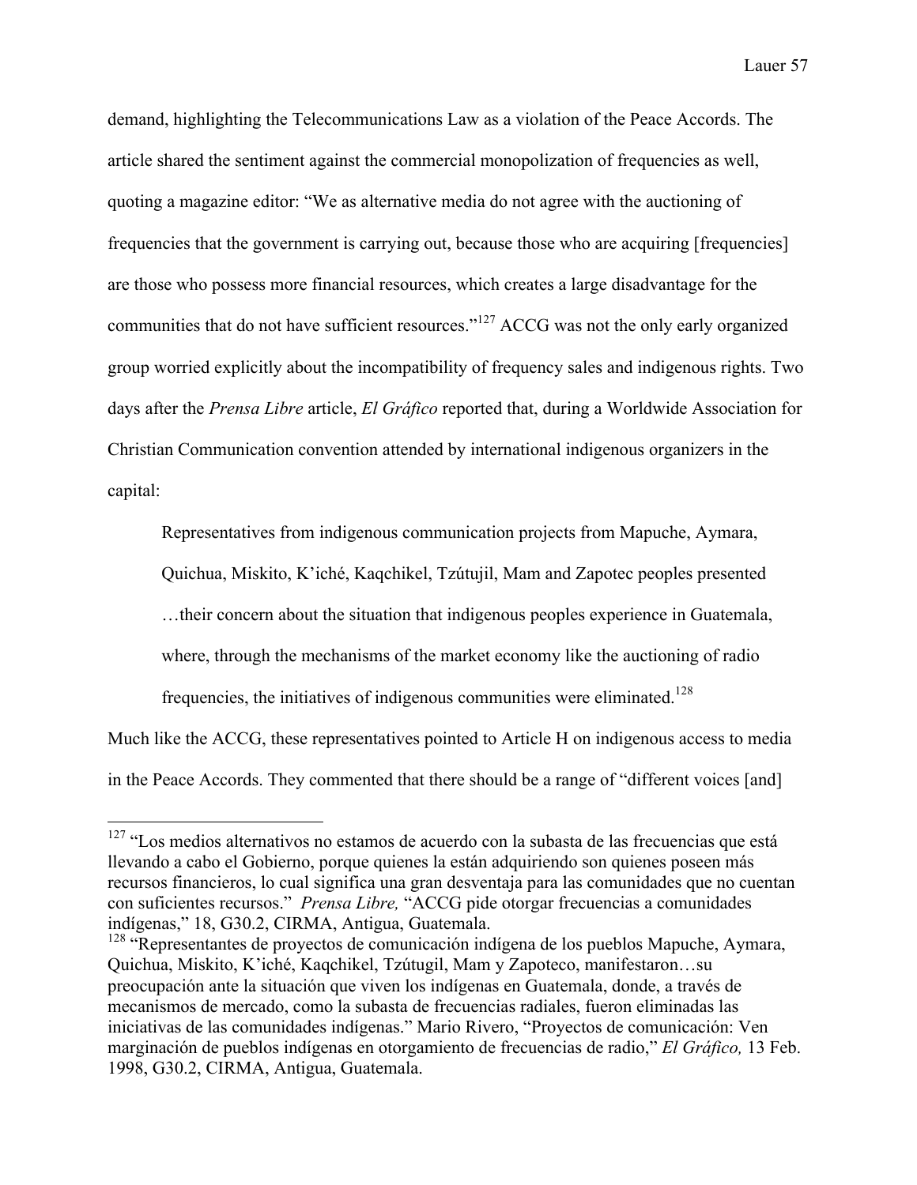demand, highlighting the Telecommunications Law as a violation of the Peace Accords. The article shared the sentiment against the commercial monopolization of frequencies as well, quoting a magazine editor: "We as alternative media do not agree with the auctioning of frequencies that the government is carrying out, because those who are acquiring [frequencies] are those who possess more financial resources, which creates a large disadvantage for the communities that do not have sufficient resources."[127] ACCG was not the only early organized group worried explicitly about the incompatibility of frequency sales and indigenous rights. Two days after the *Prensa Libre* article, *El Gráfico* reported that, during a Worldwide Association for Christian Communication convention attended by international indigenous organizers in the capital:

> Representatives from indigenous communication projects from Mapuche, Aymara, Quichua, Miskito, K'iché, Kaqchikel, Tzútujil, Mam and Zapotec peoples presented …their concern about the situation that indigenous peoples experience in Guatemala, where, through the mechanisms of the market economy like the auctioning of radio frequencies, the initiatives of indigenous communities were eliminated.[128]

Much like the ACCG, these representatives pointed to Article H on indigenous access to media in the Peace Accords. They commented that there should be a range of "different voices [and]

---

[127] "Los medios alternativos no estamos de acuerdo con la subasta de las frecuencias que está llevando a cabo el Gobierno, porque quienes la están adquiriendo son quienes poseen más recursos financieros, lo cual significa una gran desventaja para las comunidades que no cuentan con suficientes recursos." *Prensa Libre,* "ACCG pide otorgar frecuencias a comunidades indígenas," 18, G30.2, CIRMA, Antigua, Guatemala.

[128] "Representantes de proyectos de comunicación indígena de los pueblos Mapuche, Aymara, Quichua, Miskito, K'iché, Kaqchikel, Tzútugil, Mam y Zapoteco, manifestaron…su preocupación ante la situación que viven los indígenas en Guatemala, donde, a través de mecanismos de mercado, como la subasta de frecuencias radiales, fueron eliminadas las iniciativas de las comunidades indígenas." Mario Rivero, "Proyectos de comunicación: Ven marginación de pueblos indígenas en otorgamiento de frecuencias de radio," *El Gráfico,* 13 Feb. 1998, G30.2, CIRMA, Antigua, Guatemala.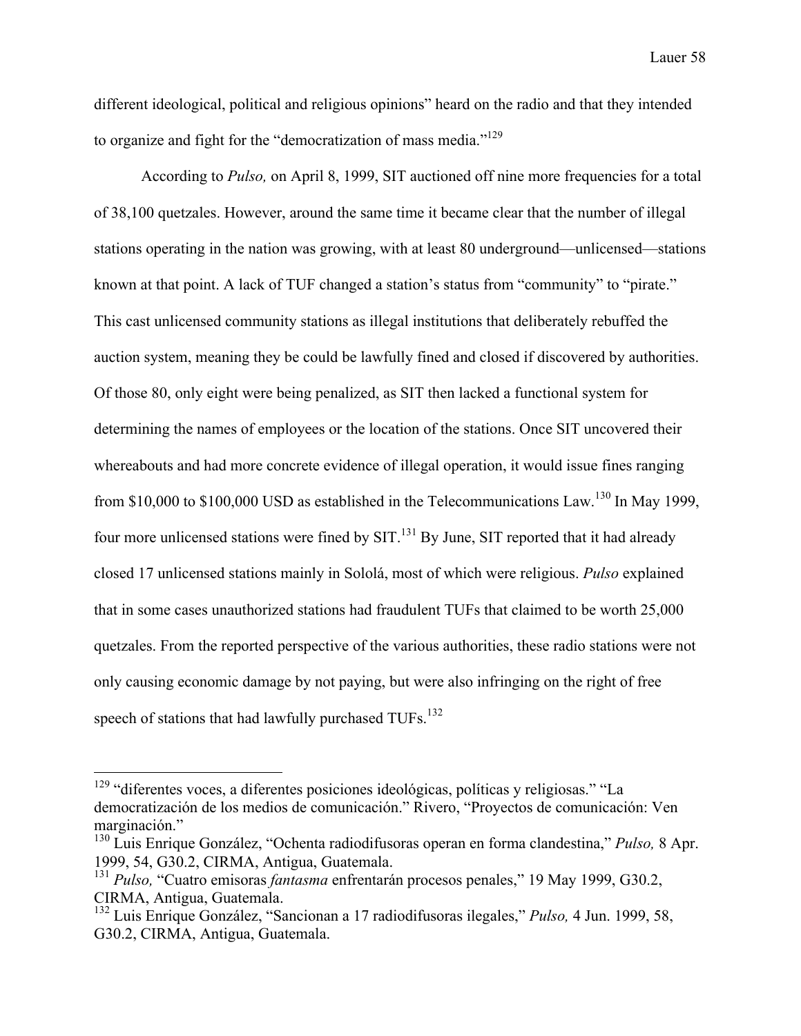different ideological, political and religious opinions" heard on the radio and that they intended to organize and fight for the "democratization of mass media."[129]

According to *Pulso,* on April 8, 1999, SIT auctioned off nine more frequencies for a total of 38,100 quetzales. However, around the same time it became clear that the number of illegal stations operating in the nation was growing, with at least 80 underground—unlicensed—stations known at that point. A lack of TUF changed a station's status from "community" to "pirate." This cast unlicensed community stations as illegal institutions that deliberately rebuffed the auction system, meaning they be could be lawfully fined and closed if discovered by authorities. Of those 80, only eight were being penalized, as SIT then lacked a functional system for determining the names of employees or the location of the stations. Once SIT uncovered their whereabouts and had more concrete evidence of illegal operation, it would issue fines ranging from $10,000 to $100,000 USD as established in the Telecommunications Law.[130] In May 1999, four more unlicensed stations were fined by SIT.[131] By June, SIT reported that it had already closed 17 unlicensed stations mainly in Sololá, most of which were religious. *Pulso* explained that in some cases unauthorized stations had fraudulent TUFs that claimed to be worth 25,000 quetzales. From the reported perspective of the various authorities, these radio stations were not only causing economic damage by not paying, but were also infringing on the right of free speech of stations that had lawfully purchased TUFs.[132]

---

[129] "diferentes voces, a diferentes posiciones ideológicas, políticas y religiosas." "La democratización de los medios de comunicación." Rivero, "Proyectos de comunicación: Ven marginación."

[130] Luis Enrique González, "Ochenta radiodifusoras operan en forma clandestina," *Pulso,* 8 Apr. 1999, 54, G30.2, CIRMA, Antigua, Guatemala.

[131] *Pulso,* "Cuatro emisoras *fantasma* enfrentarán procesos penales," 19 May 1999, G30.2, CIRMA, Antigua, Guatemala.

[132] Luis Enrique González, "Sancionan a 17 radiodifusoras ilegales," *Pulso,* 4 Jun. 1999, 58, G30.2, CIRMA, Antigua, Guatemala.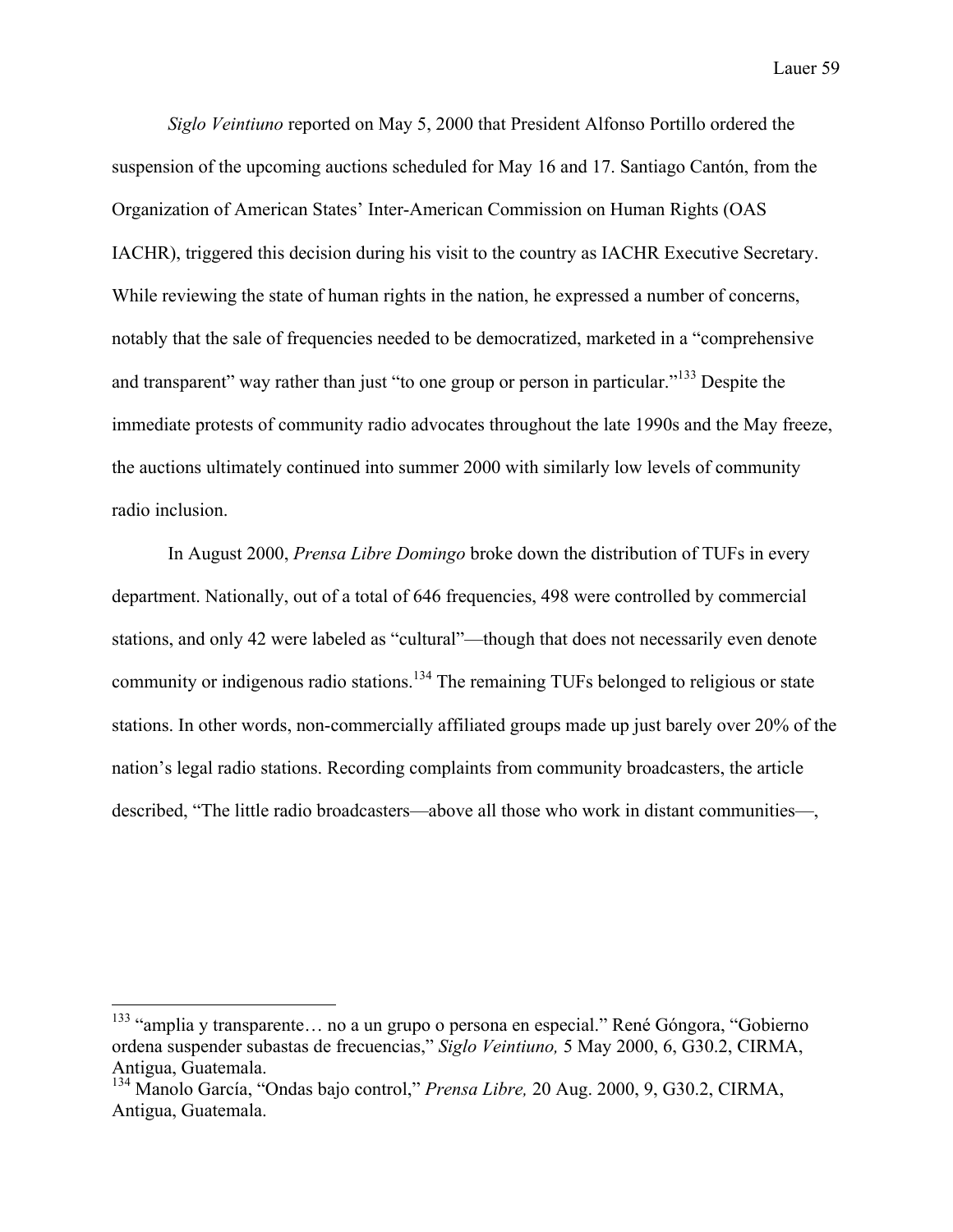*Siglo Veintiuno* reported on May 5, 2000 that President Alfonso Portillo ordered the suspension of the upcoming auctions scheduled for May 16 and 17. Santiago Cantón, from the Organization of American States' Inter-American Commission on Human Rights (OAS IACHR), triggered this decision during his visit to the country as IACHR Executive Secretary. While reviewing the state of human rights in the nation, he expressed a number of concerns, notably that the sale of frequencies needed to be democratized, marketed in a "comprehensive and transparent" way rather than just "to one group or person in particular."[133] Despite the immediate protests of community radio advocates throughout the late 1990s and the May freeze, the auctions ultimately continued into summer 2000 with similarly low levels of community radio inclusion.

In August 2000, *Prensa Libre Domingo* broke down the distribution of TUFs in every department. Nationally, out of a total of 646 frequencies, 498 were controlled by commercial stations, and only 42 were labeled as "cultural"—though that does not necessarily even denote community or indigenous radio stations.[134] The remaining TUFs belonged to religious or state stations. In other words, non-commercially affiliated groups made up just barely over 20% of the nation's legal radio stations. Recording complaints from community broadcasters, the article described, "The little radio broadcasters—above all those who work in distant communities—,

---

[133] "amplia y transparente… no a un grupo o persona en especial." René Góngora, "Gobierno ordena suspender subastas de frecuencias," *Siglo Veintiuno,* 5 May 2000, 6, G30.2, CIRMA, Antigua, Guatemala.

[134] Manolo García, "Ondas bajo control," *Prensa Libre,* 20 Aug. 2000, 9, G30.2, CIRMA, Antigua, Guatemala.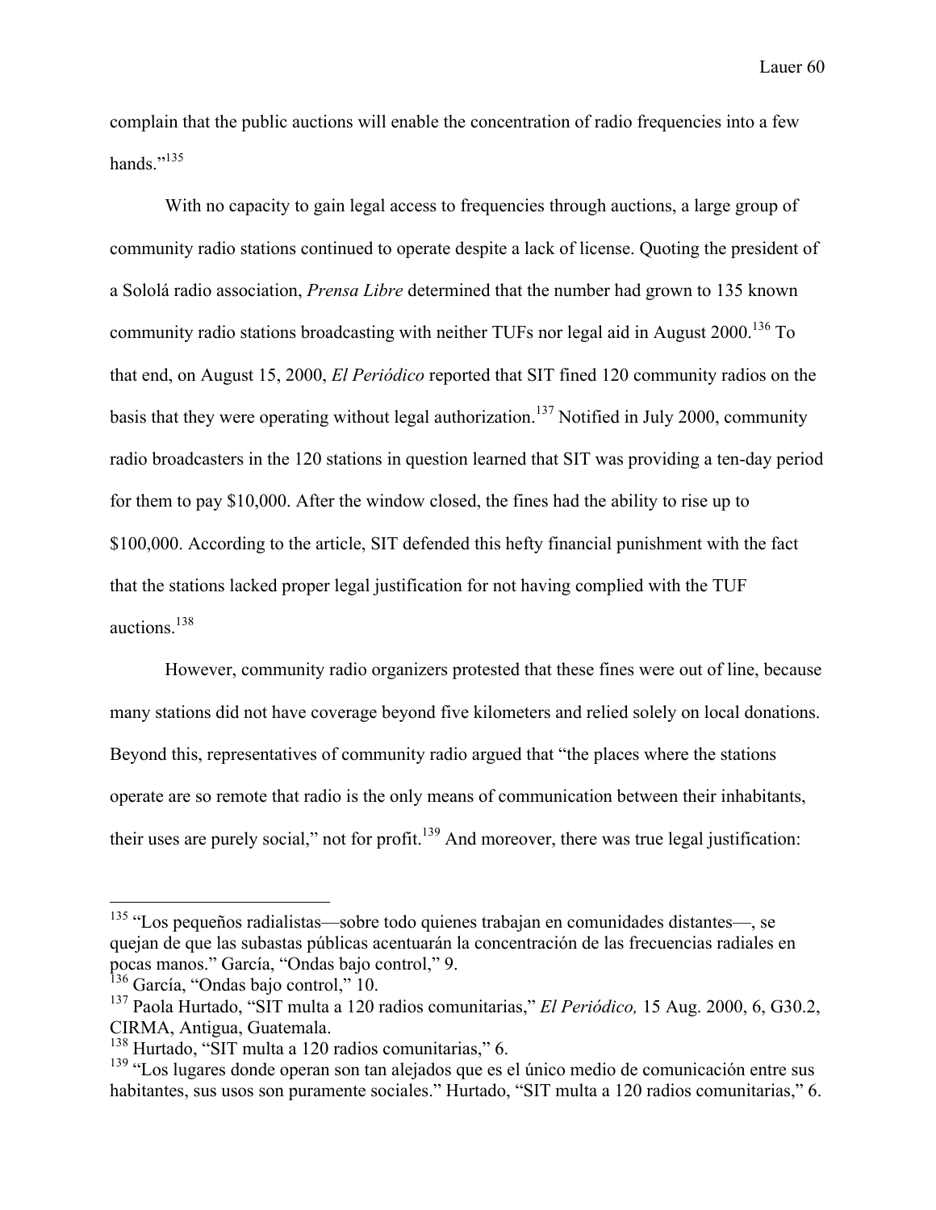complain that the public auctions will enable the concentration of radio frequencies into a few hands."[135]

With no capacity to gain legal access to frequencies through auctions, a large group of community radio stations continued to operate despite a lack of license. Quoting the president of a Sololá radio association, *Prensa Libre* determined that the number had grown to 135 known community radio stations broadcasting with neither TUFs nor legal aid in August 2000.[136] To that end, on August 15, 2000, *El Periódico* reported that SIT fined 120 community radios on the basis that they were operating without legal authorization.[137] Notified in July 2000, community radio broadcasters in the 120 stations in question learned that SIT was providing a ten-day period for them to pay $10,000. After the window closed, the fines had the ability to rise up to $100,000. According to the article, SIT defended this hefty financial punishment with the fact that the stations lacked proper legal justification for not having complied with the TUF auctions.[138]

However, community radio organizers protested that these fines were out of line, because many stations did not have coverage beyond five kilometers and relied solely on local donations. Beyond this, representatives of community radio argued that "the places where the stations operate are so remote that radio is the only means of communication between their inhabitants, their uses are purely social," not for profit.[139] And moreover, there was true legal justification:

---

[135] "Los pequeños radialistas—sobre todo quienes trabajan en comunidades distantes—, se quejan de que las subastas públicas acentuarán la concentración de las frecuencias radiales en pocas manos." García, "Ondas bajo control," 9.

[136] García, "Ondas bajo control," 10.

[137] Paola Hurtado, "SIT multa a 120 radios comunitarias," *El Periódico,* 15 Aug. 2000, 6, G30.2, CIRMA, Antigua, Guatemala.

[138] Hurtado, "SIT multa a 120 radios comunitarias," 6.

[139] "Los lugares donde operan son tan alejados que es el único medio de comunicación entre sus habitantes, sus usos son puramente sociales." Hurtado, "SIT multa a 120 radios comunitarias," 6.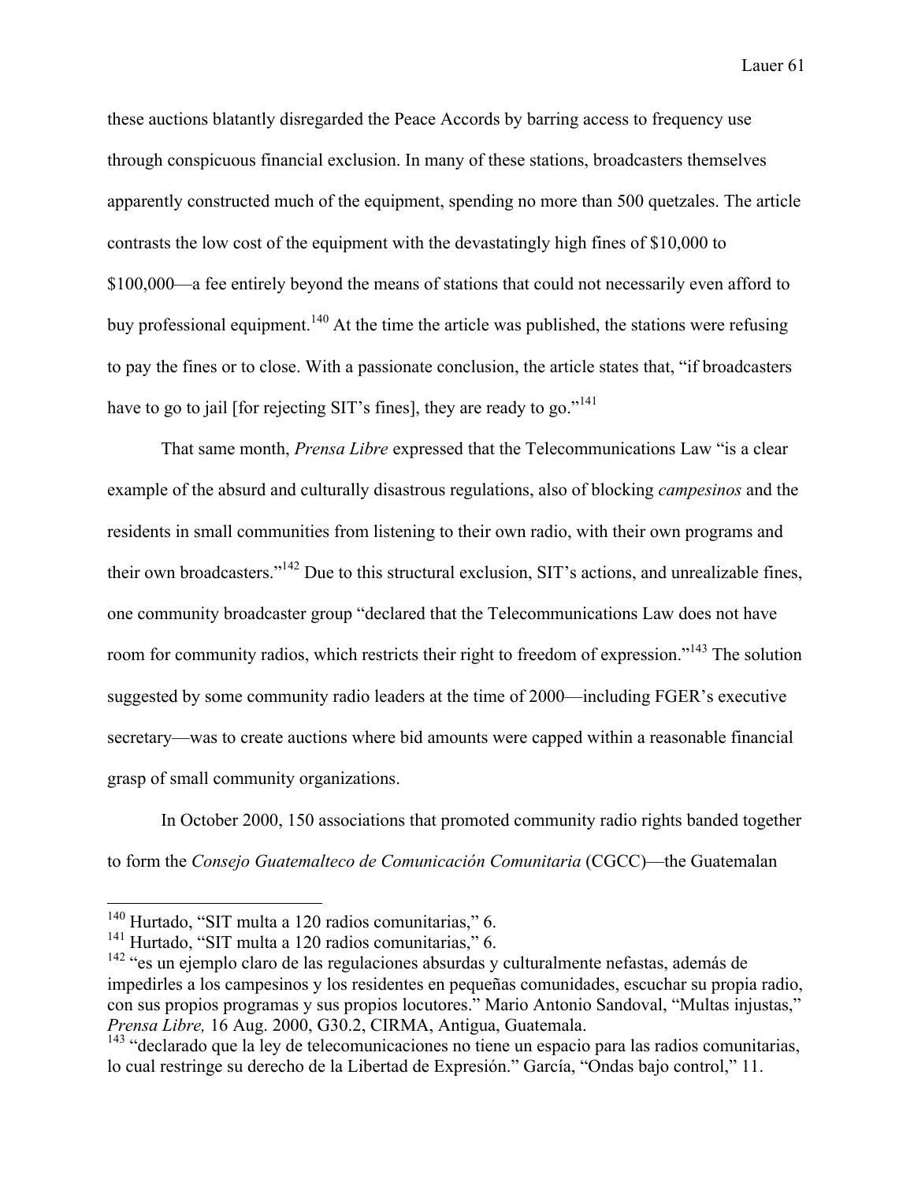these auctions blatantly disregarded the Peace Accords by barring access to frequency use through conspicuous financial exclusion. In many of these stations, broadcasters themselves apparently constructed much of the equipment, spending no more than 500 quetzales. The article contrasts the low cost of the equipment with the devastatingly high fines of $10,000 to $100,000—a fee entirely beyond the means of stations that could not necessarily even afford to buy professional equipment.[140] At the time the article was published, the stations were refusing to pay the fines or to close. With a passionate conclusion, the article states that, "if broadcasters have to go to jail [for rejecting SIT's fines], they are ready to go."[141]

That same month, *Prensa Libre* expressed that the Telecommunications Law "is a clear example of the absurd and culturally disastrous regulations, also of blocking *campesinos* and the residents in small communities from listening to their own radio, with their own programs and their own broadcasters."[142] Due to this structural exclusion, SIT's actions, and unrealizable fines, one community broadcaster group "declared that the Telecommunications Law does not have room for community radios, which restricts their right to freedom of expression."[143] The solution suggested by some community radio leaders at the time of 2000—including FGER's executive secretary—was to create auctions where bid amounts were capped within a reasonable financial grasp of small community organizations.

In October 2000, 150 associations that promoted community radio rights banded together to form the *Consejo Guatemalteco de Comunicación Comunitaria* (CGCC)—the Guatemalan

---

[140] Hurtado, "SIT multa a 120 radios comunitarias," 6.

[141] Hurtado, "SIT multa a 120 radios comunitarias," 6.

[142] "es un ejemplo claro de las regulaciones absurdas y culturalmente nefastas, además de impedirles a los campesinos y los residentes en pequeñas comunidades, escuchar su propia radio, con sus propios programas y sus propios locutores." Mario Antonio Sandoval, "Multas injustas," *Prensa Libre,* 16 Aug. 2000, G30.2, CIRMA, Antigua, Guatemala.

[143] "declarado que la ley de telecomunicaciones no tiene un espacio para las radios comunitarias, lo cual restringe su derecho de la Libertad de Expresión." García, "Ondas bajo control," 11.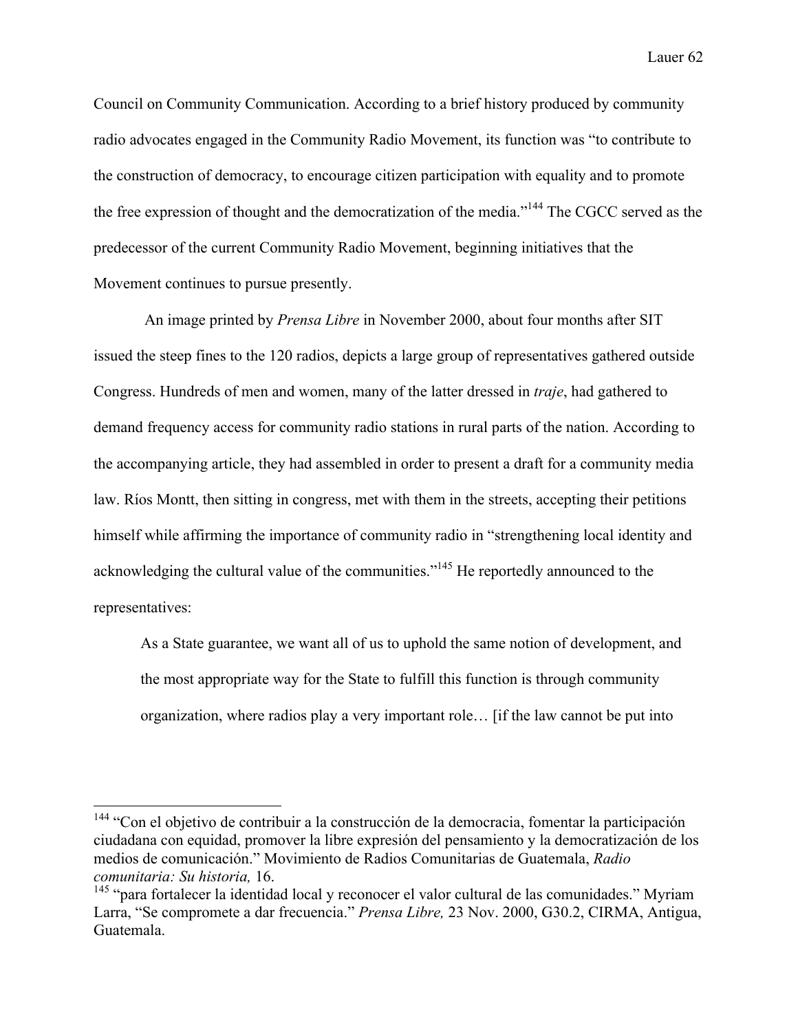Council on Community Communication. According to a brief history produced by community radio advocates engaged in the Community Radio Movement, its function was "to contribute to the construction of democracy, to encourage citizen participation with equality and to promote the free expression of thought and the democratization of the media."[144] The CGCC served as the predecessor of the current Community Radio Movement, beginning initiatives that the Movement continues to pursue presently.

An image printed by *Prensa Libre* in November 2000, about four months after SIT issued the steep fines to the 120 radios, depicts a large group of representatives gathered outside Congress. Hundreds of men and women, many of the latter dressed in *traje*, had gathered to demand frequency access for community radio stations in rural parts of the nation. According to the accompanying article, they had assembled in order to present a draft for a community media law. Ríos Montt, then sitting in congress, met with them in the streets, accepting their petitions himself while affirming the importance of community radio in "strengthening local identity and acknowledging the cultural value of the communities."[145] He reportedly announced to the representatives:

> As a State guarantee, we want all of us to uphold the same notion of development, and the most appropriate way for the State to fulfill this function is through community organization, where radios play a very important role… [if the law cannot be put into

---

[144] "Con el objetivo de contribuir a la construcción de la democracia, fomentar la participación ciudadana con equidad, promover la libre expresión del pensamiento y la democratización de los medios de comunicación." Movimiento de Radios Comunitarias de Guatemala, *Radio comunitaria: Su historia,* 16.

[145] "para fortalecer la identidad local y reconocer el valor cultural de las comunidades." Myriam Larra, "Se compromete a dar frecuencia." *Prensa Libre,* 23 Nov. 2000, G30.2, CIRMA, Antigua, Guatemala.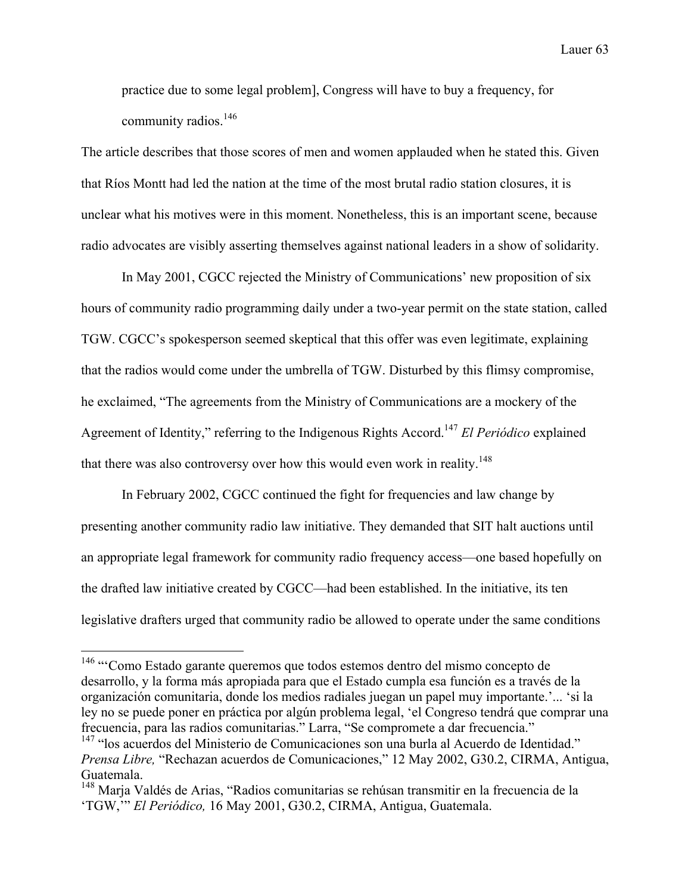> practice due to some legal problem], Congress will have to buy a frequency, for community radios.[146]

The article describes that those scores of men and women applauded when he stated this. Given that Ríos Montt had led the nation at the time of the most brutal radio station closures, it is unclear what his motives were in this moment. Nonetheless, this is an important scene, because radio advocates are visibly asserting themselves against national leaders in a show of solidarity.

In May 2001, CGCC rejected the Ministry of Communications' new proposition of six hours of community radio programming daily under a two-year permit on the state station, called TGW. CGCC's spokesperson seemed skeptical that this offer was even legitimate, explaining that the radios would come under the umbrella of TGW. Disturbed by this flimsy compromise, he exclaimed, "The agreements from the Ministry of Communications are a mockery of the Agreement of Identity," referring to the Indigenous Rights Accord.[147] *El Periódico* explained that there was also controversy over how this would even work in reality.[148]

In February 2002, CGCC continued the fight for frequencies and law change by presenting another community radio law initiative. They demanded that SIT halt auctions until an appropriate legal framework for community radio frequency access—one based hopefully on the drafted law initiative created by CGCC—had been established. In the initiative, its ten legislative drafters urged that community radio be allowed to operate under the same conditions

---

[146] "'Como Estado garante queremos que todos estemos dentro del mismo concepto de desarrollo, y la forma más apropiada para que el Estado cumpla esa función es a través de la organización comunitaria, donde los medios radiales juegan un papel muy importante.'... 'si la ley no se puede poner en práctica por algún problema legal, 'el Congreso tendrá que comprar una frecuencia, para las radios comunitarias." Larra, "Se compromete a dar frecuencia."

[147] "los acuerdos del Ministerio de Comunicaciones son una burla al Acuerdo de Identidad." *Prensa Libre,* "Rechazan acuerdos de Comunicaciones," 12 May 2002, G30.2, CIRMA, Antigua, Guatemala.

[148] Marja Valdés de Arias, "Radios comunitarias se rehúsan transmitir en la frecuencia de la 'TGW,'" *El Periódico,* 16 May 2001, G30.2, CIRMA, Antigua, Guatemala.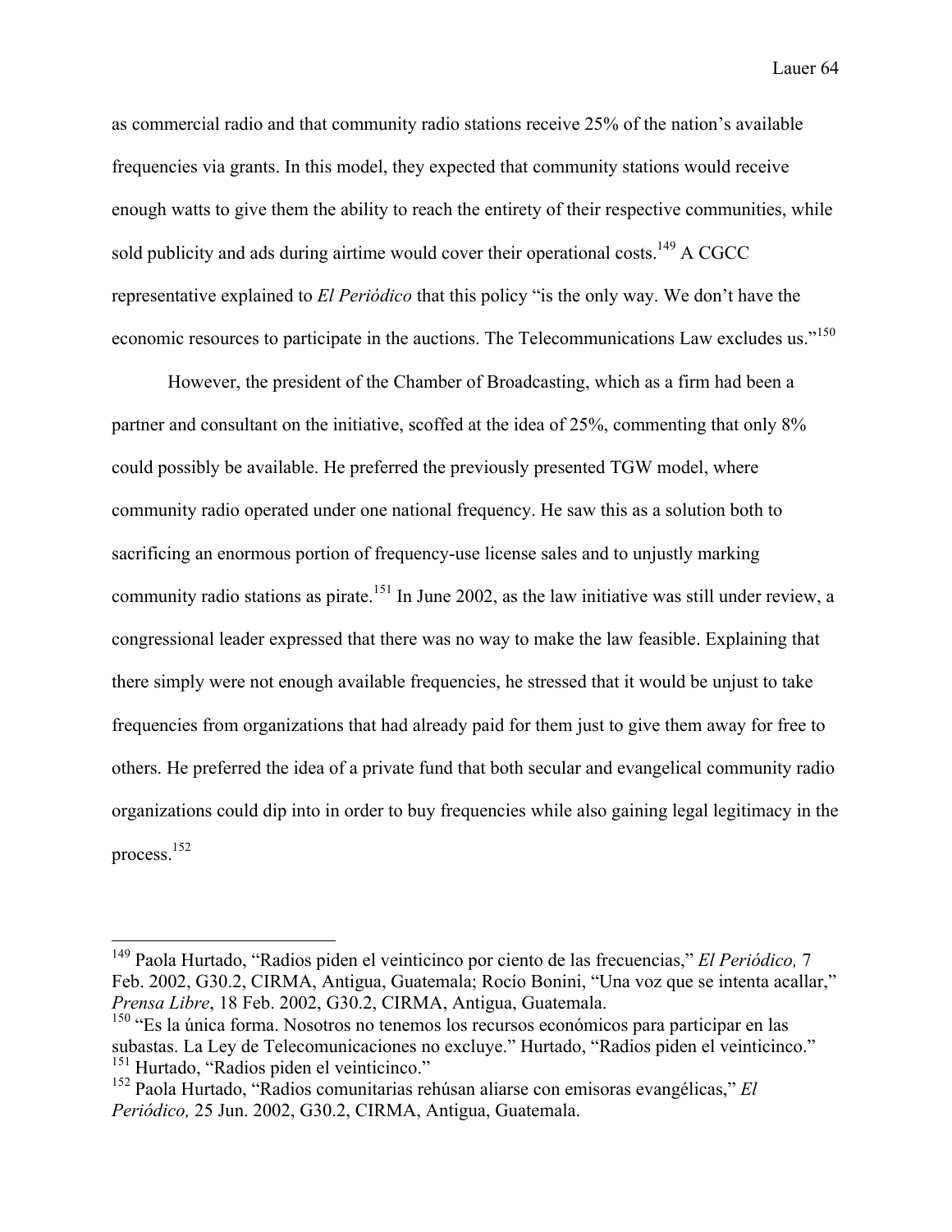as commercial radio and that community radio stations receive 25% of the nation's available frequencies via grants. In this model, they expected that community stations would receive enough watts to give them the ability to reach the entirety of their respective communities, while sold publicity and ads during airtime would cover their operational costs.[149] A CGCC representative explained to *El Periódico* that this policy "is the only way. We don't have the economic resources to participate in the auctions. The Telecommunications Law excludes us."[150]

However, the president of the Chamber of Broadcasting, which as a firm had been a partner and consultant on the initiative, scoffed at the idea of 25%, commenting that only 8% could possibly be available. He preferred the previously presented TGW model, where community radio operated under one national frequency. He saw this as a solution both to sacrificing an enormous portion of frequency-use license sales and to unjustly marking community radio stations as pirate.[151] In June 2002, as the law initiative was still under review, a congressional leader expressed that there was no way to make the law feasible. Explaining that there simply were not enough available frequencies, he stressed that it would be unjust to take frequencies from organizations that had already paid for them just to give them away for free to others. He preferred the idea of a private fund that both secular and evangelical community radio organizations could dip into in order to buy frequencies while also gaining legal legitimacy in the process.[152]

---

[149] Paola Hurtado, "Radios piden el veinticinco por ciento de las frecuencias," *El Periódico,* 7 Feb. 2002, G30.2, CIRMA, Antigua, Guatemala; Rocío Bonini, "Una voz que se intenta acallar," *Prensa Libre*, 18 Feb. 2002, G30.2, CIRMA, Antigua, Guatemala.

[150] "Es la única forma. Nosotros no tenemos los recursos económicos para participar en las subastas. La Ley de Telecomunicaciones no excluye." Hurtado, "Radios piden el veinticinco."

[151] Hurtado, "Radios piden el veinticinco."

[152] Paola Hurtado, "Radios comunitarias rehúsan aliarse con emisoras evangélicas," *El Periódico,* 25 Jun. 2002, G30.2, CIRMA, Antigua, Guatemala.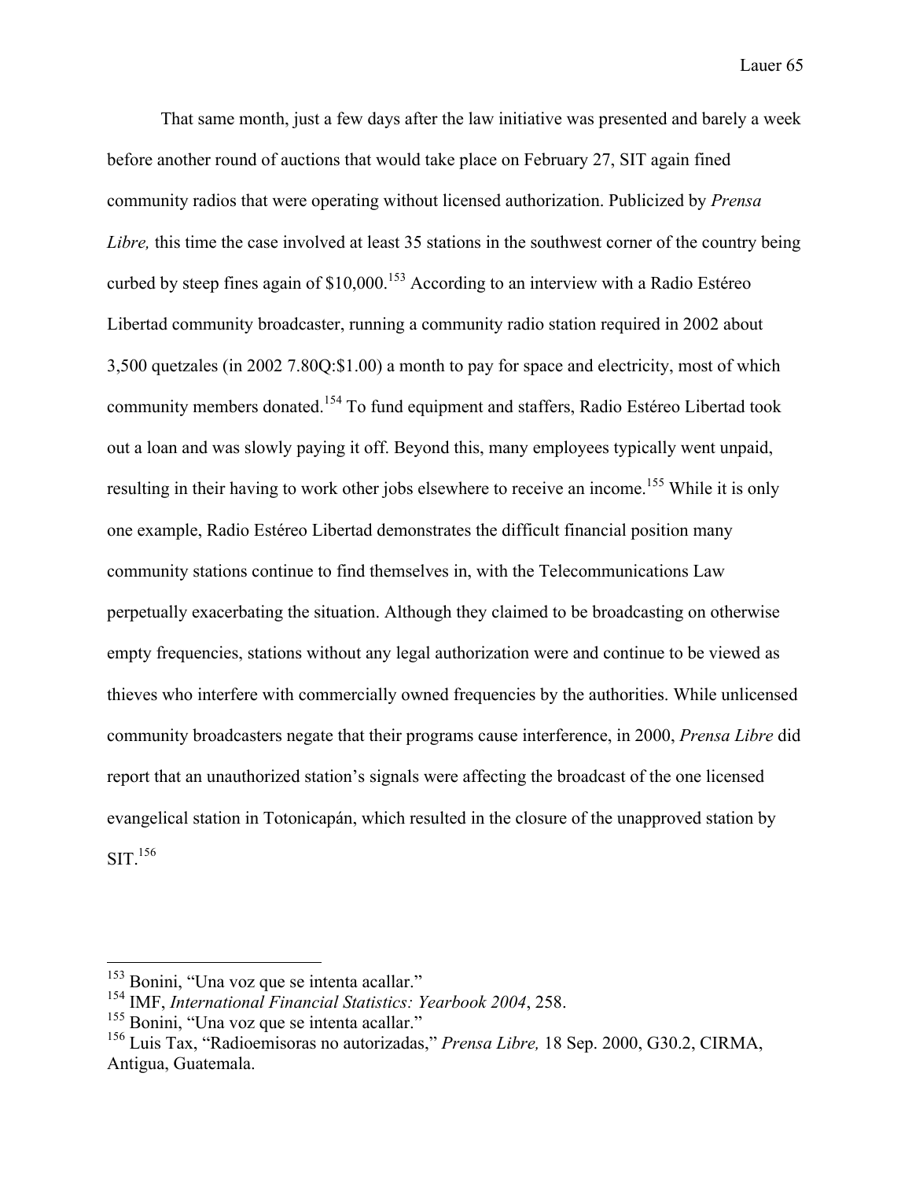That same month, just a few days after the law initiative was presented and barely a week before another round of auctions that would take place on February 27, SIT again fined community radios that were operating without licensed authorization. Publicized by *Prensa Libre,* this time the case involved at least 35 stations in the southwest corner of the country being curbed by steep fines again of $10,000.[153] According to an interview with a Radio Estéreo Libertad community broadcaster, running a community radio station required in 2002 about 3,500 quetzales (in 2002 7.80Q:$1.00) a month to pay for space and electricity, most of which community members donated.[154] To fund equipment and staffers, Radio Estéreo Libertad took out a loan and was slowly paying it off. Beyond this, many employees typically went unpaid, resulting in their having to work other jobs elsewhere to receive an income.[155] While it is only one example, Radio Estéreo Libertad demonstrates the difficult financial position many community stations continue to find themselves in, with the Telecommunications Law perpetually exacerbating the situation. Although they claimed to be broadcasting on otherwise empty frequencies, stations without any legal authorization were and continue to be viewed as thieves who interfere with commercially owned frequencies by the authorities. While unlicensed community broadcasters negate that their programs cause interference, in 2000, *Prensa Libre* did report that an unauthorized station's signals were affecting the broadcast of the one licensed evangelical station in Totonicapán, which resulted in the closure of the unapproved station by SIT.[156]

---

[153] Bonini, "Una voz que se intenta acallar."

[154] IMF, *International Financial Statistics: Yearbook 2004*, 258.

[155] Bonini, "Una voz que se intenta acallar."

[156] Luis Tax, "Radioemisoras no autorizadas," *Prensa Libre,* 18 Sep. 2000, G30.2, CIRMA, Antigua, Guatemala.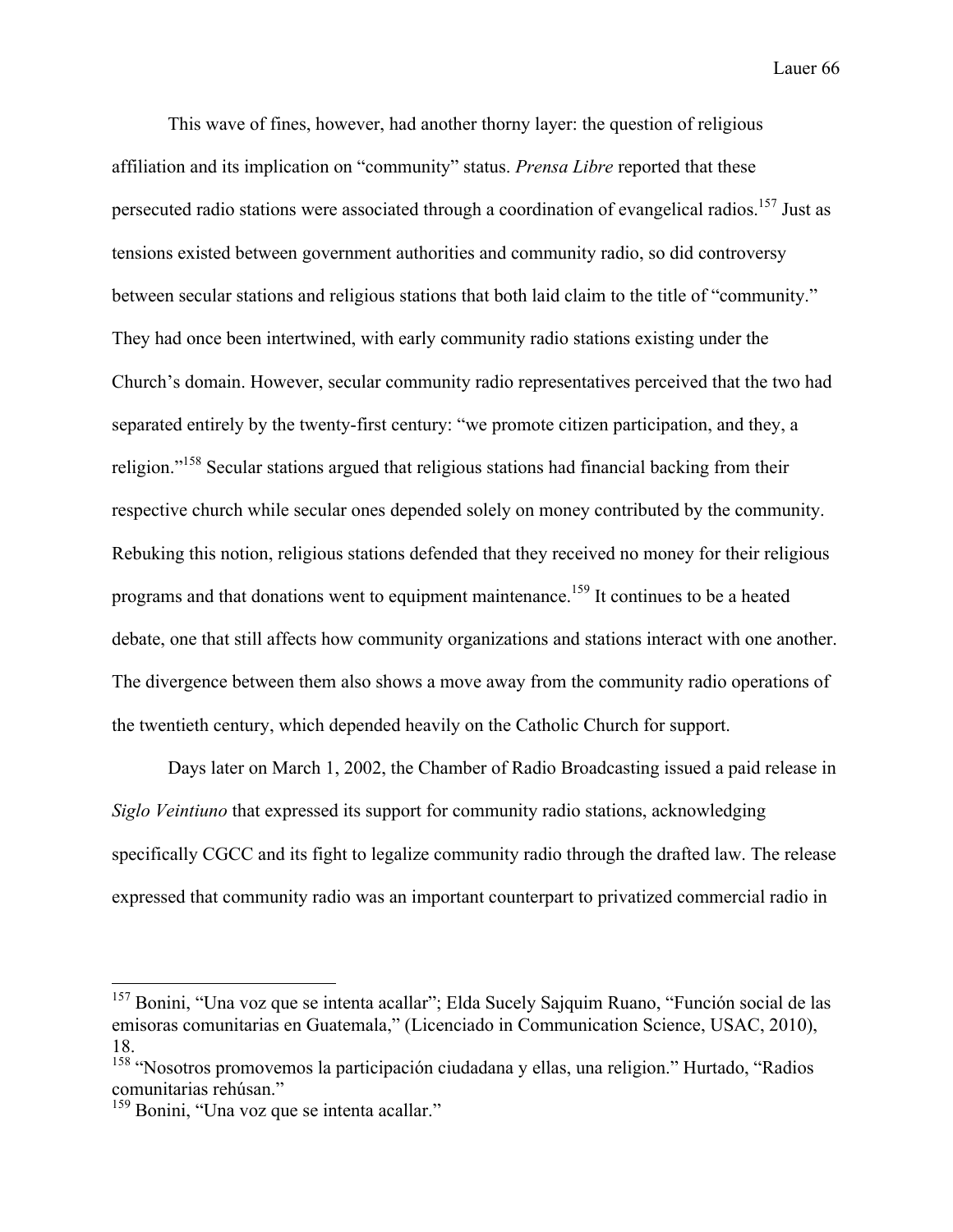This wave of fines, however, had another thorny layer: the question of religious affiliation and its implication on "community" status. *Prensa Libre* reported that these persecuted radio stations were associated through a coordination of evangelical radios.[157] Just as tensions existed between government authorities and community radio, so did controversy between secular stations and religious stations that both laid claim to the title of "community." They had once been intertwined, with early community radio stations existing under the Church's domain. However, secular community radio representatives perceived that the two had separated entirely by the twenty-first century: "we promote citizen participation, and they, a religion."[158] Secular stations argued that religious stations had financial backing from their respective church while secular ones depended solely on money contributed by the community. Rebuking this notion, religious stations defended that they received no money for their religious programs and that donations went to equipment maintenance.[159] It continues to be a heated debate, one that still affects how community organizations and stations interact with one another. The divergence between them also shows a move away from the community radio operations of the twentieth century, which depended heavily on the Catholic Church for support.

Days later on March 1, 2002, the Chamber of Radio Broadcasting issued a paid release in *Siglo Veintiuno* that expressed its support for community radio stations, acknowledging specifically CGCC and its fight to legalize community radio through the drafted law. The release expressed that community radio was an important counterpart to privatized commercial radio in

---

[157] Bonini, "Una voz que se intenta acallar"; Elda Sucely Sajquim Ruano, "Función social de las emisoras comunitarias en Guatemala," (Licenciado in Communication Science, USAC, 2010), 18.

[158] "Nosotros promovemos la participación ciudadana y ellas, una religion." Hurtado, "Radios comunitarias rehúsan."

[159] Bonini, "Una voz que se intenta acallar."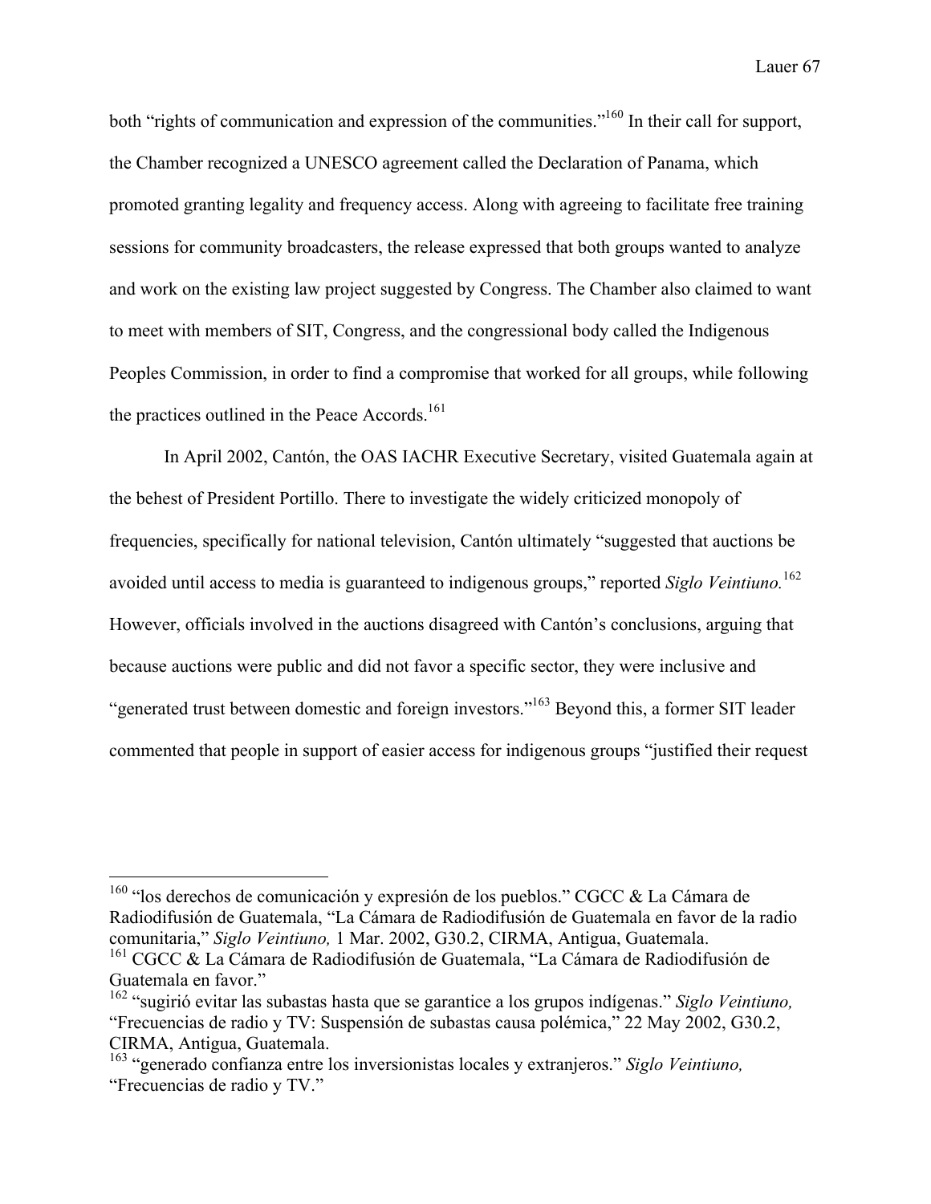both "rights of communication and expression of the communities."[160] In their call for support, the Chamber recognized a UNESCO agreement called the Declaration of Panama, which promoted granting legality and frequency access. Along with agreeing to facilitate free training sessions for community broadcasters, the release expressed that both groups wanted to analyze and work on the existing law project suggested by Congress. The Chamber also claimed to want to meet with members of SIT, Congress, and the congressional body called the Indigenous Peoples Commission, in order to find a compromise that worked for all groups, while following the practices outlined in the Peace Accords.[161]

In April 2002, Cantón, the OAS IACHR Executive Secretary, visited Guatemala again at the behest of President Portillo. There to investigate the widely criticized monopoly of frequencies, specifically for national television, Cantón ultimately "suggested that auctions be avoided until access to media is guaranteed to indigenous groups," reported *Siglo Veintiuno.*[162] However, officials involved in the auctions disagreed with Cantón's conclusions, arguing that because auctions were public and did not favor a specific sector, they were inclusive and "generated trust between domestic and foreign investors."[163] Beyond this, a former SIT leader commented that people in support of easier access for indigenous groups "justified their request

---

[160] "los derechos de comunicación y expresión de los pueblos." CGCC & La Cámara de Radiodifusión de Guatemala, "La Cámara de Radiodifusión de Guatemala en favor de la radio comunitaria," *Siglo Veintiuno,* 1 Mar. 2002, G30.2, CIRMA, Antigua, Guatemala.

[161] CGCC & La Cámara de Radiodifusión de Guatemala, "La Cámara de Radiodifusión de Guatemala en favor."

[162] "sugirió evitar las subastas hasta que se garantice a los grupos indígenas." *Siglo Veintiuno,* "Frecuencias de radio y TV: Suspensión de subastas causa polémica," 22 May 2002, G30.2, CIRMA, Antigua, Guatemala.

[163] "generado confianza entre los inversionistas locales y extranjeros." *Siglo Veintiuno,* "Frecuencias de radio y TV."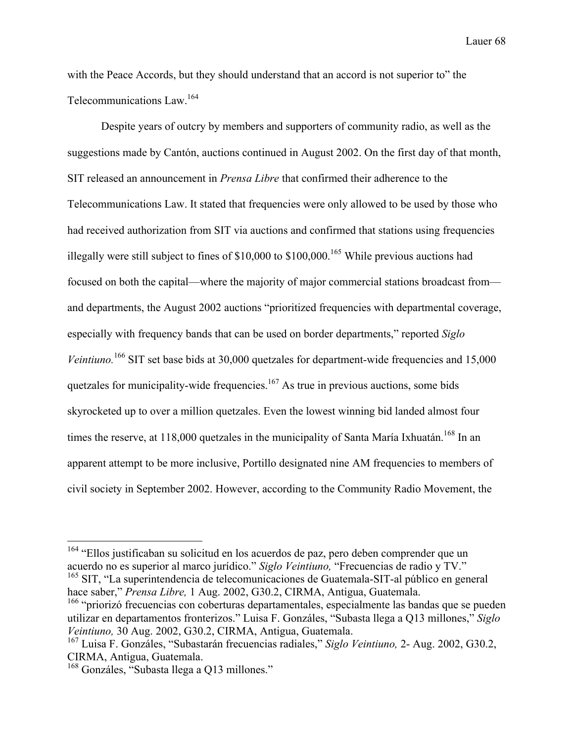with the Peace Accords, but they should understand that an accord is not superior to" the Telecommunications Law.[164]

Despite years of outcry by members and supporters of community radio, as well as the suggestions made by Cantón, auctions continued in August 2002. On the first day of that month, SIT released an announcement in *Prensa Libre* that confirmed their adherence to the Telecommunications Law. It stated that frequencies were only allowed to be used by those who had received authorization from SIT via auctions and confirmed that stations using frequencies illegally were still subject to fines of $10,000 to $100,000.[165] While previous auctions had focused on both the capital—where the majority of major commercial stations broadcast from—and departments, the August 2002 auctions "prioritized frequencies with departmental coverage, especially with frequency bands that can be used on border departments," reported *Siglo Veintiuno.*[166] SIT set base bids at 30,000 quetzales for department-wide frequencies and 15,000 quetzales for municipality-wide frequencies.[167] As true in previous auctions, some bids skyrocketed up to over a million quetzales. Even the lowest winning bid landed almost four times the reserve, at 118,000 quetzales in the municipality of Santa María Ixhuatán.[168] In an apparent attempt to be more inclusive, Portillo designated nine AM frequencies to members of civil society in September 2002. However, according to the Community Radio Movement, the

---

[164] "Ellos justificaban su solicitud en los acuerdos de paz, pero deben comprender que un acuerdo no es superior al marco jurídico." *Siglo Veintiuno,* "Frecuencias de radio y TV."

[165] SIT, "La superintendencia de telecomunicaciones de Guatemala-SIT-al público en general hace saber," *Prensa Libre,* 1 Aug. 2002, G30.2, CIRMA, Antigua, Guatemala.

[166] "priorizó frecuencias con coberturas departamentales, especialmente las bandas que se pueden utilizar en departamentos fronterizos." Luisa F. Gonzáles, "Subasta llega a Q13 millones," *Siglo Veintiuno,* 30 Aug. 2002, G30.2, CIRMA, Antigua, Guatemala.

[167] Luisa F. Gonzáles, "Subastarán frecuencias radiales," *Siglo Veintiuno,* 2- Aug. 2002, G30.2, CIRMA, Antigua, Guatemala.

[168] Gonzáles, "Subasta llega a Q13 millones."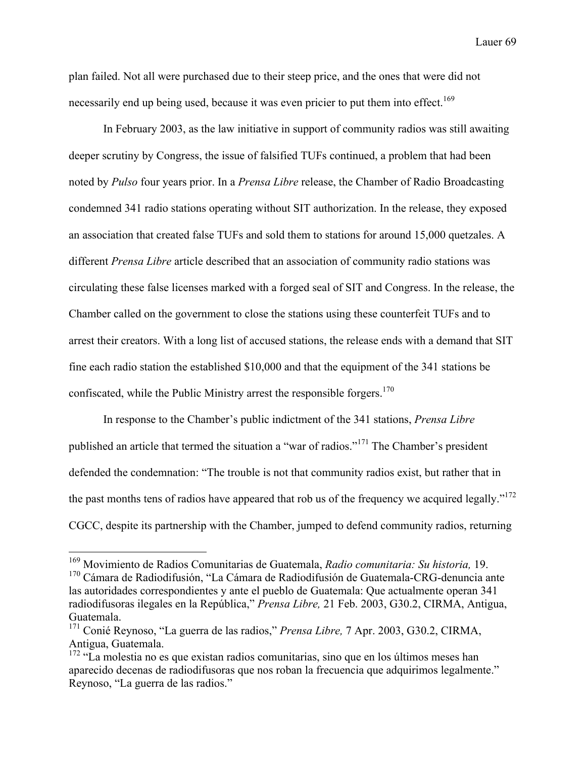plan failed. Not all were purchased due to their steep price, and the ones that were did not necessarily end up being used, because it was even pricier to put them into effect.[169]

In February 2003, as the law initiative in support of community radios was still awaiting deeper scrutiny by Congress, the issue of falsified TUFs continued, a problem that had been noted by *Pulso* four years prior. In a *Prensa Libre* release, the Chamber of Radio Broadcasting condemned 341 radio stations operating without SIT authorization. In the release, they exposed an association that created false TUFs and sold them to stations for around 15,000 quetzales. A different *Prensa Libre* article described that an association of community radio stations was circulating these false licenses marked with a forged seal of SIT and Congress. In the release, the Chamber called on the government to close the stations using these counterfeit TUFs and to arrest their creators. With a long list of accused stations, the release ends with a demand that SIT fine each radio station the established $10,000 and that the equipment of the 341 stations be confiscated, while the Public Ministry arrest the responsible forgers.[170]

In response to the Chamber's public indictment of the 341 stations, *Prensa Libre* published an article that termed the situation a "war of radios."[171] The Chamber's president defended the condemnation: "The trouble is not that community radios exist, but rather that in the past months tens of radios have appeared that rob us of the frequency we acquired legally."[172] CGCC, despite its partnership with the Chamber, jumped to defend community radios, returning

---

[169] Movimiento de Radios Comunitarias de Guatemala, *Radio comunitaria: Su historia,* 19.

[170] Cámara de Radiodifusión, "La Cámara de Radiodifusión de Guatemala-CRG-denuncia ante las autoridades correspondientes y ante el pueblo de Guatemala: Que actualmente operan 341 radiodifusoras ilegales en la República," *Prensa Libre,* 21 Feb. 2003, G30.2, CIRMA, Antigua, Guatemala.

[171] Conié Reynoso, "La guerra de las radios," *Prensa Libre,* 7 Apr. 2003, G30.2, CIRMA, Antigua, Guatemala.

[172] "La molestia no es que existan radios comunitarias, sino que en los últimos meses han aparecido decenas de radiodifusoras que nos roban la frecuencia que adquirimos legalmente." Reynoso, "La guerra de las radios."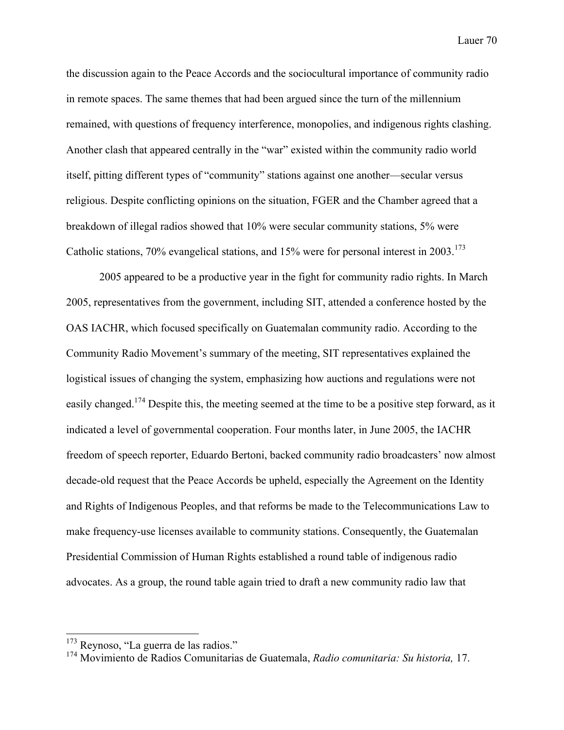the discussion again to the Peace Accords and the sociocultural importance of community radio in remote spaces. The same themes that had been argued since the turn of the millennium remained, with questions of frequency interference, monopolies, and indigenous rights clashing. Another clash that appeared centrally in the "war" existed within the community radio world itself, pitting different types of "community" stations against one another—secular versus religious. Despite conflicting opinions on the situation, FGER and the Chamber agreed that a breakdown of illegal radios showed that 10% were secular community stations, 5% were Catholic stations, 70% evangelical stations, and 15% were for personal interest in 2003.[173]

2005 appeared to be a productive year in the fight for community radio rights. In March 2005, representatives from the government, including SIT, attended a conference hosted by the OAS IACHR, which focused specifically on Guatemalan community radio. According to the Community Radio Movement's summary of the meeting, SIT representatives explained the logistical issues of changing the system, emphasizing how auctions and regulations were not easily changed.[174] Despite this, the meeting seemed at the time to be a positive step forward, as it indicated a level of governmental cooperation. Four months later, in June 2005, the IACHR freedom of speech reporter, Eduardo Bertoni, backed community radio broadcasters' now almost decade-old request that the Peace Accords be upheld, especially the Agreement on the Identity and Rights of Indigenous Peoples, and that reforms be made to the Telecommunications Law to make frequency-use licenses available to community stations. Consequently, the Guatemalan Presidential Commission of Human Rights established a round table of indigenous radio advocates. As a group, the round table again tried to draft a new community radio law that

---

[173] Reynoso, "La guerra de las radios."

[174] Movimiento de Radios Comunitarias de Guatemala, *Radio comunitaria: Su historia,* 17.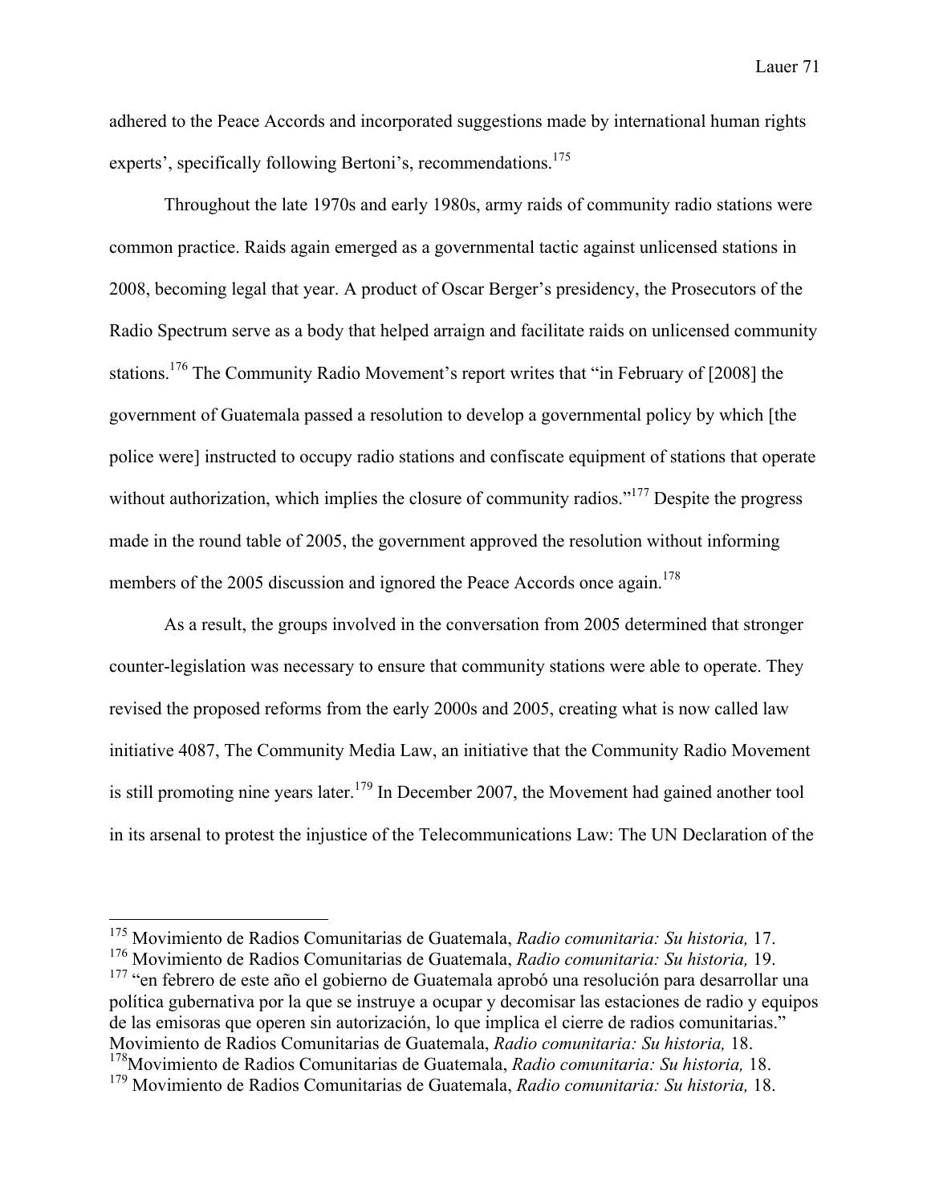adhered to the Peace Accords and incorporated suggestions made by international human rights experts', specifically following Bertoni's, recommendations.[175]

Throughout the late 1970s and early 1980s, army raids of community radio stations were common practice. Raids again emerged as a governmental tactic against unlicensed stations in 2008, becoming legal that year. A product of Oscar Berger's presidency, the Prosecutors of the Radio Spectrum serve as a body that helped arraign and facilitate raids on unlicensed community stations.[176] The Community Radio Movement's report writes that "in February of [2008] the government of Guatemala passed a resolution to develop a governmental policy by which [the police were] instructed to occupy radio stations and confiscate equipment of stations that operate without authorization, which implies the closure of community radios."[177] Despite the progress made in the round table of 2005, the government approved the resolution without informing members of the 2005 discussion and ignored the Peace Accords once again.[178]

As a result, the groups involved in the conversation from 2005 determined that stronger counter-legislation was necessary to ensure that community stations were able to operate. They revised the proposed reforms from the early 2000s and 2005, creating what is now called law initiative 4087, The Community Media Law, an initiative that the Community Radio Movement is still promoting nine years later.[179] In December 2007, the Movement had gained another tool in its arsenal to protest the injustice of the Telecommunications Law: The UN Declaration of the

---

[175] Movimiento de Radios Comunitarias de Guatemala, *Radio comunitaria: Su historia,* 17.

[176] Movimiento de Radios Comunitarias de Guatemala, *Radio comunitaria: Su historia,* 19.

[177] "en febrero de este año el gobierno de Guatemala aprobó una resolución para desarrollar una política gubernativa por la que se instruye a ocupar y decomisar las estaciones de radio y equipos de las emisoras que operen sin autorización, lo que implica el cierre de radios comunitarias." Movimiento de Radios Comunitarias de Guatemala, *Radio comunitaria: Su historia,* 18.

[178] Movimiento de Radios Comunitarias de Guatemala, *Radio comunitaria: Su historia,* 18.

[179] Movimiento de Radios Comunitarias de Guatemala, *Radio comunitaria: Su historia,* 18.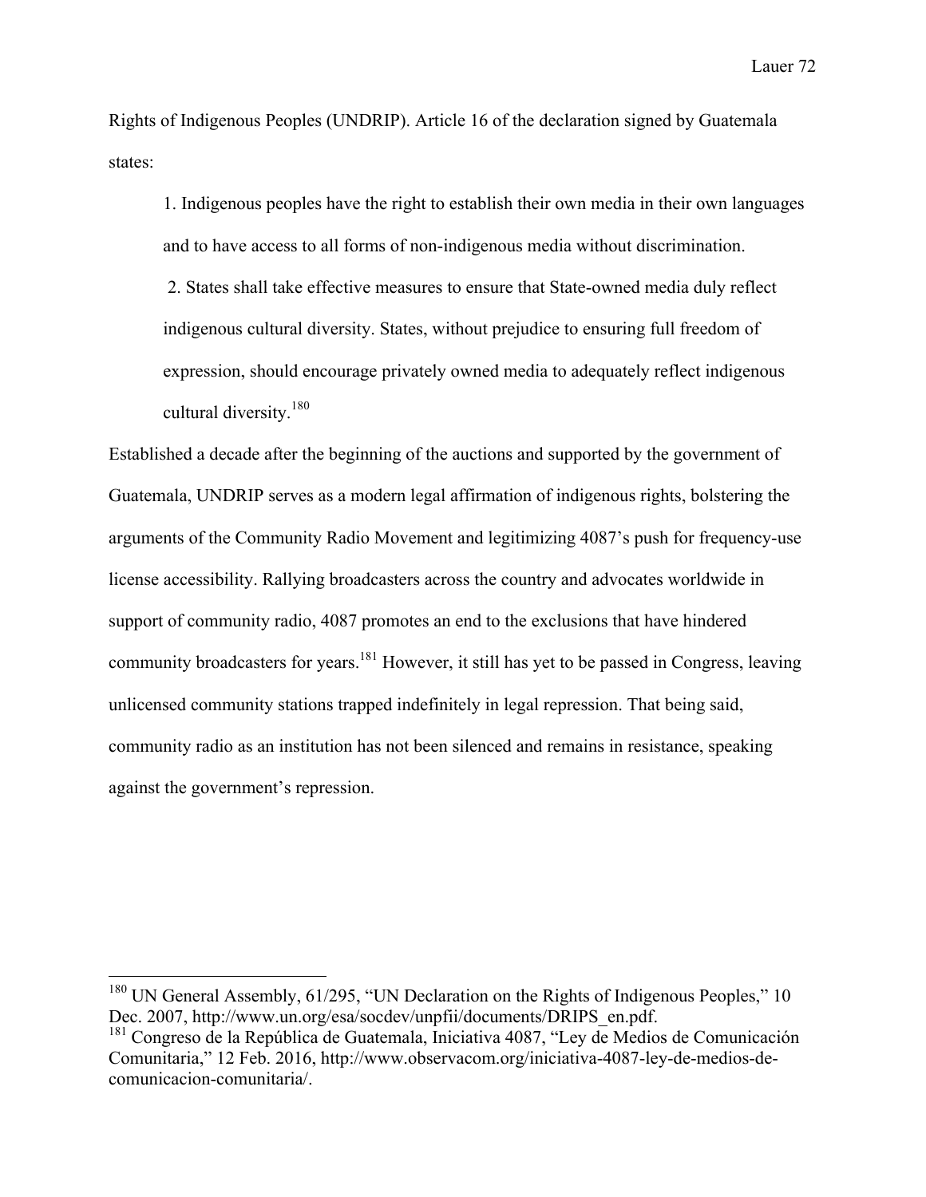Rights of Indigenous Peoples (UNDRIP). Article 16 of the declaration signed by Guatemala states:

> 1. Indigenous peoples have the right to establish their own media in their own languages and to have access to all forms of non-indigenous media without discrimination.
>
> 2. States shall take effective measures to ensure that State-owned media duly reflect indigenous cultural diversity. States, without prejudice to ensuring full freedom of expression, should encourage privately owned media to adequately reflect indigenous cultural diversity.[180]

Established a decade after the beginning of the auctions and supported by the government of Guatemala, UNDRIP serves as a modern legal affirmation of indigenous rights, bolstering the arguments of the Community Radio Movement and legitimizing 4087's push for frequency-use license accessibility. Rallying broadcasters across the country and advocates worldwide in support of community radio, 4087 promotes an end to the exclusions that have hindered community broadcasters for years.[181] However, it still has yet to be passed in Congress, leaving unlicensed community stations trapped indefinitely in legal repression. That being said, community radio as an institution has not been silenced and remains in resistance, speaking against the government's repression.

---

[180] UN General Assembly, 61/295, "UN Declaration on the Rights of Indigenous Peoples," 10 Dec. 2007, http://www.un.org/esa/socdev/unpfii/documents/DRIPS_en.pdf.

[181] Congreso de la República de Guatemala, Iniciativa 4087, "Ley de Medios de Comunicación Comunitaria," 12 Feb. 2016, http://www.observacom.org/iniciativa-4087-ley-de-medios-de-comunicacion-comunitaria/.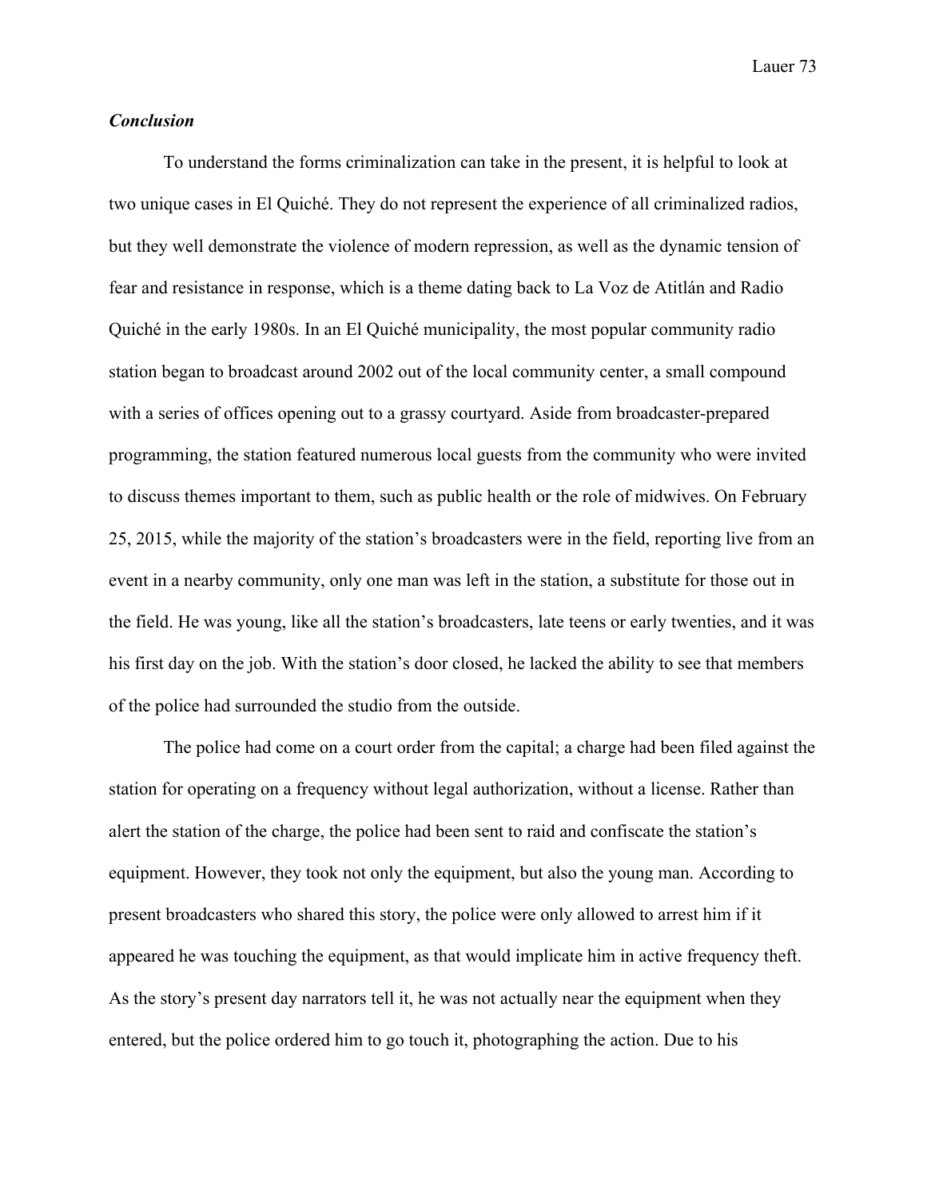### *Conclusion*

To understand the forms criminalization can take in the present, it is helpful to look at two unique cases in El Quiché. They do not represent the experience of all criminalized radios, but they well demonstrate the violence of modern repression, as well as the dynamic tension of fear and resistance in response, which is a theme dating back to La Voz de Atitlán and Radio Quiché in the early 1980s. In an El Quiché municipality, the most popular community radio station began to broadcast around 2002 out of the local community center, a small compound with a series of offices opening out to a grassy courtyard. Aside from broadcaster-prepared programming, the station featured numerous local guests from the community who were invited to discuss themes important to them, such as public health or the role of midwives. On February 25, 2015, while the majority of the station's broadcasters were in the field, reporting live from an event in a nearby community, only one man was left in the station, a substitute for those out in the field. He was young, like all the station's broadcasters, late teens or early twenties, and it was his first day on the job. With the station's door closed, he lacked the ability to see that members of the police had surrounded the studio from the outside.

The police had come on a court order from the capital; a charge had been filed against the station for operating on a frequency without legal authorization, without a license. Rather than alert the station of the charge, the police had been sent to raid and confiscate the station's equipment. However, they took not only the equipment, but also the young man. According to present broadcasters who shared this story, the police were only allowed to arrest him if it appeared he was touching the equipment, as that would implicate him in active frequency theft. As the story's present day narrators tell it, he was not actually near the equipment when they entered, but the police ordered him to go touch it, photographing the action. Due to his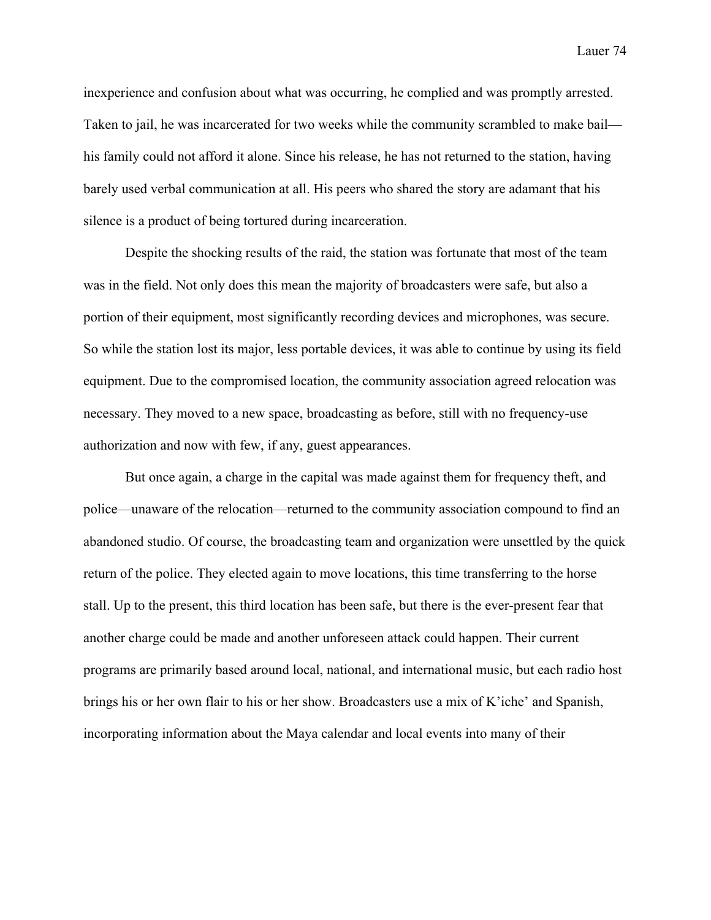inexperience and confusion about what was occurring, he complied and was promptly arrested. Taken to jail, he was incarcerated for two weeks while the community scrambled to make bail—his family could not afford it alone. Since his release, he has not returned to the station, having barely used verbal communication at all. His peers who shared the story are adamant that his silence is a product of being tortured during incarceration.

Despite the shocking results of the raid, the station was fortunate that most of the team was in the field. Not only does this mean the majority of broadcasters were safe, but also a portion of their equipment, most significantly recording devices and microphones, was secure. So while the station lost its major, less portable devices, it was able to continue by using its field equipment. Due to the compromised location, the community association agreed relocation was necessary. They moved to a new space, broadcasting as before, still with no frequency-use authorization and now with few, if any, guest appearances.

But once again, a charge in the capital was made against them for frequency theft, and police—unaware of the relocation—returned to the community association compound to find an abandoned studio. Of course, the broadcasting team and organization were unsettled by the quick return of the police. They elected again to move locations, this time transferring to the horse stall. Up to the present, this third location has been safe, but there is the ever-present fear that another charge could be made and another unforeseen attack could happen. Their current programs are primarily based around local, national, and international music, but each radio host brings his or her own flair to his or her show. Broadcasters use a mix of K'iche' and Spanish, incorporating information about the Maya calendar and local events into many of their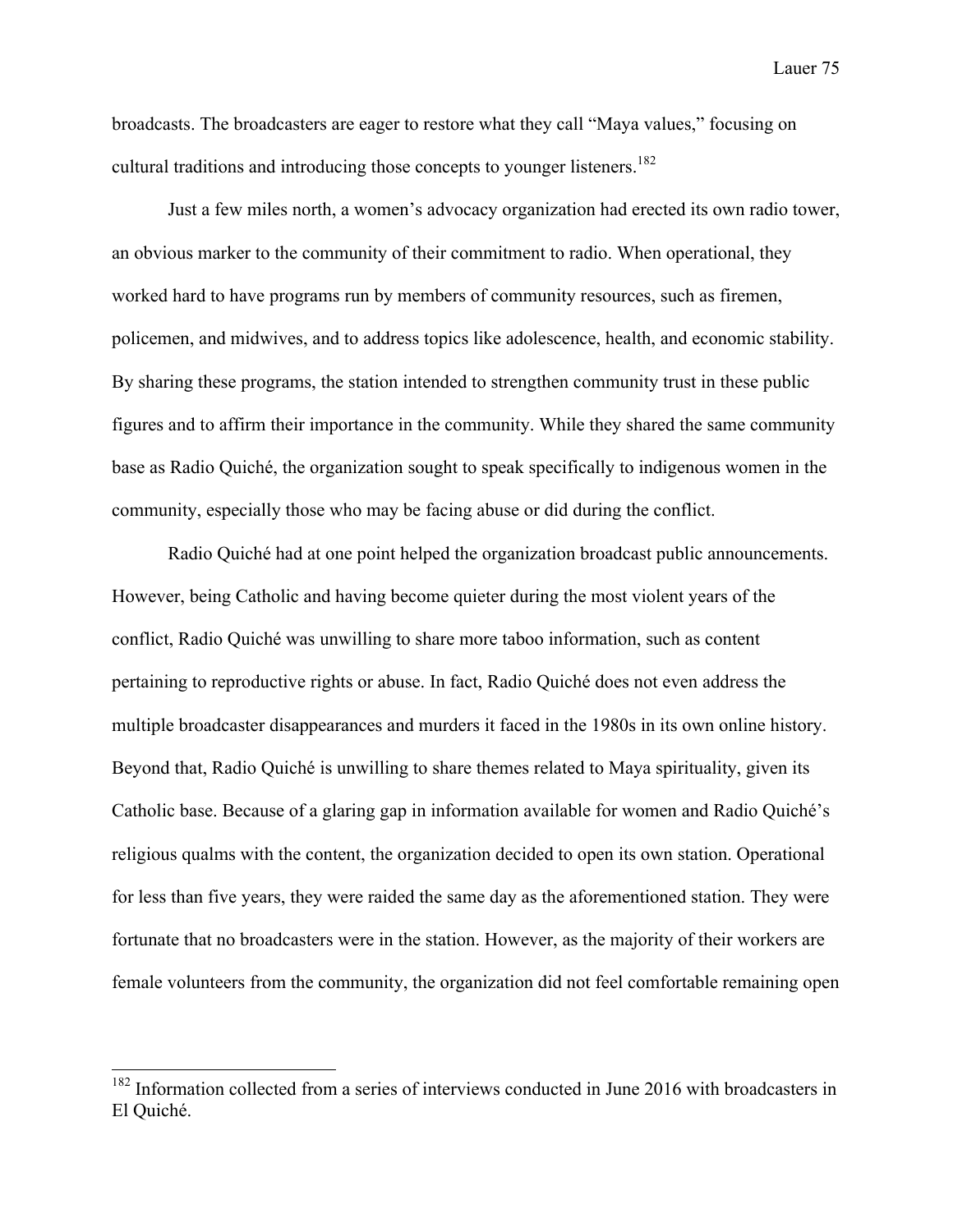broadcasts. The broadcasters are eager to restore what they call "Maya values," focusing on cultural traditions and introducing those concepts to younger listeners.[182]

Just a few miles north, a women's advocacy organization had erected its own radio tower, an obvious marker to the community of their commitment to radio. When operational, they worked hard to have programs run by members of community resources, such as firemen, policemen, and midwives, and to address topics like adolescence, health, and economic stability. By sharing these programs, the station intended to strengthen community trust in these public figures and to affirm their importance in the community. While they shared the same community base as Radio Quiché, the organization sought to speak specifically to indigenous women in the community, especially those who may be facing abuse or did during the conflict.

Radio Quiché had at one point helped the organization broadcast public announcements. However, being Catholic and having become quieter during the most violent years of the conflict, Radio Quiché was unwilling to share more taboo information, such as content pertaining to reproductive rights or abuse. In fact, Radio Quiché does not even address the multiple broadcaster disappearances and murders it faced in the 1980s in its own online history. Beyond that, Radio Quiché is unwilling to share themes related to Maya spirituality, given its Catholic base. Because of a glaring gap in information available for women and Radio Quiché's religious qualms with the content, the organization decided to open its own station. Operational for less than five years, they were raided the same day as the aforementioned station. They were fortunate that no broadcasters were in the station. However, as the majority of their workers are female volunteers from the community, the organization did not feel comfortable remaining open

---

[182] Information collected from a series of interviews conducted in June 2016 with broadcasters in El Quiché.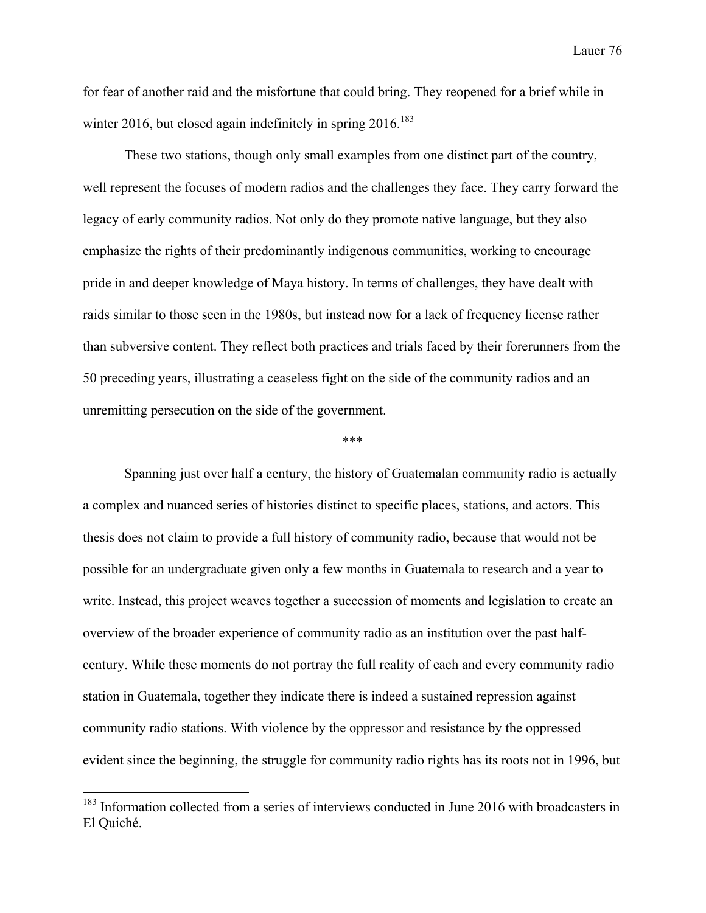for fear of another raid and the misfortune that could bring. They reopened for a brief while in winter 2016, but closed again indefinitely in spring 2016.[183]

These two stations, though only small examples from one distinct part of the country, well represent the focuses of modern radios and the challenges they face. They carry forward the legacy of early community radios. Not only do they promote native language, but they also emphasize the rights of their predominantly indigenous communities, working to encourage pride in and deeper knowledge of Maya history. In terms of challenges, they have dealt with raids similar to those seen in the 1980s, but instead now for a lack of frequency license rather than subversive content. They reflect both practices and trials faced by their forerunners from the 50 preceding years, illustrating a ceaseless fight on the side of the community radios and an unremitting persecution on the side of the government.

***

Spanning just over half a century, the history of Guatemalan community radio is actually a complex and nuanced series of histories distinct to specific places, stations, and actors. This thesis does not claim to provide a full history of community radio, because that would not be possible for an undergraduate given only a few months in Guatemala to research and a year to write. Instead, this project weaves together a succession of moments and legislation to create an overview of the broader experience of community radio as an institution over the past half-century. While these moments do not portray the full reality of each and every community radio station in Guatemala, together they indicate there is indeed a sustained repression against community radio stations. With violence by the oppressor and resistance by the oppressed evident since the beginning, the struggle for community radio rights has its roots not in 1996, but

[183] Information collected from a series of interviews conducted in June 2016 with broadcasters in El Quiché.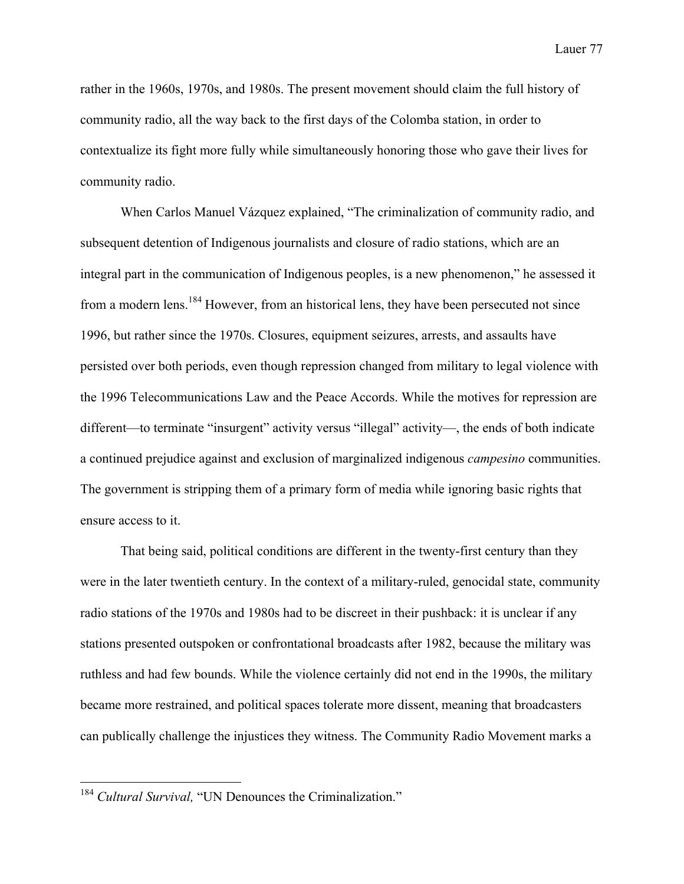rather in the 1960s, 1970s, and 1980s. The present movement should claim the full history of community radio, all the way back to the first days of the Colomba station, in order to contextualize its fight more fully while simultaneously honoring those who gave their lives for community radio.

When Carlos Manuel Vázquez explained, "The criminalization of community radio, and subsequent detention of Indigenous journalists and closure of radio stations, which are an integral part in the communication of Indigenous peoples, is a new phenomenon," he assessed it from a modern lens.[184] However, from an historical lens, they have been persecuted not since 1996, but rather since the 1970s. Closures, equipment seizures, arrests, and assaults have persisted over both periods, even though repression changed from military to legal violence with the 1996 Telecommunications Law and the Peace Accords. While the motives for repression are different—to terminate "insurgent" activity versus "illegal" activity—, the ends of both indicate a continued prejudice against and exclusion of marginalized indigenous *campesino* communities. The government is stripping them of a primary form of media while ignoring basic rights that ensure access to it.

That being said, political conditions are different in the twenty-first century than they were in the later twentieth century. In the context of a military-ruled, genocidal state, community radio stations of the 1970s and 1980s had to be discreet in their pushback: it is unclear if any stations presented outspoken or confrontational broadcasts after 1982, because the military was ruthless and had few bounds. While the violence certainly did not end in the 1990s, the military became more restrained, and political spaces tolerate more dissent, meaning that broadcasters can publically challenge the injustices they witness. The Community Radio Movement marks a

---

[184] *Cultural Survival,* "UN Denounces the Criminalization."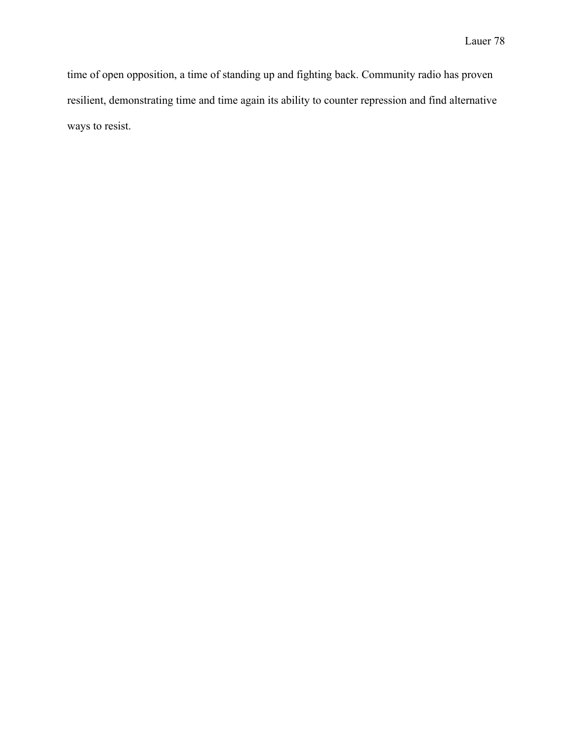time of open opposition, a time of standing up and fighting back. Community radio has proven resilient, demonstrating time and time again its ability to counter repression and find alternative ways to resist.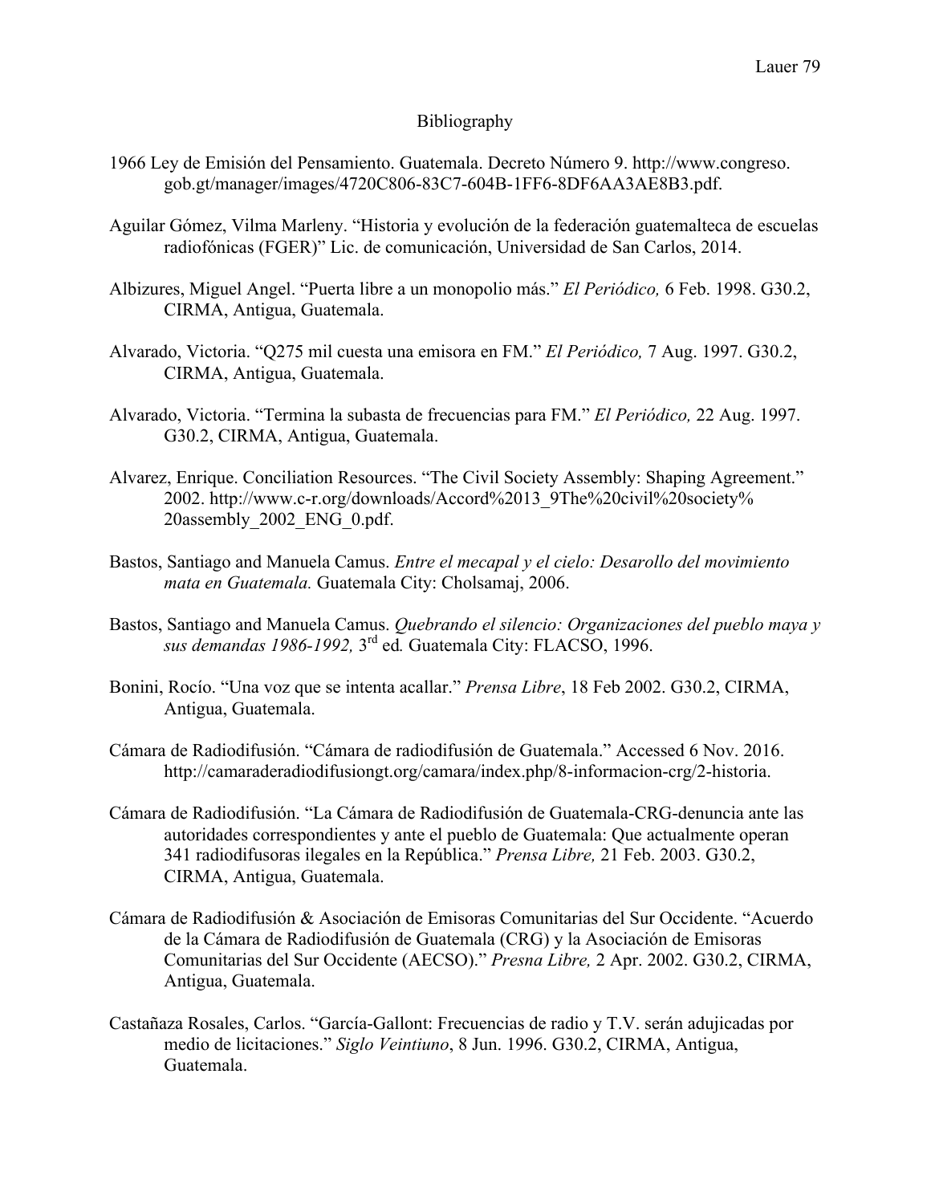## Bibliography

1966 Ley de Emisión del Pensamiento. Guatemala. Decreto Número 9. http://www.congreso.gob.gt/manager/images/4720C806-83C7-604B-1FF6-8DF6AA3AE8B3.pdf.

Aguilar Gómez, Vilma Marleny. "Historia y evolución de la federación guatemalteca de escuelas radiofónicas (FGER)" Lic. de comunicación, Universidad de San Carlos, 2014.

Albizures, Miguel Angel. "Puerta libre a un monopolio más." *El Periódico,* 6 Feb. 1998. G30.2, CIRMA, Antigua, Guatemala.

Alvarado, Victoria. "Q275 mil cuesta una emisora en FM." *El Periódico,* 7 Aug. 1997. G30.2, CIRMA, Antigua, Guatemala.

Alvarado, Victoria. "Termina la subasta de frecuencias para FM." *El Periódico,* 22 Aug. 1997. G30.2, CIRMA, Antigua, Guatemala.

Alvarez, Enrique. Conciliation Resources. "The Civil Society Assembly: Shaping Agreement." 2002. http://www.c-r.org/downloads/Accord%2013_9The%20civil%20society%20assembly_2002_ENG_0.pdf.

Bastos, Santiago and Manuela Camus. *Entre el mecapal y el cielo: Desarollo del movimiento mata en Guatemala.* Guatemala City: Cholsamaj, 2006.

Bastos, Santiago and Manuela Camus. *Quebrando el silencio: Organizaciones del pueblo maya y sus demandas 1986-1992,* 3rd ed*.* Guatemala City: FLACSO, 1996.

Bonini, Rocío. "Una voz que se intenta acallar." *Prensa Libre*, 18 Feb 2002. G30.2, CIRMA, Antigua, Guatemala.

Cámara de Radiodifusión. "Cámara de radiodifusión de Guatemala." Accessed 6 Nov. 2016. http://camaraderadiodifusiongt.org/camara/index.php/8-informacion-crg/2-historia.

Cámara de Radiodifusión. "La Cámara de Radiodifusión de Guatemala-CRG-denuncia ante las autoridades correspondientes y ante el pueblo de Guatemala: Que actualmente operan 341 radiodifusoras ilegales en la República." *Prensa Libre,* 21 Feb. 2003. G30.2, CIRMA, Antigua, Guatemala.

Cámara de Radiodifusión & Asociación de Emisoras Comunitarias del Sur Occidente. "Acuerdo de la Cámara de Radiodifusión de Guatemala (CRG) y la Asociación de Emisoras Comunitarias del Sur Occidente (AECSO)." *Presna Libre,* 2 Apr. 2002. G30.2, CIRMA, Antigua, Guatemala.

Castañaza Rosales, Carlos. "García-Gallont: Frecuencias de radio y T.V. serán adujicadas por medio de licitaciones." *Siglo Veintiuno*, 8 Jun. 1996. G30.2, CIRMA, Antigua, Guatemala.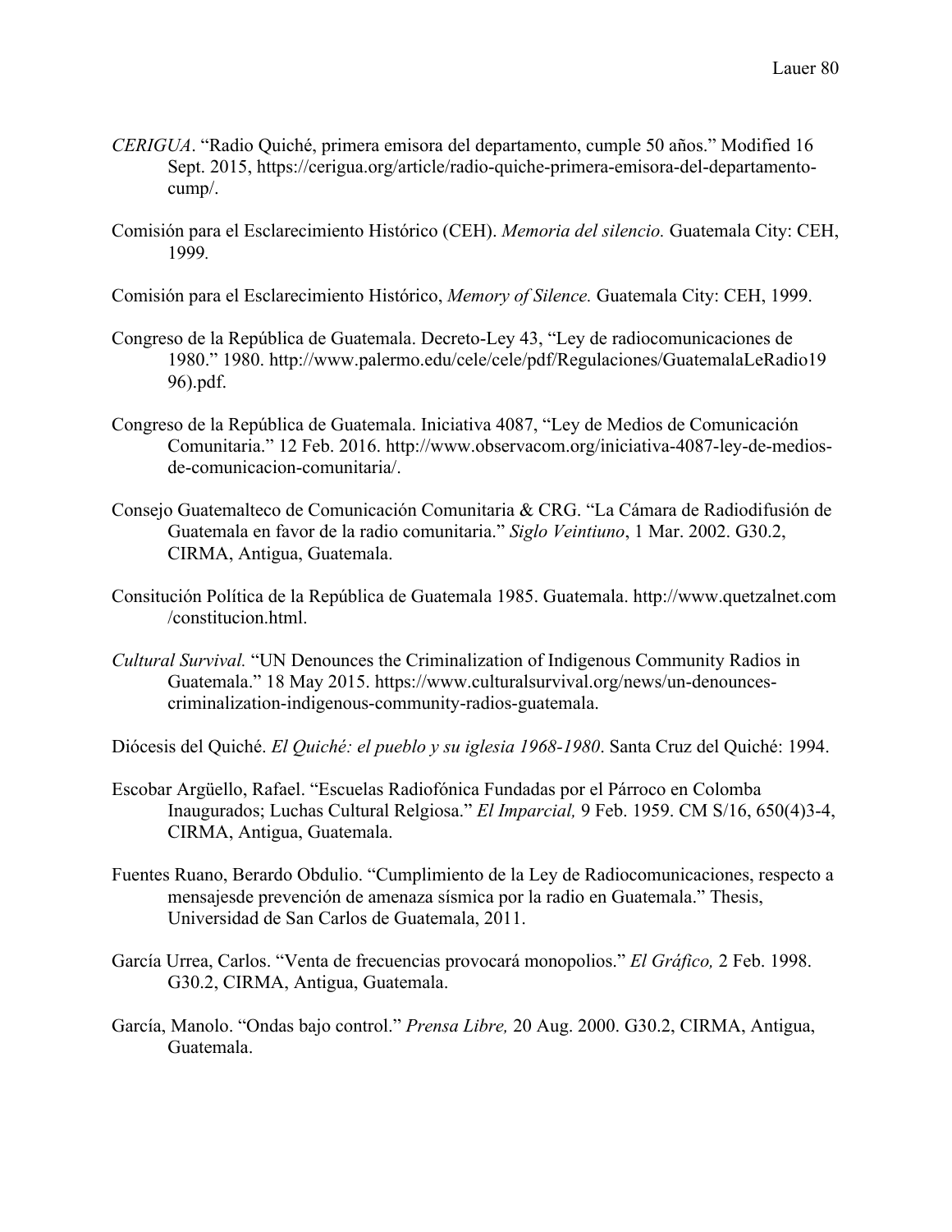*CERIGUA*. "Radio Quiché, primera emisora del departamento, cumple 50 años." Modified 16 Sept. 2015, https://cerigua.org/article/radio-quiche-primera-emisora-del-departamento-cump/.

Comisión para el Esclarecimiento Histórico (CEH). *Memoria del silencio.* Guatemala City: CEH, 1999.

Comisión para el Esclarecimiento Histórico, *Memory of Silence.* Guatemala City: CEH, 1999.

Congreso de la República de Guatemala. Decreto-Ley 43, "Ley de radiocomunicaciones de 1980." 1980. http://www.palermo.edu/cele/cele/pdf/Regulaciones/GuatemalaLeRadio1996).pdf.

Congreso de la República de Guatemala. Iniciativa 4087, "Ley de Medios de Comunicación Comunitaria." 12 Feb. 2016. http://www.observacom.org/iniciativa-4087-ley-de-medios-de-comunicacion-comunitaria/.

Consejo Guatemalteco de Comunicación Comunitaria & CRG. "La Cámara de Radiodifusión de Guatemala en favor de la radio comunitaria." *Siglo Veintiuno*, 1 Mar. 2002. G30.2, CIRMA, Antigua, Guatemala.

Consitución Política de la República de Guatemala 1985. Guatemala. http://www.quetzalnet.com/constitucion.html.

*Cultural Survival.* "UN Denounces the Criminalization of Indigenous Community Radios in Guatemala." 18 May 2015. https://www.culturalsurvival.org/news/un-denounces-criminalization-indigenous-community-radios-guatemala.

Diócesis del Quiché. *El Quiché: el pueblo y su iglesia 1968-1980*. Santa Cruz del Quiché: 1994.

Escobar Argüello, Rafael. "Escuelas Radiofónica Fundadas por el Párroco en Colomba Inaugurados; Luchas Cultural Relgiosa." *El Imparcial,* 9 Feb. 1959. CM S/16, 650(4)3-4, CIRMA, Antigua, Guatemala.

Fuentes Ruano, Berardo Obdulio. "Cumplimiento de la Ley de Radiocomunicaciones, respecto a mensajesde prevención de amenaza sísmica por la radio en Guatemala." Thesis, Universidad de San Carlos de Guatemala, 2011.

García Urrea, Carlos. "Venta de frecuencias provocará monopolios." *El Gráfico,* 2 Feb. 1998. G30.2, CIRMA, Antigua, Guatemala.

García, Manolo. "Ondas bajo control." *Prensa Libre,* 20 Aug. 2000. G30.2, CIRMA, Antigua, Guatemala.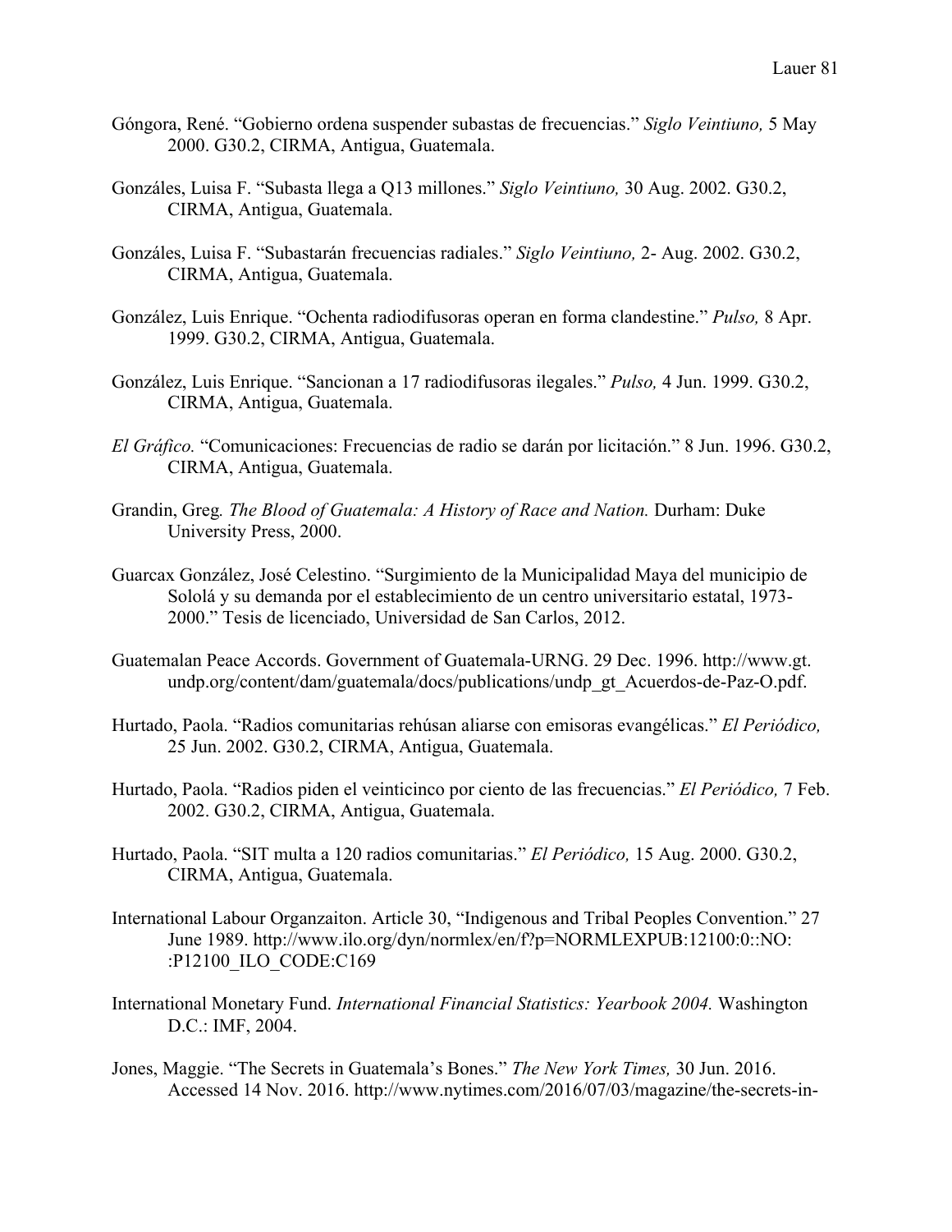Góngora, René. "Gobierno ordena suspender subastas de frecuencias." *Siglo Veintiuno,* 5 May 2000. G30.2, CIRMA, Antigua, Guatemala.

Gonzáles, Luisa F. "Subasta llega a Q13 millones." *Siglo Veintiuno,* 30 Aug. 2002. G30.2, CIRMA, Antigua, Guatemala.

Gonzáles, Luisa F. "Subastarán frecuencias radiales." *Siglo Veintiuno,* 2- Aug. 2002. G30.2, CIRMA, Antigua, Guatemala.

González, Luis Enrique. "Ochenta radiodifusoras operan en forma clandestine." *Pulso,* 8 Apr. 1999. G30.2, CIRMA, Antigua, Guatemala.

González, Luis Enrique. "Sancionan a 17 radiodifusoras ilegales." *Pulso,* 4 Jun. 1999. G30.2, CIRMA, Antigua, Guatemala.

*El Gráfico.* "Comunicaciones: Frecuencias de radio se darán por licitación." 8 Jun. 1996. G30.2, CIRMA, Antigua, Guatemala.

Grandin, Greg*. The Blood of Guatemala: A History of Race and Nation.* Durham: Duke University Press, 2000.

Guarcax González, José Celestino. "Surgimiento de la Municipalidad Maya del municipio de Sololá y su demanda por el establecimiento de un centro universitario estatal, 1973-2000." Tesis de licenciado, Universidad de San Carlos, 2012.

Guatemalan Peace Accords. Government of Guatemala-URNG. 29 Dec. 1996. http://www.gt.undp.org/content/dam/guatemala/docs/publications/undp_gt_Acuerdos-de-Paz-O.pdf.

Hurtado, Paola. "Radios comunitarias rehúsan aliarse con emisoras evangélicas." *El Periódico,* 25 Jun. 2002. G30.2, CIRMA, Antigua, Guatemala.

Hurtado, Paola. "Radios piden el veinticinco por ciento de las frecuencias." *El Periódico,* 7 Feb. 2002. G30.2, CIRMA, Antigua, Guatemala.

Hurtado, Paola. "SIT multa a 120 radios comunitarias." *El Periódico,* 15 Aug. 2000. G30.2, CIRMA, Antigua, Guatemala.

International Labour Organzaiton. Article 30, "Indigenous and Tribal Peoples Convention." 27 June 1989. http://www.ilo.org/dyn/normlex/en/f?p=NORMLEXPUB:12100:0::NO::P12100_ILO_CODE:C169

International Monetary Fund. *International Financial Statistics: Yearbook 2004.* Washington D.C.: IMF, 2004.

Jones, Maggie. "The Secrets in Guatemala's Bones." *The New York Times,* 30 Jun. 2016. Accessed 14 Nov. 2016. http://www.nytimes.com/2016/07/03/magazine/the-secrets-in-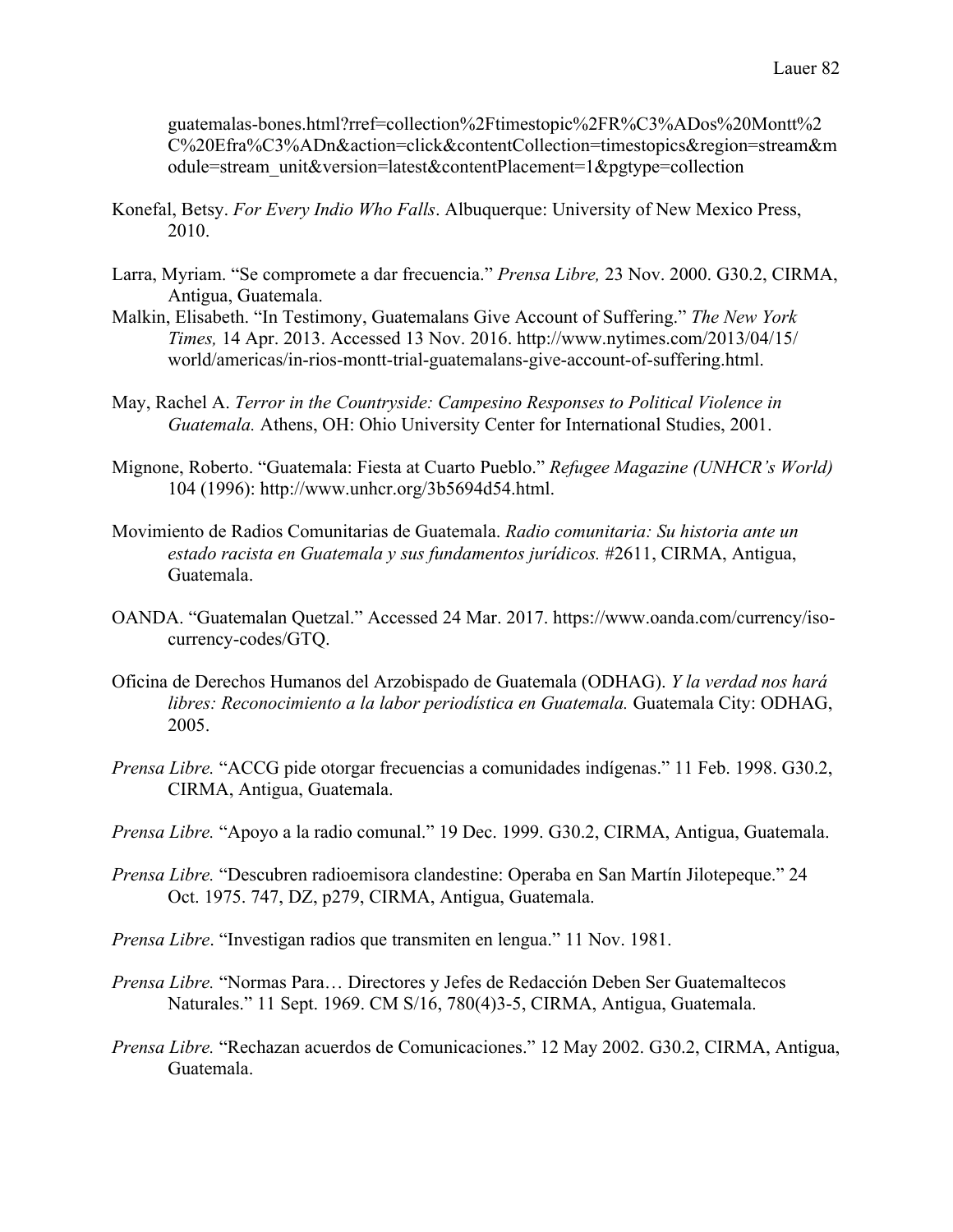guatemalas-bones.html?rref=collection%2Ftimestopic%2FR%C3%ADos%20Montt%2C%20Efra%C3%ADn&action=click&contentCollection=timestopics&region=stream&module=stream_unit&version=latest&contentPlacement=1&pgtype=collection

Konefal, Betsy. *For Every Indio Who Falls*. Albuquerque: University of New Mexico Press, 2010.

Larra, Myriam. "Se compromete a dar frecuencia." *Prensa Libre,* 23 Nov. 2000. G30.2, CIRMA, Antigua, Guatemala.

Malkin, Elisabeth. "In Testimony, Guatemalans Give Account of Suffering." *The New York Times,* 14 Apr. 2013. Accessed 13 Nov. 2016. http://www.nytimes.com/2013/04/15/world/americas/in-rios-montt-trial-guatemalans-give-account-of-suffering.html.

May, Rachel A. *Terror in the Countryside: Campesino Responses to Political Violence in Guatemala.* Athens, OH: Ohio University Center for International Studies, 2001.

Mignone, Roberto. "Guatemala: Fiesta at Cuarto Pueblo." *Refugee Magazine (UNHCR's World)* 104 (1996): http://www.unhcr.org/3b5694d54.html.

Movimiento de Radios Comunitarias de Guatemala. *Radio comunitaria: Su historia ante un estado racista en Guatemala y sus fundamentos jurídicos.* #2611, CIRMA, Antigua, Guatemala.

OANDA. "Guatemalan Quetzal." Accessed 24 Mar. 2017. https://www.oanda.com/currency/iso-currency-codes/GTQ.

Oficina de Derechos Humanos del Arzobispado de Guatemala (ODHAG). *Y la verdad nos hará libres: Reconocimiento a la labor periodística en Guatemala.* Guatemala City: ODHAG, 2005.

*Prensa Libre.* "ACCG pide otorgar frecuencias a comunidades indígenas." 11 Feb. 1998. G30.2, CIRMA, Antigua, Guatemala.

*Prensa Libre.* "Apoyo a la radio comunal." 19 Dec. 1999. G30.2, CIRMA, Antigua, Guatemala.

*Prensa Libre.* "Descubren radioemisora clandestine: Operaba en San Martín Jilotepeque." 24 Oct. 1975. 747, DZ, p279, CIRMA, Antigua, Guatemala.

*Prensa Libre*. "Investigan radios que transmiten en lengua." 11 Nov. 1981.

*Prensa Libre.* "Normas Para… Directores y Jefes de Redacción Deben Ser Guatemaltecos Naturales." 11 Sept. 1969. CM S/16, 780(4)3-5, CIRMA, Antigua, Guatemala.

*Prensa Libre.* "Rechazan acuerdos de Comunicaciones." 12 May 2002. G30.2, CIRMA, Antigua, Guatemala.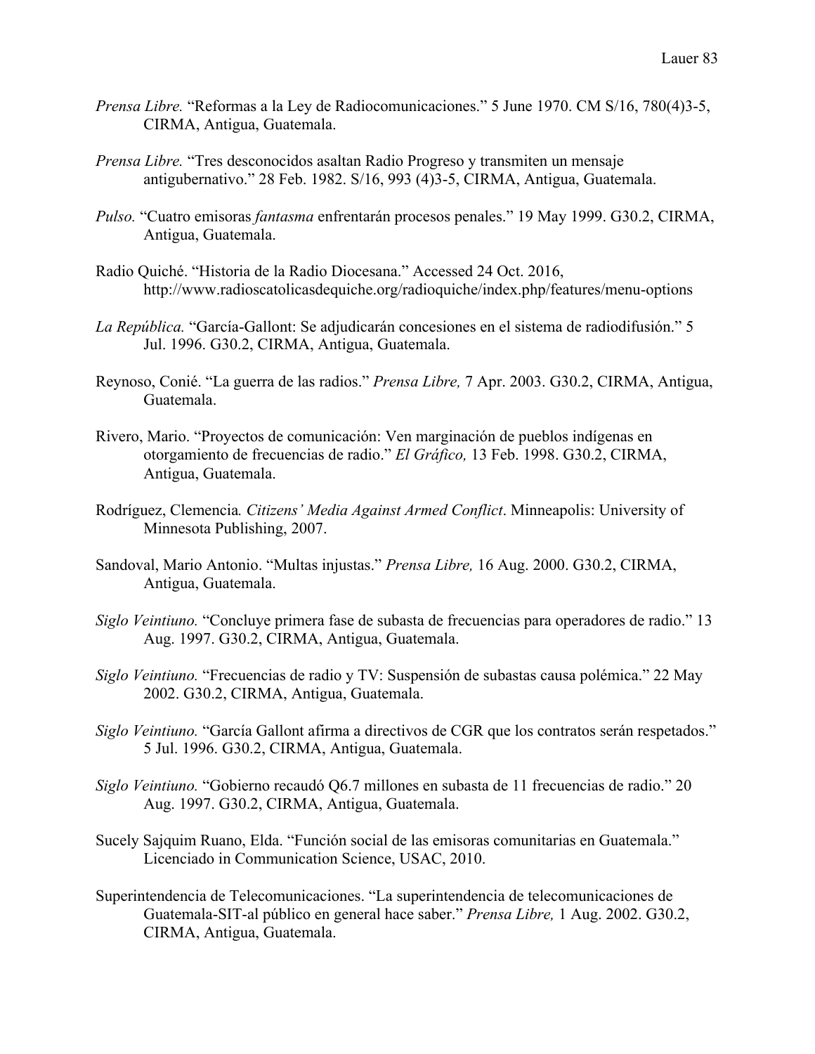*Prensa Libre.* "Reformas a la Ley de Radiocomunicaciones." 5 June 1970. CM S/16, 780(4)3-5, CIRMA, Antigua, Guatemala.

*Prensa Libre.* "Tres desconocidos asaltan Radio Progreso y transmiten un mensaje antigubernativo." 28 Feb. 1982. S/16, 993 (4)3-5, CIRMA, Antigua, Guatemala.

*Pulso.* "Cuatro emisoras *fantasma* enfrentarán procesos penales." 19 May 1999. G30.2, CIRMA, Antigua, Guatemala.

Radio Quiché. "Historia de la Radio Diocesana." Accessed 24 Oct. 2016, http://www.radioscatolicasdequiche.org/radioquiche/index.php/features/menu-options

*La República.* "García-Gallont: Se adjudicarán concesiones en el sistema de radiodifusión." 5 Jul. 1996. G30.2, CIRMA, Antigua, Guatemala.

Reynoso, Conié. "La guerra de las radios." *Prensa Libre,* 7 Apr. 2003. G30.2, CIRMA, Antigua, Guatemala.

Rivero, Mario. "Proyectos de comunicación: Ven marginación de pueblos indígenas en otorgamiento de frecuencias de radio." *El Gráfico,* 13 Feb. 1998. G30.2, CIRMA, Antigua, Guatemala.

Rodríguez, Clemencia*. Citizens' Media Against Armed Conflict*. Minneapolis: University of Minnesota Publishing, 2007.

Sandoval, Mario Antonio. "Multas injustas." *Prensa Libre,* 16 Aug. 2000. G30.2, CIRMA, Antigua, Guatemala.

*Siglo Veintiuno.* "Concluye primera fase de subasta de frecuencias para operadores de radio." 13 Aug. 1997. G30.2, CIRMA, Antigua, Guatemala.

*Siglo Veintiuno.* "Frecuencias de radio y TV: Suspensión de subastas causa polémica." 22 May 2002. G30.2, CIRMA, Antigua, Guatemala.

*Siglo Veintiuno.* "García Gallont afirma a directivos de CGR que los contratos serán respetados." 5 Jul. 1996. G30.2, CIRMA, Antigua, Guatemala.

*Siglo Veintiuno.* "Gobierno recaudó Q6.7 millones en subasta de 11 frecuencias de radio." 20 Aug. 1997. G30.2, CIRMA, Antigua, Guatemala.

Sucely Sajquim Ruano, Elda. "Función social de las emisoras comunitarias en Guatemala." Licenciado in Communication Science, USAC, 2010.

Superintendencia de Telecomunicaciones. "La superintendencia de telecomunicaciones de Guatemala-SIT-al público en general hace saber." *Prensa Libre,* 1 Aug. 2002. G30.2, CIRMA, Antigua, Guatemala.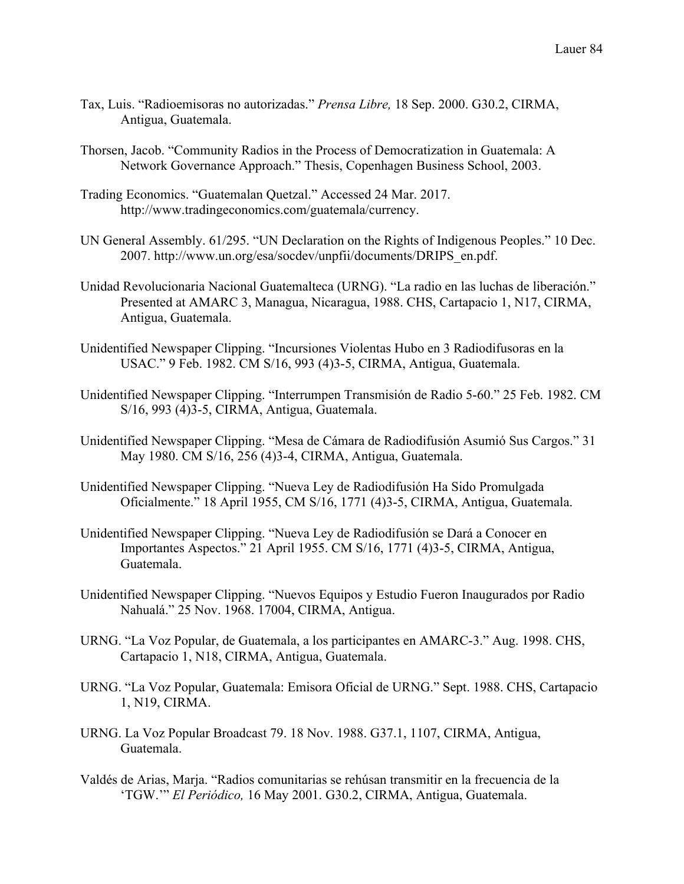Tax, Luis. "Radioemisoras no autorizadas." *Prensa Libre,* 18 Sep. 2000. G30.2, CIRMA, Antigua, Guatemala.

Thorsen, Jacob. "Community Radios in the Process of Democratization in Guatemala: A Network Governance Approach." Thesis, Copenhagen Business School, 2003.

Trading Economics. "Guatemalan Quetzal." Accessed 24 Mar. 2017. http://www.tradingeconomics.com/guatemala/currency.

UN General Assembly. 61/295. "UN Declaration on the Rights of Indigenous Peoples." 10 Dec. 2007. http://www.un.org/esa/socdev/unpfii/documents/DRIPS_en.pdf.

Unidad Revolucionaria Nacional Guatemalteca (URNG). "La radio en las luchas de liberación." Presented at AMARC 3, Managua, Nicaragua, 1988. CHS, Cartapacio 1, N17, CIRMA, Antigua, Guatemala.

Unidentified Newspaper Clipping. "Incursiones Violentas Hubo en 3 Radiodifusoras en la USAC." 9 Feb. 1982. CM S/16, 993 (4)3-5, CIRMA, Antigua, Guatemala.

Unidentified Newspaper Clipping. "Interrumpen Transmisión de Radio 5-60." 25 Feb. 1982. CM S/16, 993 (4)3-5, CIRMA, Antigua, Guatemala.

Unidentified Newspaper Clipping. "Mesa de Cámara de Radiodifusión Asumió Sus Cargos." 31 May 1980. CM S/16, 256 (4)3-4, CIRMA, Antigua, Guatemala.

Unidentified Newspaper Clipping. "Nueva Ley de Radiodifusión Ha Sido Promulgada Oficialmente." 18 April 1955, CM S/16, 1771 (4)3-5, CIRMA, Antigua, Guatemala.

Unidentified Newspaper Clipping. "Nueva Ley de Radiodifusión se Dará a Conocer en Importantes Aspectos." 21 April 1955. CM S/16, 1771 (4)3-5, CIRMA, Antigua, Guatemala.

Unidentified Newspaper Clipping. "Nuevos Equipos y Estudio Fueron Inaugurados por Radio Nahualá." 25 Nov. 1968. 17004, CIRMA, Antigua.

URNG. "La Voz Popular, de Guatemala, a los participantes en AMARC-3." Aug. 1998. CHS, Cartapacio 1, N18, CIRMA, Antigua, Guatemala.

URNG. "La Voz Popular, Guatemala: Emisora Oficial de URNG." Sept. 1988. CHS, Cartapacio 1, N19, CIRMA.

URNG. La Voz Popular Broadcast 79. 18 Nov. 1988. G37.1, 1107, CIRMA, Antigua, Guatemala.

Valdés de Arias, Marja. "Radios comunitarias se rehúsan transmitir en la frecuencia de la 'TGW.'" *El Periódico,* 16 May 2001. G30.2, CIRMA, Antigua, Guatemala.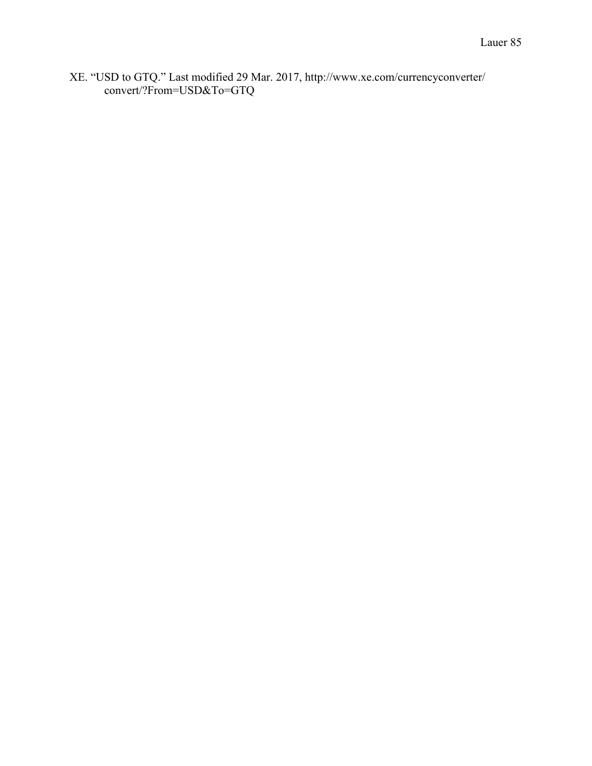XE. "USD to GTQ." Last modified 29 Mar. 2017, http://www.xe.com/currencyconverter/convert/?From=USD&To=GTQ